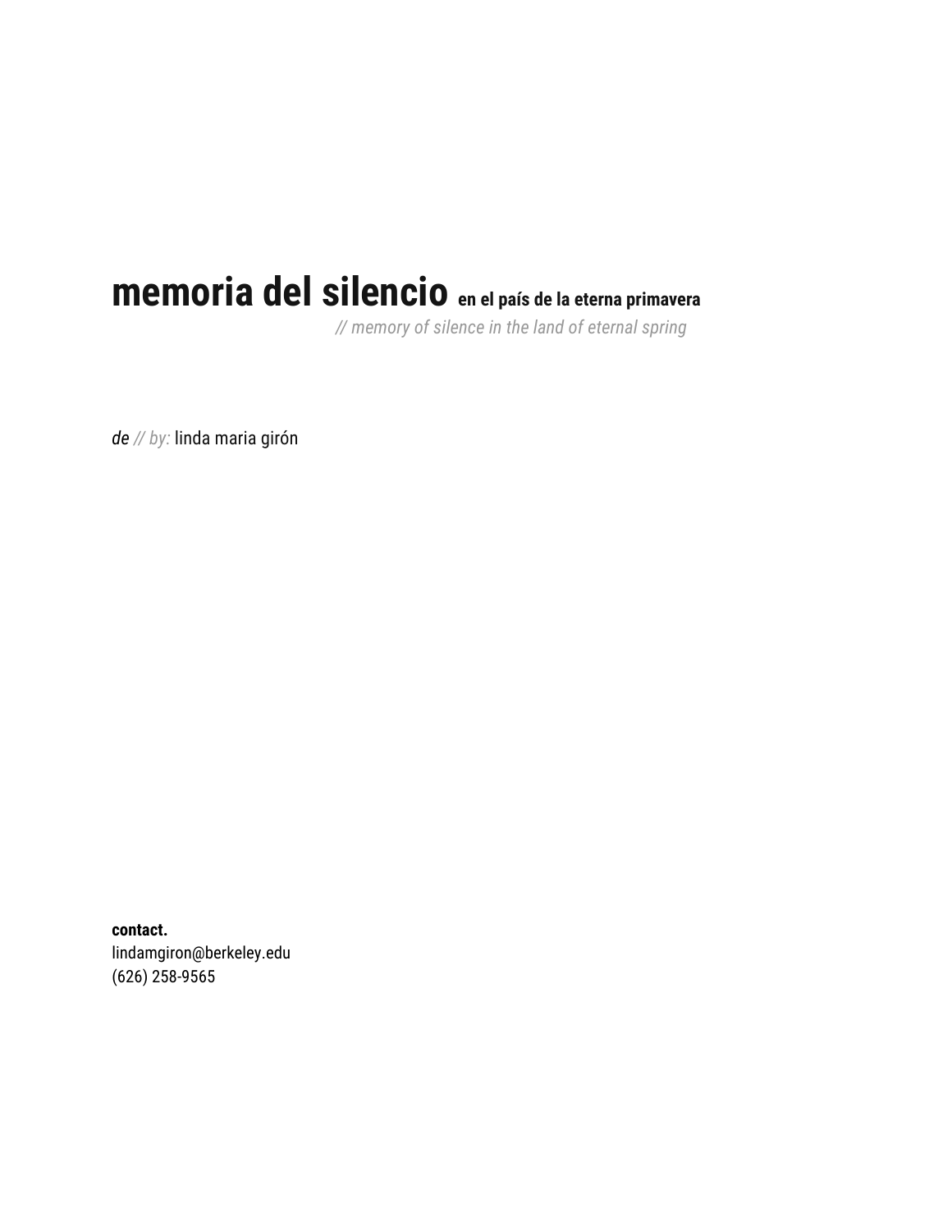# memoria del silencio **en el país de la eterna primavera**

*// memory of silence in the land of eternal spring*

*de // by:* linda maria girón

**contact.**
lindamgiron@berkeley.edu
(626) 258-9565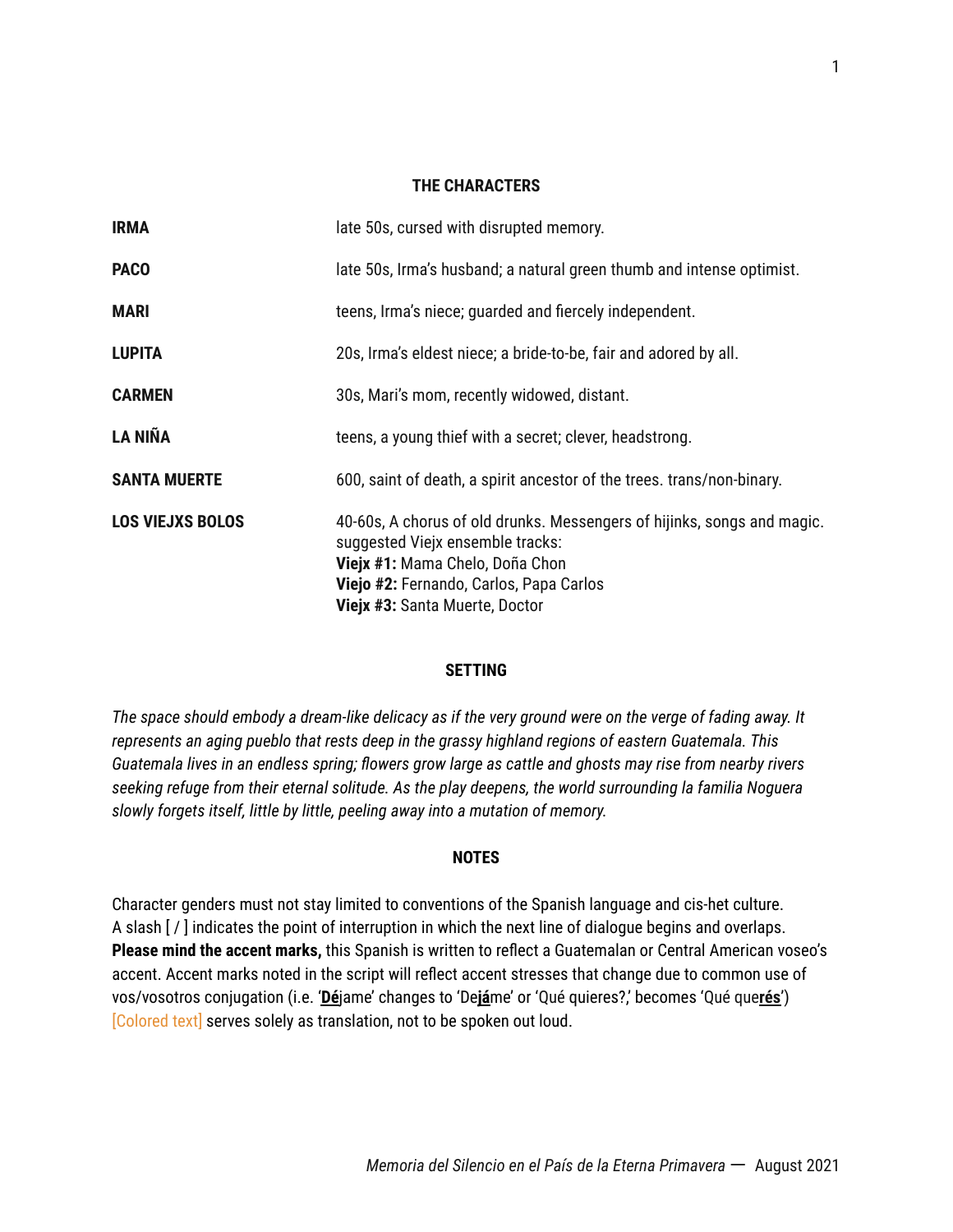## THE CHARACTERS

| | |
|---|---|
| **IRMA** | late 50s, cursed with disrupted memory. |
| **PACO** | late 50s, Irma's husband; a natural green thumb and intense optimist. |
| **MARI** | teens, Irma's niece; guarded and fiercely independent. |
| **LUPITA** | 20s, Irma's eldest niece; a bride-to-be, fair and adored by all. |
| **CARMEN** | 30s, Mari's mom, recently widowed, distant. |
| **LA NIÑA** | teens, a young thief with a secret; clever, headstrong. |
| **SANTA MUERTE** | 600, saint of death, a spirit ancestor of the trees. trans/non-binary. |
| **LOS VIEJXS BOLOS** | 40-60s, A chorus of old drunks. Messengers of hijinks, songs and magic. suggested Viejx ensemble tracks:<br>**Viejx #1:** Mama Chelo, Doña Chon<br>**Viejo #2:** Fernando, Carlos, Papa Carlos<br>**Viejx #3:** Santa Muerte, Doctor |

## SETTING

*The space should embody a dream-like delicacy as if the very ground were on the verge of fading away. It represents an aging pueblo that rests deep in the grassy highland regions of eastern Guatemala. This Guatemala lives in an endless spring; flowers grow large as cattle and ghosts may rise from nearby rivers seeking refuge from their eternal solitude. As the play deepens, the world surrounding la familia Noguera slowly forgets itself, little by little, peeling away into a mutation of memory.*

## NOTES

Character genders must not stay limited to conventions of the Spanish language and cis-het culture. A slash [ / ] indicates the point of interruption in which the next line of dialogue begins and overlaps. **Please mind the accent marks,** this Spanish is written to reflect a Guatemalan or Central American voseo's accent. Accent marks noted in the script will reflect accent stresses that change due to common use of vos/vosotros conjugation (i.e. '**Dé**jame' changes to 'De**já**me' or 'Qué quieres?,' becomes 'Qué que**rés**') [Colored text] serves solely as translation, not to be spoken out loud.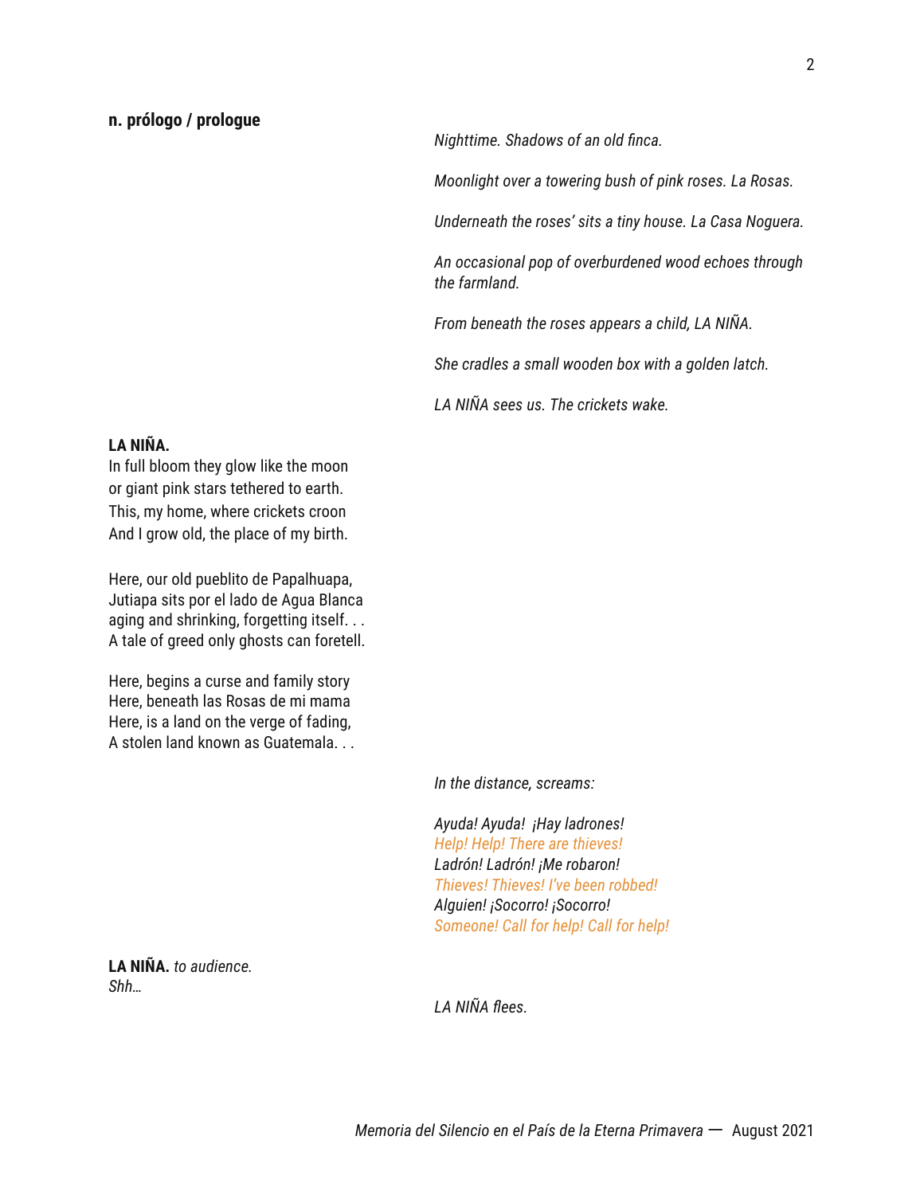**n. prólogo / prologue**

*Nighttime. Shadows of an old finca.*

*Moonlight over a towering bush of pink roses. La Rosas.*

*Underneath the roses' sits a tiny house. La Casa Noguera.*

*An occasional pop of overburdened wood echoes through the farmland.*

*From beneath the roses appears a child, LA NIÑA.*

*She cradles a small wooden box with a golden latch.*

*LA NIÑA sees us. The crickets wake.*

**LA NIÑA.**
In full bloom they glow like the moon
or giant pink stars tethered to earth.
This, my home, where crickets croon
And I grow old, the place of my birth.

Here, our old pueblito de Papalhuapa,
Jutiapa sits por el lado de Agua Blanca
aging and shrinking, forgetting itself. . .
A tale of greed only ghosts can foretell.

Here, begins a curse and family story
Here, beneath las Rosas de mi mama
Here, is a land on the verge of fading,
A stolen land known as Guatemala. . .

*In the distance, screams:*

*Ayuda! Ayuda! ¡Hay ladrones!*
*Help! Help! There are thieves!*
*Ladrón! Ladrón! ¡Me robaron!*
*Thieves! Thieves! I've been robbed!*
*Alguien! ¡Socorro! ¡Socorro!*
*Someone! Call for help! Call for help!*

**LA NIÑA.** *to audience.*
*Shh…*

*LA NIÑA flees.*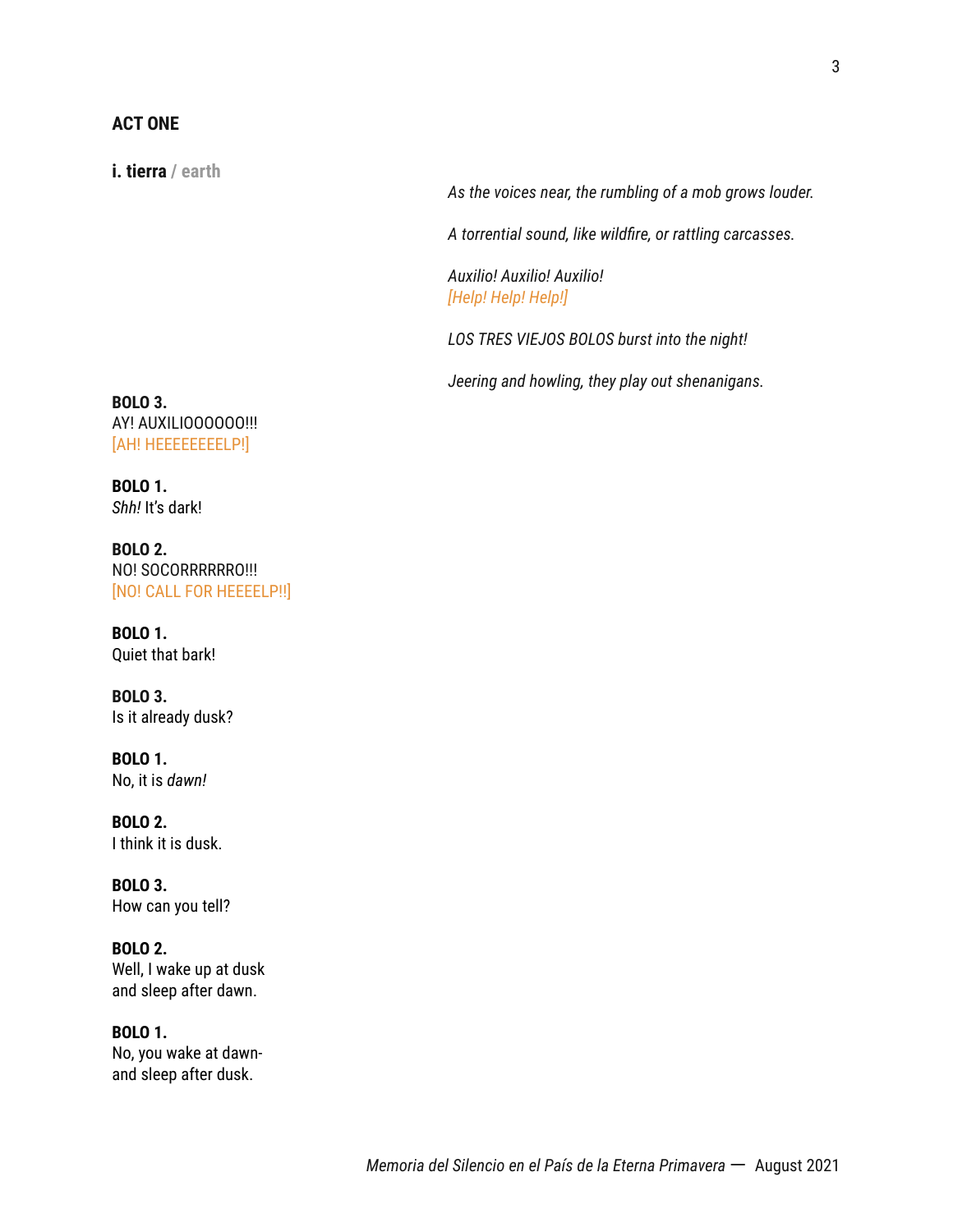## ACT ONE

### **i. tierra** / earth

*As the voices near, the rumbling of a mob grows louder.*

*A torrential sound, like wildfire, or rattling carcasses.*

*Auxilio! Auxilio! Auxilio!*
*[Help! Help! Help!]*

*LOS TRES VIEJOS BOLOS burst into the night!*

*Jeering and howling, they play out shenanigans.*

**BOLO 3.**
AY! AUXILIOOOOOO!!!
[AH! HEEEEEEEELP!]

**BOLO 1.**
*Shh!* It's dark!

**BOLO 2.**
NO! SOCORRRRRRO!!!
[NO! CALL FOR HEEEELP!!]

**BOLO 1.**
Quiet that bark!

**BOLO 3.**
Is it already dusk?

**BOLO 1.**
No, it is *dawn!*

**BOLO 2.**
I think it is dusk.

**BOLO 3.**
How can you tell?

**BOLO 2.**
Well, I wake up at dusk
and sleep after dawn.

**BOLO 1.**
No, you wake at dawn-
and sleep after dusk.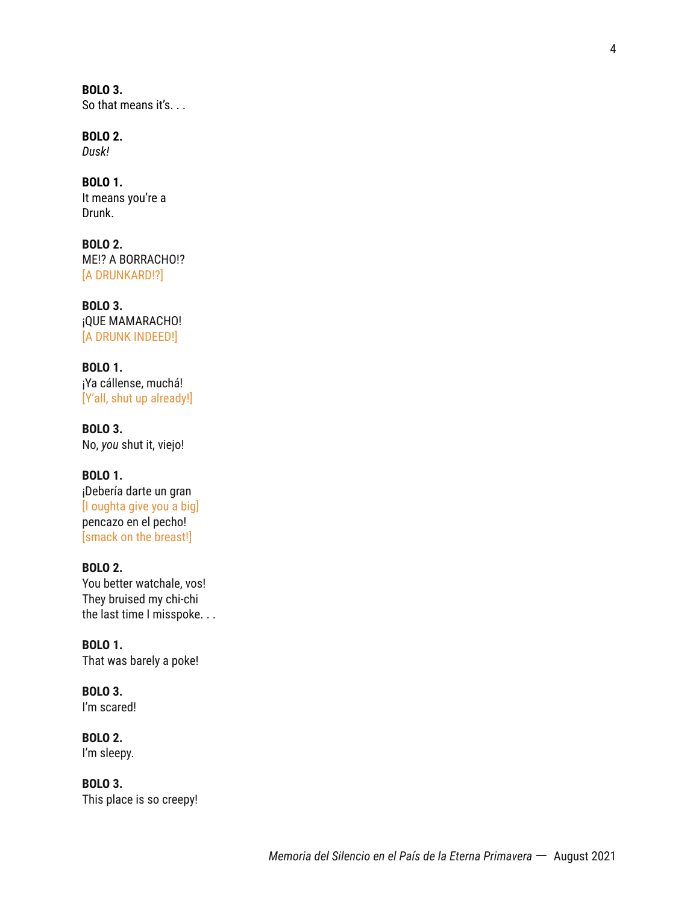**BOLO 3.**
So that means it's. . .

**BOLO 2.**
*Dusk!*

**BOLO 1.**
It means you're a
Drunk.

**BOLO 2.**
ME!? A BORRACHO!?
[A DRUNKARD!?]

**BOLO 3.**
¡QUE MAMARACHO!
[A DRUNK INDEED!]

**BOLO 1.**
¡Ya cállense, muchá!
[Y'all, shut up already!]

**BOLO 3.**
No, *you* shut it, viejo!

**BOLO 1.**
¡Debería darte un gran
[I oughta give you a big]
pencazo en el pecho!
[smack on the breast!]

**BOLO 2.**
You better watchale, vos!
They bruised my chi-chi
the last time I misspoke. . .

**BOLO 1.**
That was barely a poke!

**BOLO 3.**
I'm scared!

**BOLO 2.**
I'm sleepy.

**BOLO 3.**
This place is so creepy!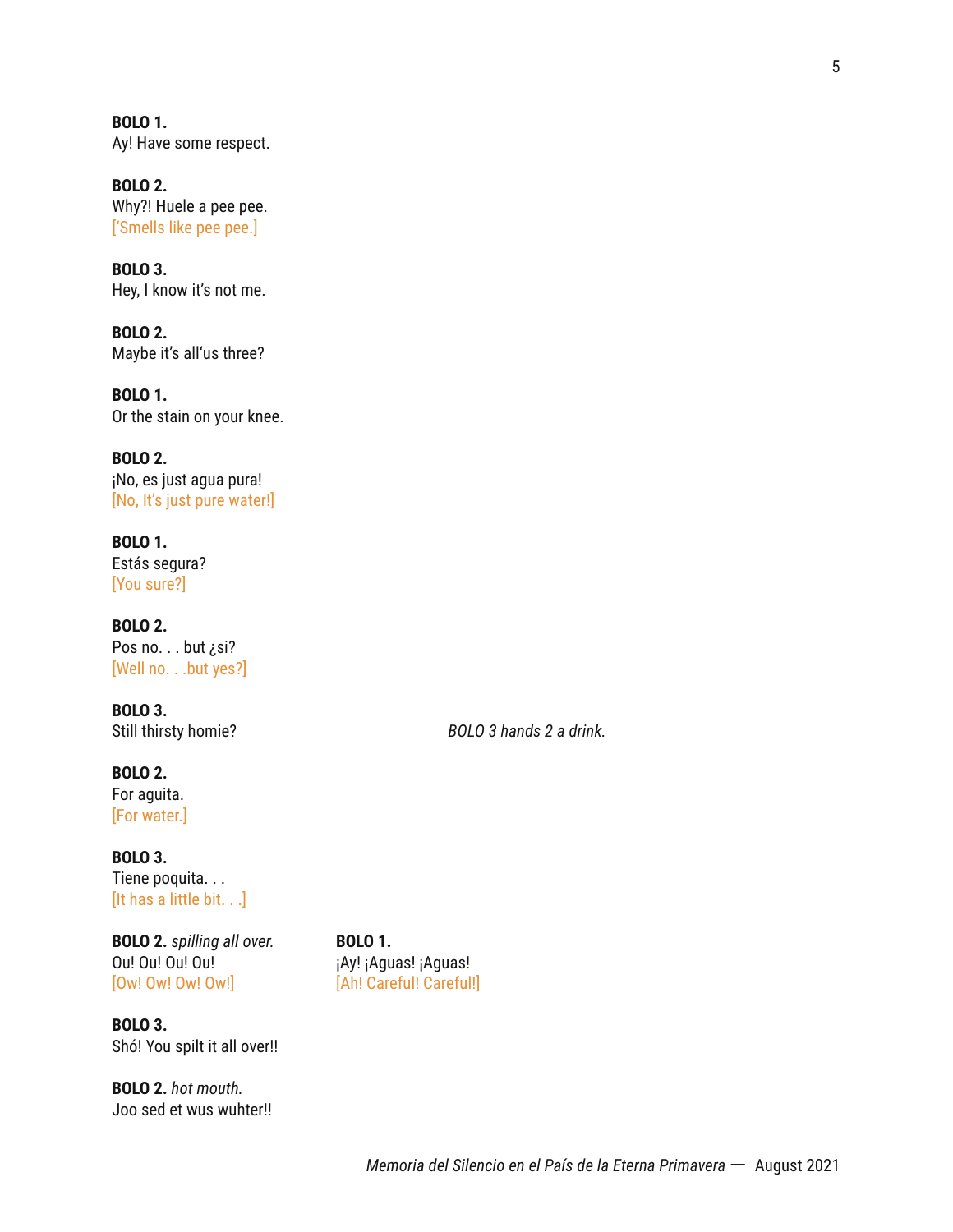**BOLO 1.**
Ay! Have some respect.

**BOLO 2.**
Why?! Huele a pee pee.
['Smells like pee pee.]

**BOLO 3.**
Hey, I know it's not me.

**BOLO 2.**
Maybe it's all'us three?

**BOLO 1.**
Or the stain on your knee.

**BOLO 2.**
¡No, es just agua pura!
[No, It's just pure water!]

**BOLO 1.**
Estás segura?
[You sure?]

**BOLO 2.**
Pos no. . . but ¿si?
[Well no. . .but yes?]

**BOLO 3.**
Still thirsty homie?

*BOLO 3 hands 2 a drink.*

**BOLO 2.**
For aguita.
[For water.]

**BOLO 3.**
Tiene poquita. . .
[It has a little bit. . .]

**BOLO 2.** *spilling all over.*
Ou! Ou! Ou! Ou!
[Ow! Ow! Ow! Ow!]

**BOLO 1.**
¡Ay! ¡Aguas! ¡Aguas!
[Ah! Careful! Careful!]

**BOLO 3.**
Shó! You spilt it all over!!

**BOLO 2.** *hot mouth.*
Joo sed et wus wuhter!!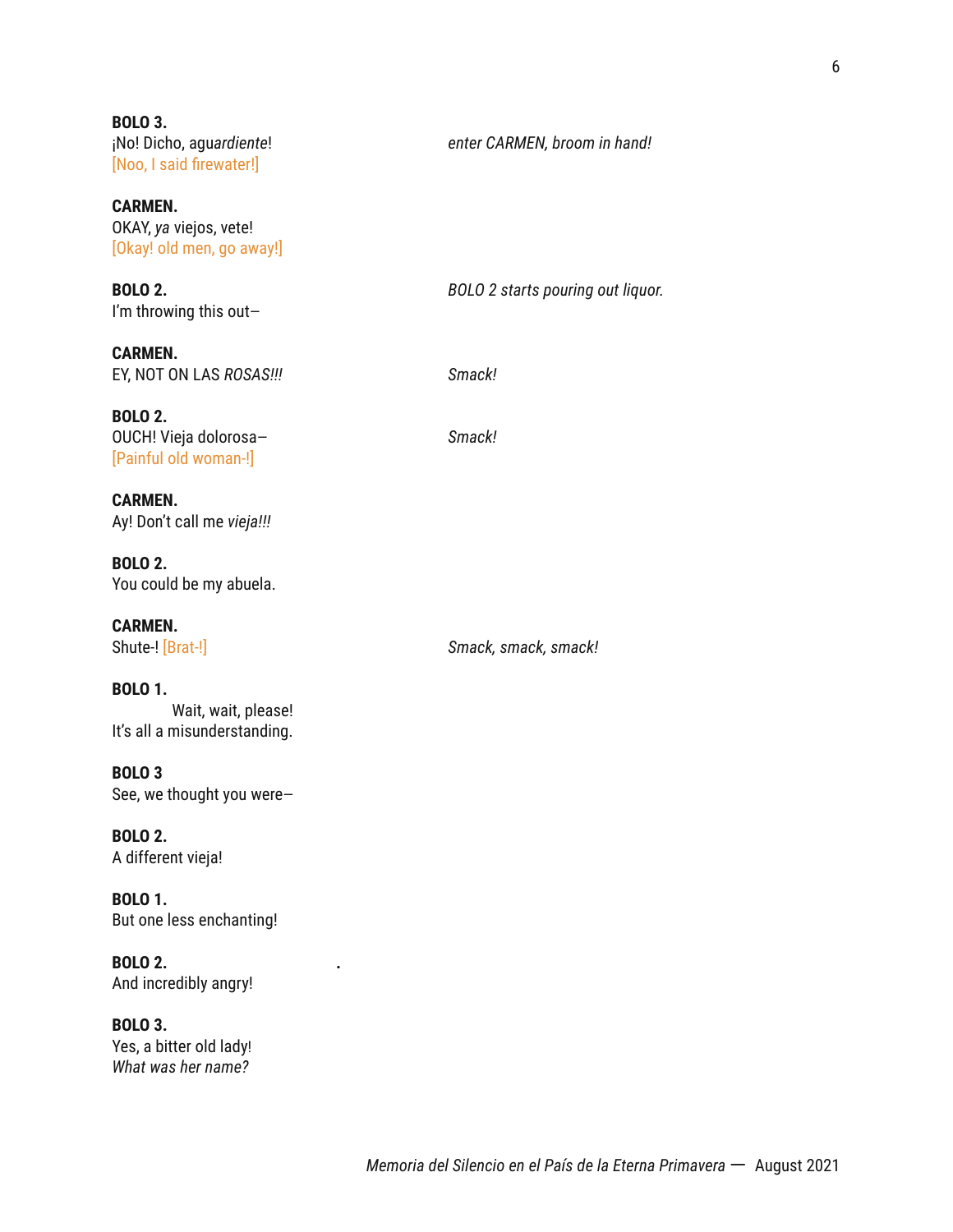**BOLO 3.**
¡No! Dicho, agua*rdiente*!
[Noo, I said firewater!]

*enter CARMEN, broom in hand!*

**CARMEN.**
OKAY, *ya* viejos, vete!
[Okay! old men, go away!]

**BOLO 2.**
I'm throwing this out–

*BOLO 2 starts pouring out liquor.*

**CARMEN.**
EY, NOT ON LAS *ROSAS!!!*

*Smack!*

**BOLO 2.**
OUCH! Vieja dolorosa–
[Painful old woman-!]

*Smack!*

**CARMEN.**
Ay! Don't call me *vieja!!!*

**BOLO 2.**
You could be my abuela.

**CARMEN.**
Shute-! [Brat-!]

*Smack, smack, smack!*

**BOLO 1.**
Wait, wait, please!
It's all a misunderstanding.

**BOLO 3**
See, we thought you were–

**BOLO 2.**
A different vieja!

**BOLO 1.**
But one less enchanting!

**BOLO 2.**
And incredibly angry!

**BOLO 3.**
Yes, a bitter old lady!
*What was her name?*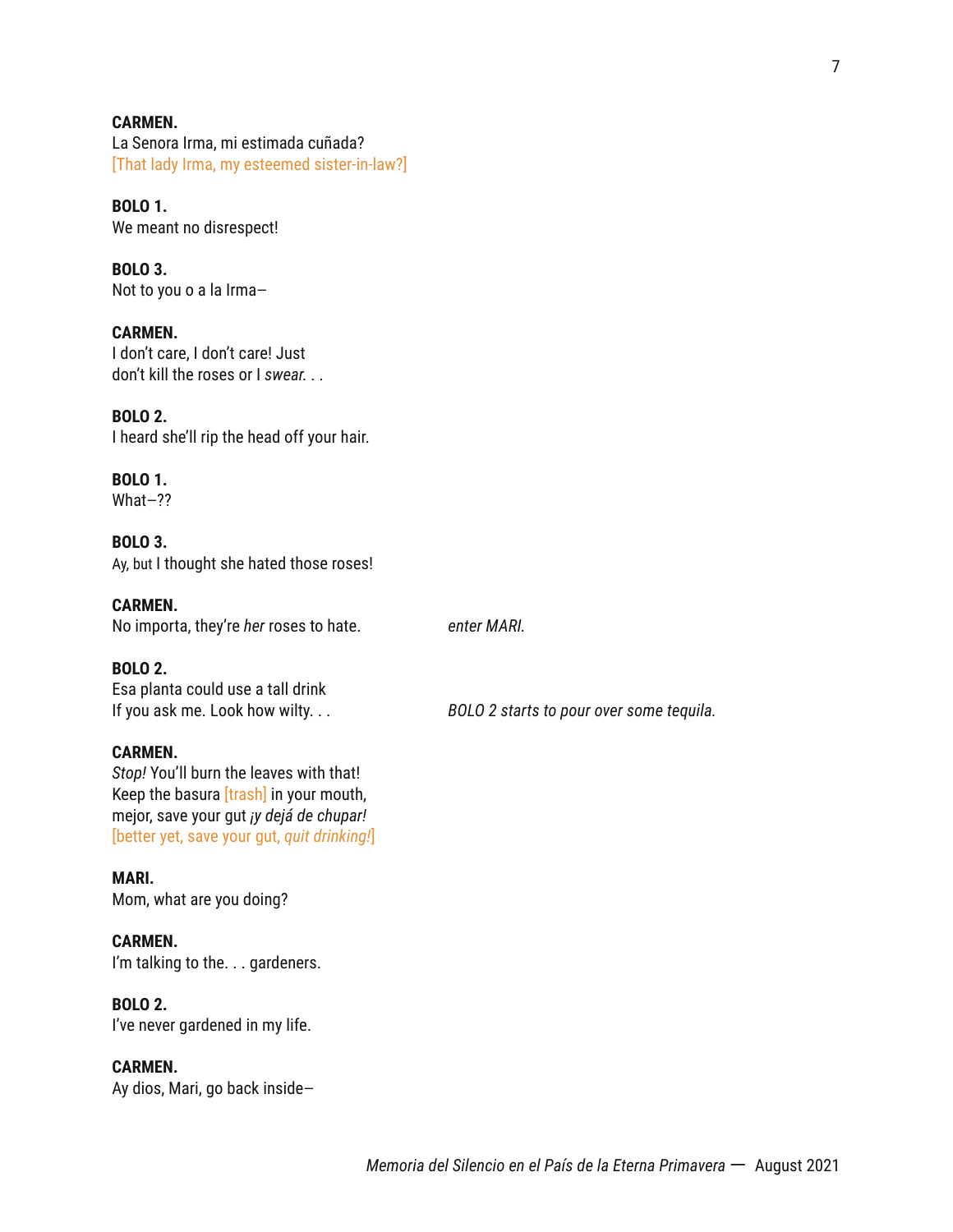**CARMEN.**
La Senora Irma, mi estimada cuñada?
[That lady Irma, my esteemed sister-in-law?]

**BOLO 1.**
We meant no disrespect!

**BOLO 3.**
Not to you o a la Irma–

**CARMEN.**
I don't care, I don't care! Just
don't kill the roses or I *swear*. . .

**BOLO 2.**
I heard she'll rip the head off your hair.

**BOLO 1.**
What–??

**BOLO 3.**
Ay, but I thought she hated those roses!

**CARMEN.**
No importa, they're *her* roses to hate.

*enter MARI.*

**BOLO 2.**
Esa planta could use a tall drink
If you ask me. Look how wilty. . .

*BOLO 2 starts to pour over some tequila.*

**CARMEN.**
*Stop!* You'll burn the leaves with that!
Keep the basura [trash] in your mouth,
mejor, save your gut *¡y dejá de chupar!*
[better yet, save your gut, *quit drinking!*]

**MARI.**
Mom, what are you doing?

**CARMEN.**
I'm talking to the. . . gardeners.

**BOLO 2.**
I've never gardened in my life.

**CARMEN.**
Ay dios, Mari, go back inside–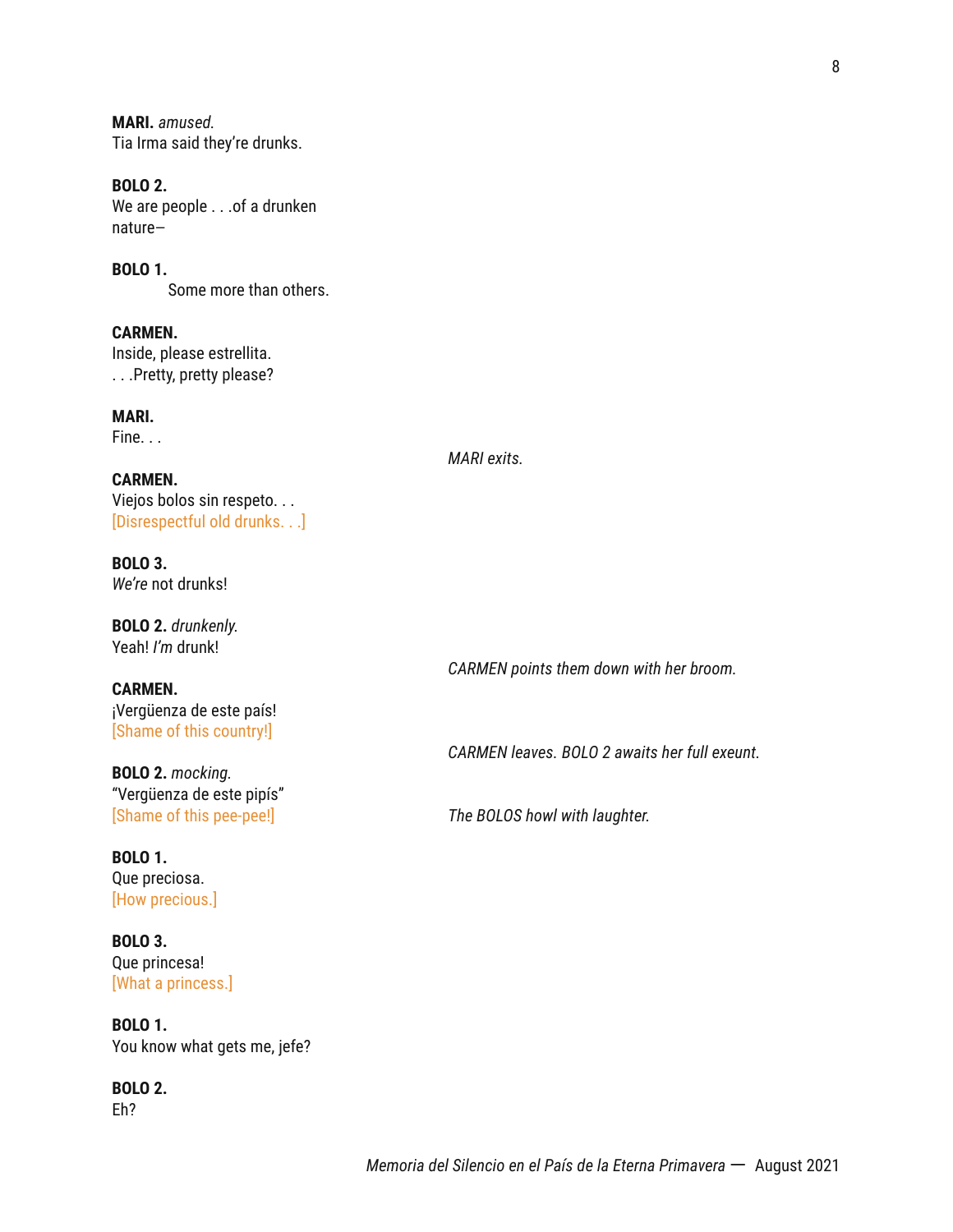**MARI.** *amused.*
Tia Irma said they're drunks.

**BOLO 2.**
We are people . . .of a drunken nature–

**BOLO 1.**
Some more than others.

**CARMEN.**
Inside, please estrellita.
. . .Pretty, pretty please?

**MARI.**
Fine. . .

*MARI exits.*

**CARMEN.**
Viejos bolos sin respeto. . .
[Disrespectful old drunks. . .]

**BOLO 3.**
*We're* not drunks!

**BOLO 2.** *drunkenly.*
Yeah! *I'm* drunk!

*CARMEN points them down with her broom.*

**CARMEN.**
¡Vergüenza de este país!
[Shame of this country!]

*CARMEN leaves. BOLO 2 awaits her full exeunt.*

**BOLO 2.** *mocking.*
"Vergüenza de este pipís"
[Shame of this pee-pee!]

*The BOLOS howl with laughter.*

**BOLO 1.**
Que preciosa.
[How precious.]

**BOLO 3.**
Que princesa!
[What a princess.]

**BOLO 1.**
You know what gets me, jefe?

**BOLO 2.**
Eh?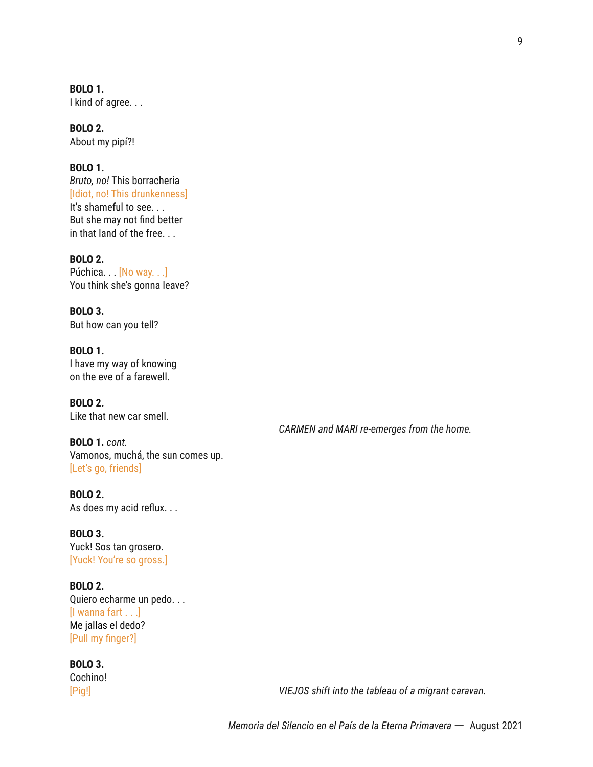**BOLO 1.**
I kind of agree. . .

**BOLO 2.**
About my pipí?!

**BOLO 1.**
*Bruto, no!* This borracheria
[Idiot, no! This drunkenness]
It's shameful to see. . .
But she may not find better
in that land of the free. . .

**BOLO 2.**
Púchica. . . [No way. . .]
You think she's gonna leave?

**BOLO 3.**
But how can you tell?

**BOLO 1.**
I have my way of knowing
on the eve of a farewell.

**BOLO 2.**
Like that new car smell.

*CARMEN and MARI re-emerges from the home.*

**BOLO 1.** *cont.*
Vamonos, muchá, the sun comes up.
[Let's go, friends]

**BOLO 2.**
As does my acid reflux. . .

**BOLO 3.**
Yuck! Sos tan grosero.
[Yuck! You're so gross.]

**BOLO 2.**
Quiero echarme un pedo. . .
[I wanna fart . . .]
Me jallas el dedo?
[Pull my finger?]

**BOLO 3.**
Cochino!
[Pig!]

*VIEJOS shift into the tableau of a migrant caravan.*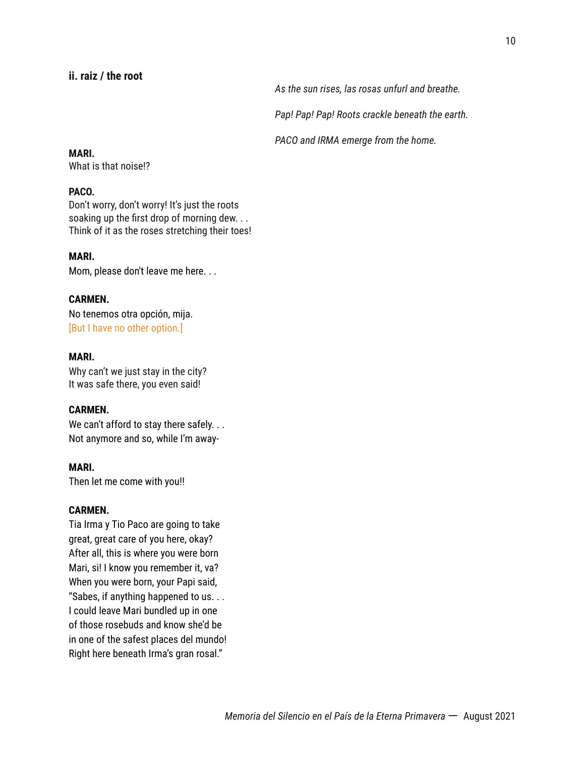**ii. raiz / the root**

*As the sun rises, las rosas unfurl and breathe.*

*Pap! Pap! Pap! Roots crackle beneath the earth.*

*PACO and IRMA emerge from the home.*

**MARI.**
What is that noise!?

**PACO.**
Don't worry, don't worry! It's just the roots
soaking up the first drop of morning dew. . .
Think of it as the roses stretching their toes!

**MARI.**
Mom, please don't leave me here. . .

**CARMEN.**
No tenemos otra opción, mija.
[But I have no other option.]

**MARI.**
Why can't we just stay in the city?
It was safe there, you even said!

**CARMEN.**
We can't afford to stay there safely. . .
Not anymore and so, while I'm away-

**MARI.**
Then let me come with you!!

**CARMEN.**
Tia Irma y Tio Paco are going to take
great, great care of you here, okay?
After all, this is where you were born
Mari, si! I know you remember it, va?
When you were born, your Papi said,
"Sabes, if anything happened to us. . .
I could leave Mari bundled up in one
of those rosebuds and know she'd be
in one of the safest places del mundo!
Right here beneath Irma's gran rosal."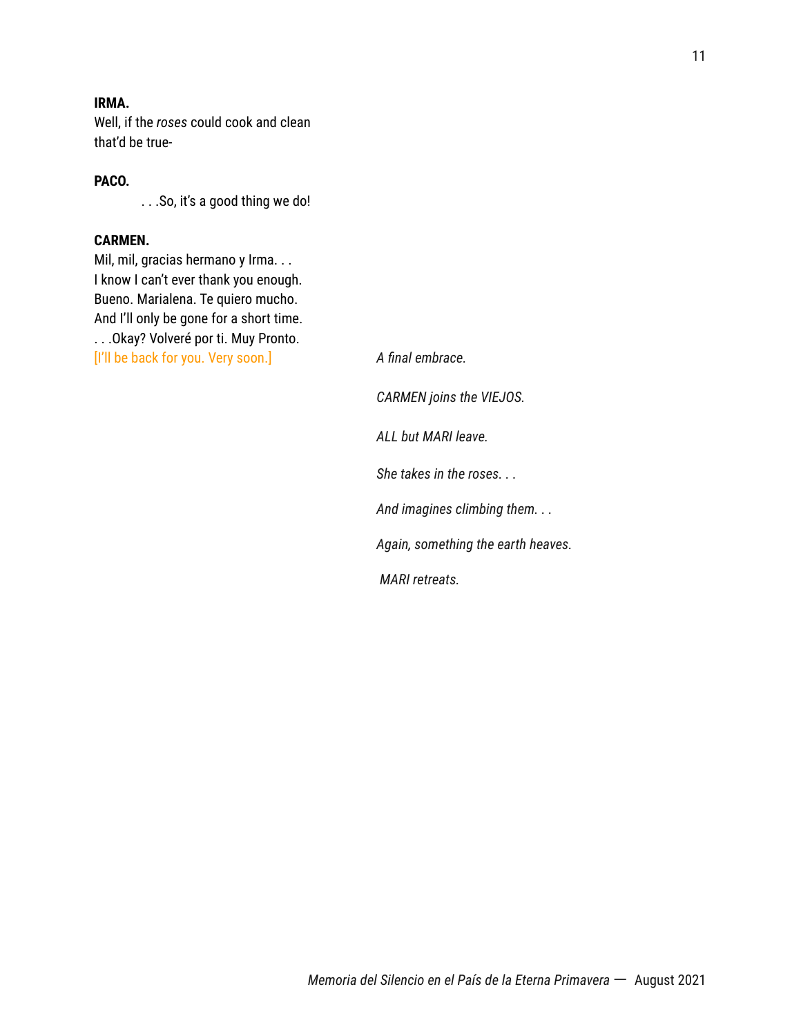**IRMA.**
Well, if the *roses* could cook and clean
that'd be true-

**PACO.**
. . .So, it's a good thing we do!

**CARMEN.**
Mil, mil, gracias hermano y Irma. . .
I know I can't ever thank you enough.
Bueno. Marialena. Te quiero mucho.
And I'll only be gone for a short time.
. . .Okay? Volveré por ti. Muy Pronto.
[I'll be back for you. Very soon.]

*A final embrace.*

*CARMEN joins the VIEJOS.*

*ALL but MARI leave.*

*She takes in the roses. . .*

*And imagines climbing them. . .*

*Again, something the earth heaves.*

*MARI retreats.*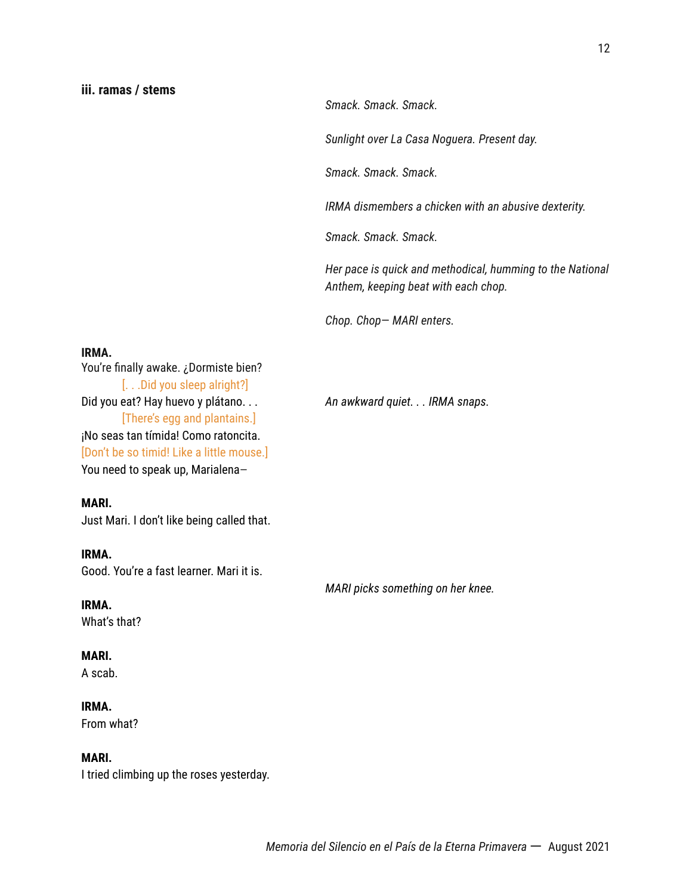**iii. ramas / stems**

*Smack. Smack. Smack.*

*Sunlight over La Casa Noguera. Present day.*

*Smack. Smack. Smack.*

*IRMA dismembers a chicken with an abusive dexterity.*

*Smack. Smack. Smack.*

*Her pace is quick and methodical, humming to the National Anthem, keeping beat with each chop.*

*Chop. Chop— MARI enters.*

**IRMA.**
You're finally awake. ¿Dormiste bien?
[. . .Did you sleep alright?]
Did you eat? Hay huevo y plátano. . .
[There's egg and plantains.]

*An awkward quiet. . . IRMA snaps.*

¡No seas tan tímida! Como ratoncita.
[Don't be so timid! Like a little mouse.]
You need to speak up, Marialena—

**MARI.**
Just Mari. I don't like being called that.

**IRMA.**
Good. You're a fast learner. Mari it is.

*MARI picks something on her knee.*

**IRMA.**
What's that?

**MARI.**
A scab.

**IRMA.**
From what?

**MARI.**
I tried climbing up the roses yesterday.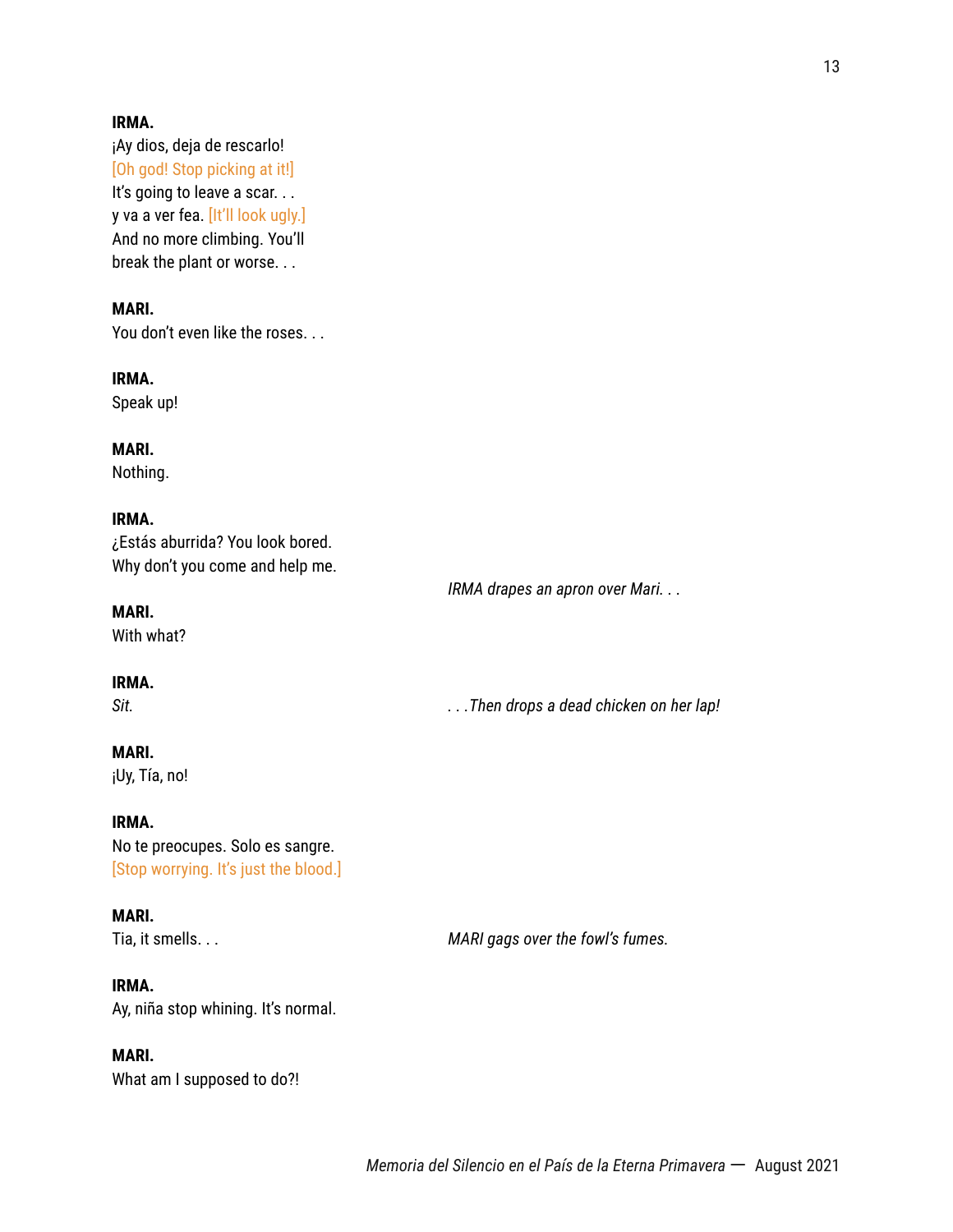**IRMA.**
¡Ay dios, deja de rescarlo!
[Oh god! Stop picking at it!]
It's going to leave a scar. . .
y va a ver fea. [It'll look ugly.]
And no more climbing. You'll
break the plant or worse. . .

**MARI.**
You don't even like the roses. . .

**IRMA.**
Speak up!

**MARI.**
Nothing.

**IRMA.**
¿Estás aburrida? You look bored.
Why don't you come and help me.

*IRMA drapes an apron over Mari. . .*

**MARI.**
With what?

**IRMA.**
*Sit.*

*. . .Then drops a dead chicken on her lap!*

**MARI.**
¡Uy, Tía, no!

**IRMA.**
No te preocupes. Solo es sangre.
[Stop worrying. It's just the blood.]

**MARI.**
Tia, it smells. . .

*MARI gags over the fowl's fumes.*

**IRMA.**
Ay, niña stop whining. It's normal.

**MARI.**
What am I supposed to do?!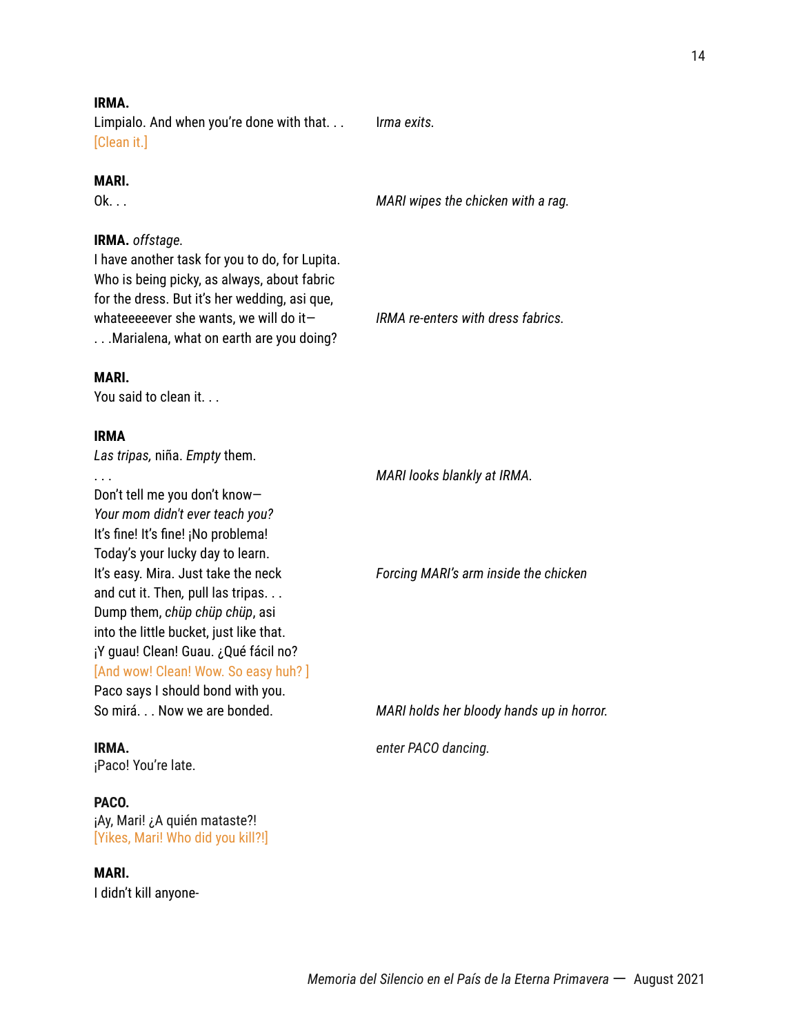**IRMA.**
Limpialo. And when you're done with that. . .
[Clean it.]

*Irma exits.*

**MARI.**
Ok. . .

*MARI wipes the chicken with a rag.*

**IRMA.** *offstage.*
I have another task for you to do, for Lupita.
Who is being picky, as always, about fabric
for the dress. But it's her wedding, asi que,
whateeeeever she wants, we will do it—

*IRMA re-enters with dress fabrics.*

. . .Marialena, what on earth are you doing?

**MARI.**
You said to clean it. . .

**IRMA**
*Las tripas,* niña. *Empty* them.
. . .

*MARI looks blankly at IRMA.*

Don't tell me you don't know—
*Your mom didn't ever teach you?*
It's fine! It's fine! ¡No problema!
Today's your lucky day to learn.
It's easy. Mira. Just take the neck

*Forcing MARI's arm inside the chicken*

and cut it. Then, pull las tripas. . .
Dump them, *chüp chüp chüp*, asi
into the little bucket, just like that.
¡Y guau! Clean! Guau. ¿Qué fácil no?
[And wow! Clean! Wow. So easy huh? ]
Paco says I should bond with you.
So mirá. . . Now we are bonded.

*MARI holds her bloody hands up in horror.*

**IRMA.**

*enter PACO dancing.*

¡Paco! You're late.

**PACO.**
¡Ay, Mari! ¿A quién mataste?!
[Yikes, Mari! Who did you kill?!]

**MARI.**
I didn't kill anyone-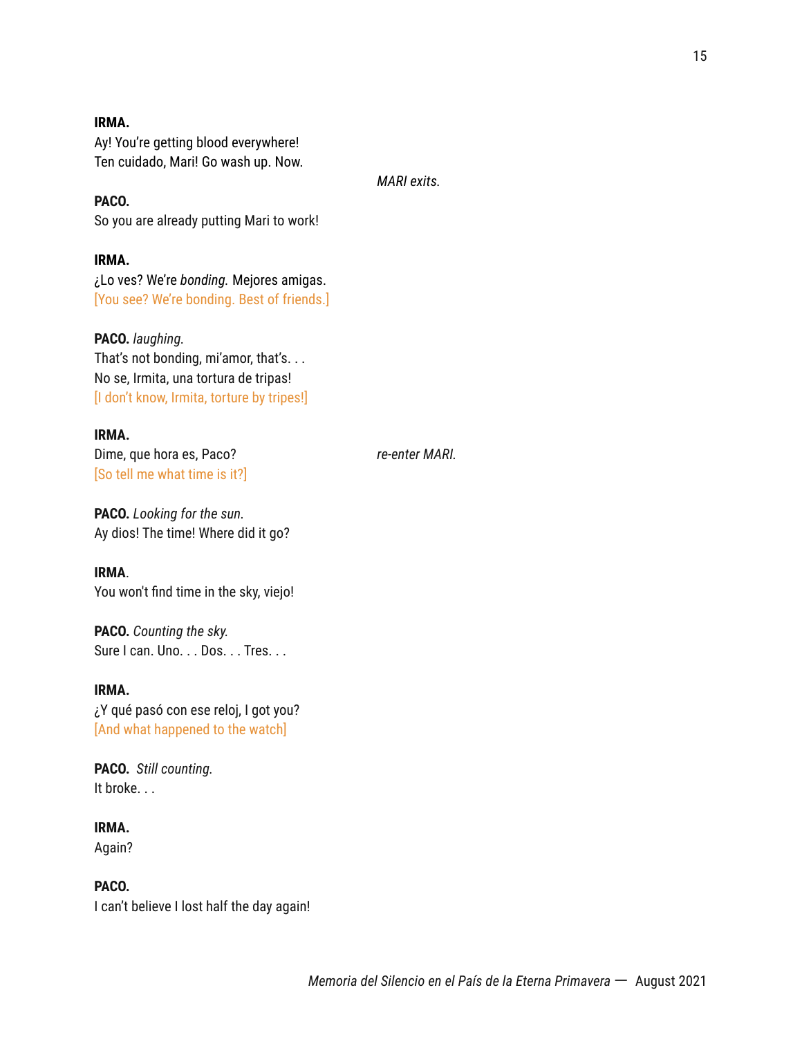**IRMA.**
Ay! You're getting blood everywhere!
Ten cuidado, Mari! Go wash up. Now.

*MARI exits.*

**PACO.**
So you are already putting Mari to work!

**IRMA.**
¿Lo ves? We're *bonding.* Mejores amigas.
[You see? We're bonding. Best of friends.]

**PACO.** *laughing.*
That's not bonding, mi'amor, that's. . .
No se, Irmita, una tortura de tripas!
[I don't know, Irmita, torture by tripes!]

**IRMA.**
Dime, que hora es, Paco?
[So tell me what time is it?]

*re-enter MARI.*

**PACO.** *Looking for the sun.*
Ay dios! The time! Where did it go?

**IRMA.**
You won't find time in the sky, viejo!

**PACO.** *Counting the sky.*
Sure I can. Uno. . . Dos. . . Tres. . .

**IRMA.**
¿Y qué pasó con ese reloj, I got you?
[And what happened to the watch]

**PACO.** *Still counting.*
It broke. . .

**IRMA.**
Again?

**PACO.**
I can't believe I lost half the day again!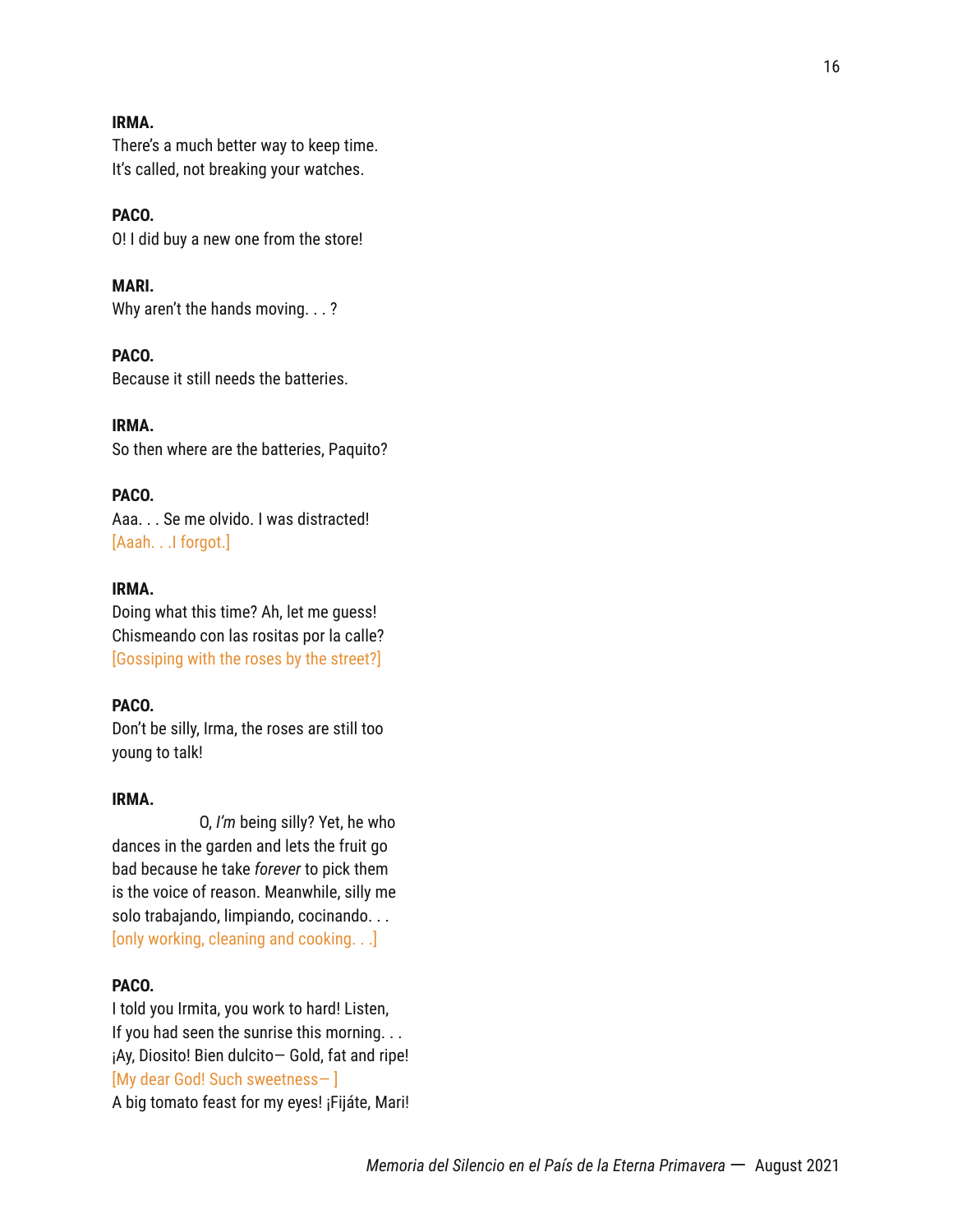**IRMA.**
There's a much better way to keep time.
It's called, not breaking your watches.

**PACO.**
O! I did buy a new one from the store!

**MARI.**
Why aren't the hands moving. . . ?

**PACO.**
Because it still needs the batteries.

**IRMA.**
So then where are the batteries, Paquito?

**PACO.**
Aaa. . . Se me olvido. I was distracted!
[Aaah. . .I forgot.]

**IRMA.**
Doing what this time? Ah, let me guess!
Chismeando con las rositas por la calle?
[Gossiping with the roses by the street?]

**PACO.**
Don't be silly, Irma, the roses are still too
young to talk!

**IRMA.**
O, *I'm* being silly? Yet, he who
dances in the garden and lets the fruit go
bad because he take *forever* to pick them
is the voice of reason. Meanwhile, silly me
solo trabajando, limpiando, cocinando. . .
[only working, cleaning and cooking. . .]

**PACO.**
I told you Irmita, you work to hard! Listen,
If you had seen the sunrise this morning. . .
¡Ay, Diosito! Bien dulcito— Gold, fat and ripe!
[My dear God! Such sweetness— ]
A big tomato feast for my eyes! ¡Fijáte, Mari!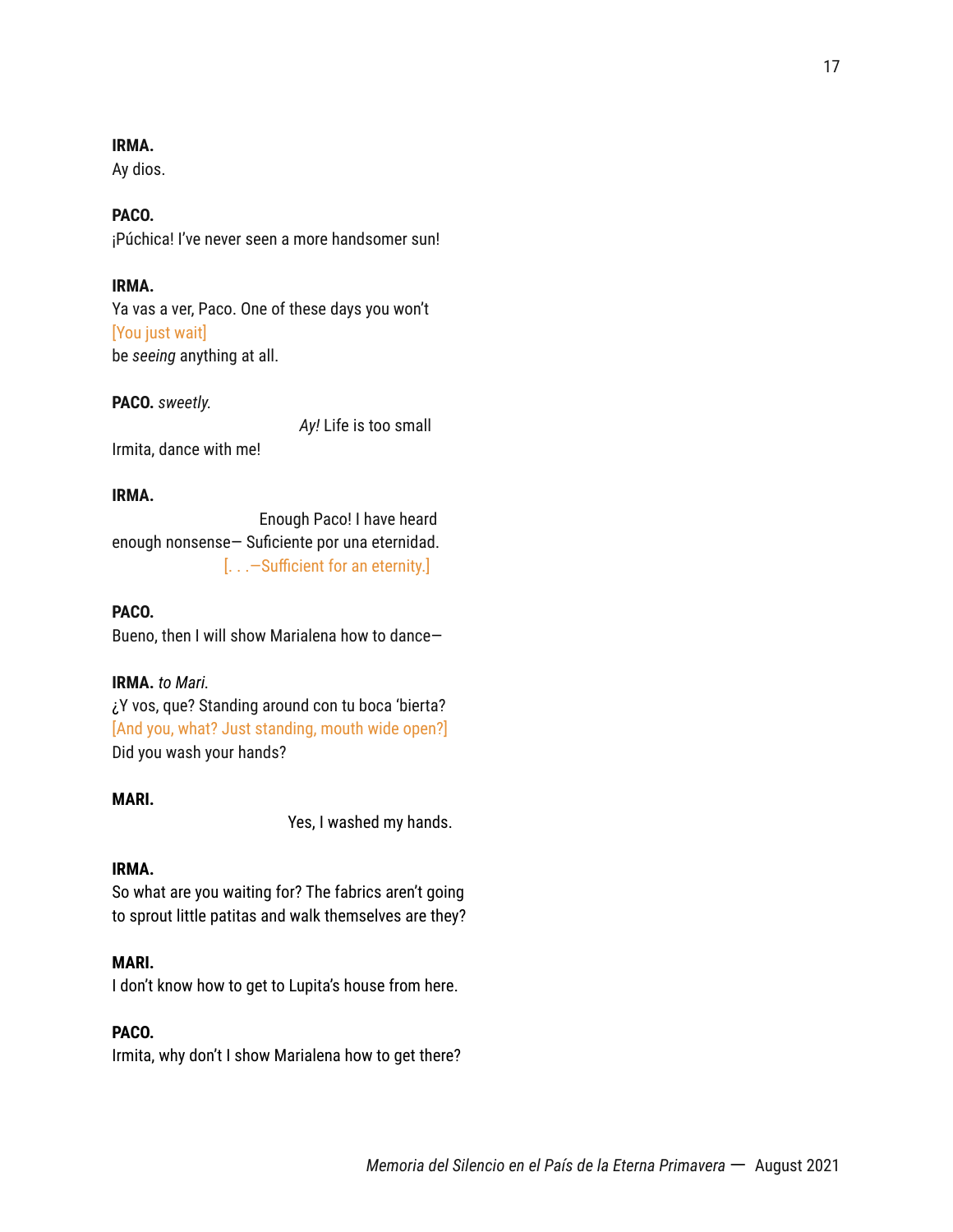**IRMA.**
Ay dios.

**PACO.**
¡Púchica! I've never seen a more handsomer sun!

**IRMA.**
Ya vas a ver, Paco. One of these days you won't
[You just wait]
be *seeing* anything at all.

**PACO.** *sweetly.*
*Ay!* Life is too small
Irmita, dance with me!

**IRMA.**
Enough Paco! I have heard
enough nonsense— Suficiente por una eternidad.
[. . .—Sufficient for an eternity.]

**PACO.**
Bueno, then I will show Marialena how to dance—

**IRMA.** *to Mari.*
¿Y vos, que? Standing around con tu boca 'bierta?
[And you, what? Just standing, mouth wide open?]
Did you wash your hands?

**MARI.**
Yes, I washed my hands.

**IRMA.**
So what are you waiting for? The fabrics aren't going
to sprout little patitas and walk themselves are they?

**MARI.**
I don't know how to get to Lupita's house from here.

**PACO.**
Irmita, why don't I show Marialena how to get there?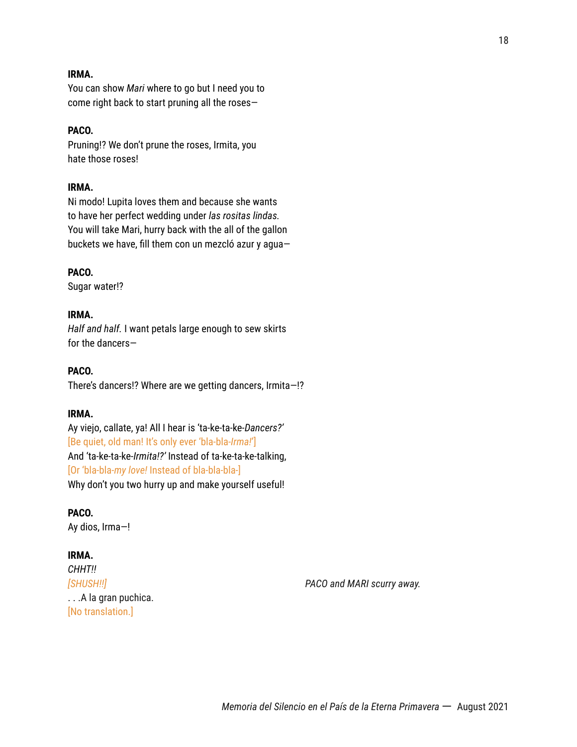**IRMA.**
You can show *Mari* where to go but I need you to
come right back to start pruning all the roses—

**PACO.**
Pruning!? We don't prune the roses, Irmita, you
hate those roses!

**IRMA.**
Ni modo! Lupita loves them and because she wants
to have her perfect wedding under *las rositas lindas*.
You will take Mari, hurry back with the all of the gallon
buckets we have, fill them con un mezcló azur y agua—

**PACO.**
Sugar water!?

**IRMA.**
*Half and half.* I want petals large enough to sew skirts
for the dancers—

**PACO.**
There's dancers!? Where are we getting dancers, Irmita—!?

**IRMA.**
Ay viejo, callate, ya! All I hear is 'ta-ke-ta-ke-*Dancers?*'
[Be quiet, old man! It's only ever 'bla-bla-*Irma!*']
And 'ta-ke-ta-ke-*Irmita!?*' Instead of ta-ke-ta-ke-talking,
[Or 'bla-bla-*my love!* Instead of bla-bla-bla-]
Why don't you two hurry up and make yourself useful!

**PACO.**
Ay dios, Irma—!

**IRMA.**
*CHHT!!*
*[SHUSH!!]*
. . .A la gran puchica.
[No translation.]

*PACO and MARI scurry away.*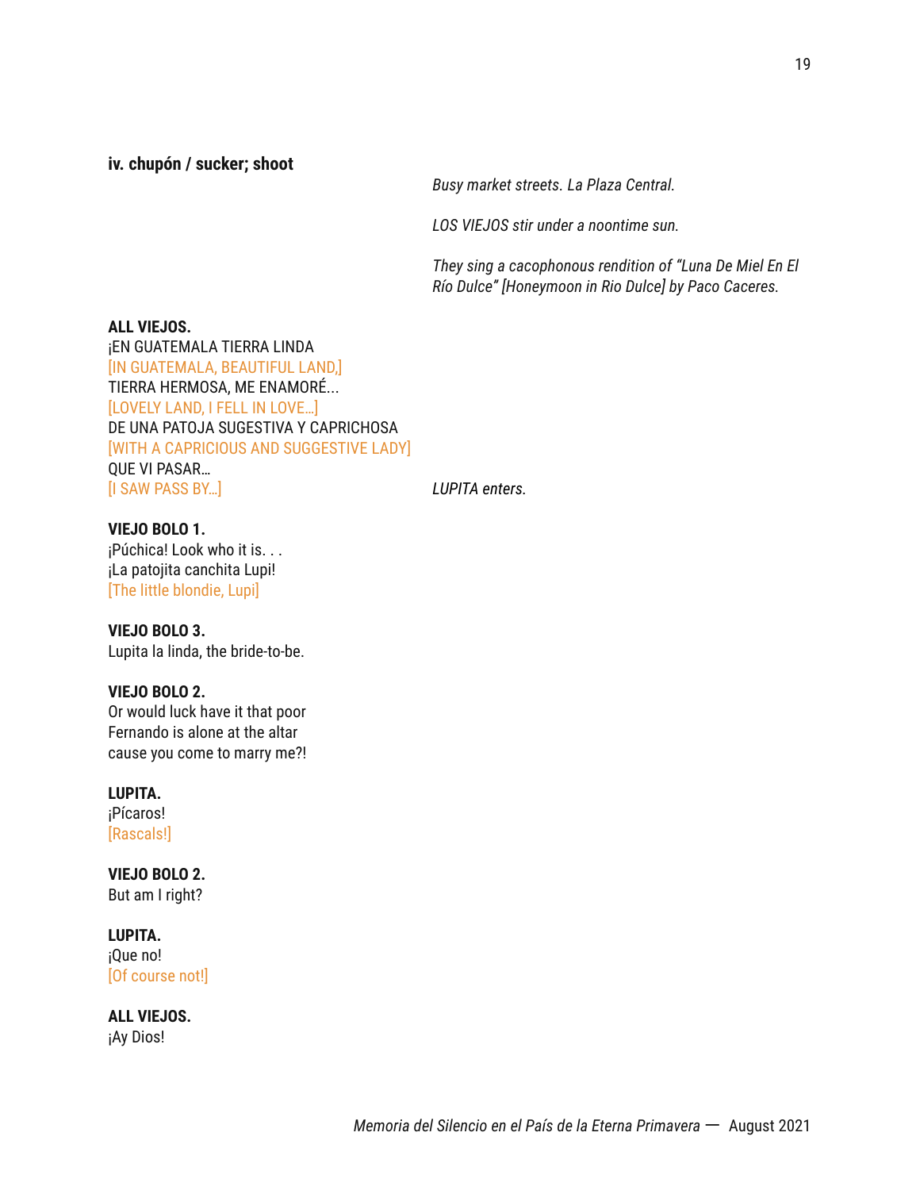**iv. chupón / sucker; shoot**

*Busy market streets. La Plaza Central.*

*LOS VIEJOS stir under a noontime sun.*

*They sing a cacophonous rendition of "Luna De Miel En El Río Dulce" [Honeymoon in Rio Dulce] by Paco Caceres.*

**ALL VIEJOS.**
¡EN GUATEMALA TIERRA LINDA
[IN GUATEMALA, BEAUTIFUL LAND,]
TIERRA HERMOSA, ME ENAMORÉ...
[LOVELY LAND, I FELL IN LOVE…]
DE UNA PATOJA SUGESTIVA Y CAPRICHOSA
[WITH A CAPRICIOUS AND SUGGESTIVE LADY]
QUE VI PASAR…
[I SAW PASS BY…]

*LUPITA enters.*

**VIEJO BOLO 1.**
¡Púchica! Look who it is. . .
¡La patojita canchita Lupi!
[The little blondie, Lupi]

**VIEJO BOLO 3.**
Lupita la linda, the bride-to-be.

**VIEJO BOLO 2.**
Or would luck have it that poor
Fernando is alone at the altar
cause you come to marry me?!

**LUPITA.**
¡Pícaros!
[Rascals!]

**VIEJO BOLO 2.**
But am I right?

**LUPITA.**
¡Que no!
[Of course not!]

**ALL VIEJOS.**
¡Ay Dios!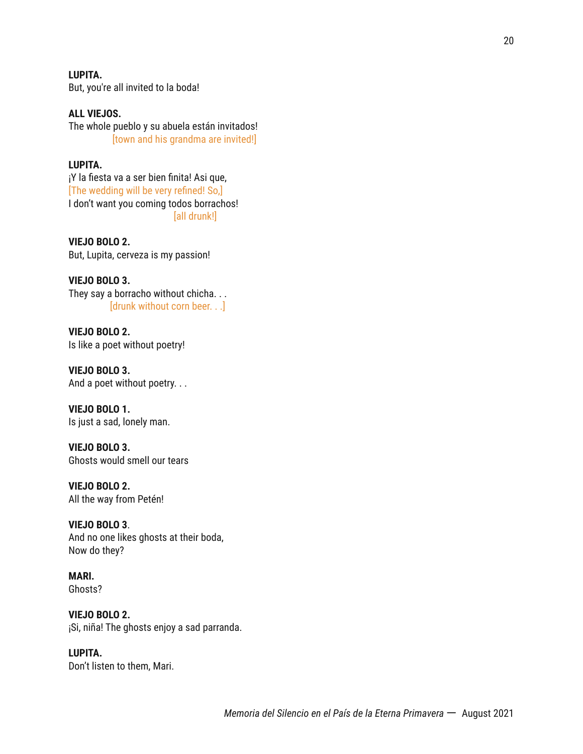**LUPITA.**
But, you're all invited to la boda!

**ALL VIEJOS.**
The whole pueblo y su abuela están invitados!
[town and his grandma are invited!]

**LUPITA.**
¡Y la fiesta va a ser bien finita! Asi que,
[The wedding will be very refined! So,]
I don't want you coming todos borrachos!
[all drunk!]

**VIEJO BOLO 2.**
But, Lupita, cerveza is my passion!

**VIEJO BOLO 3.**
They say a borracho without chicha. . .
[drunk without corn beer. . .]

**VIEJO BOLO 2.**
Is like a poet without poetry!

**VIEJO BOLO 3.**
And a poet without poetry. . .

**VIEJO BOLO 1.**
Is just a sad, lonely man.

**VIEJO BOLO 3.**
Ghosts would smell our tears

**VIEJO BOLO 2.**
All the way from Petén!

**VIEJO BOLO 3**.
And no one likes ghosts at their boda,
Now do they?

**MARI.**
Ghosts?

**VIEJO BOLO 2.**
¡Si, niña! The ghosts enjoy a sad parranda.

**LUPITA.**
Don't listen to them, Mari.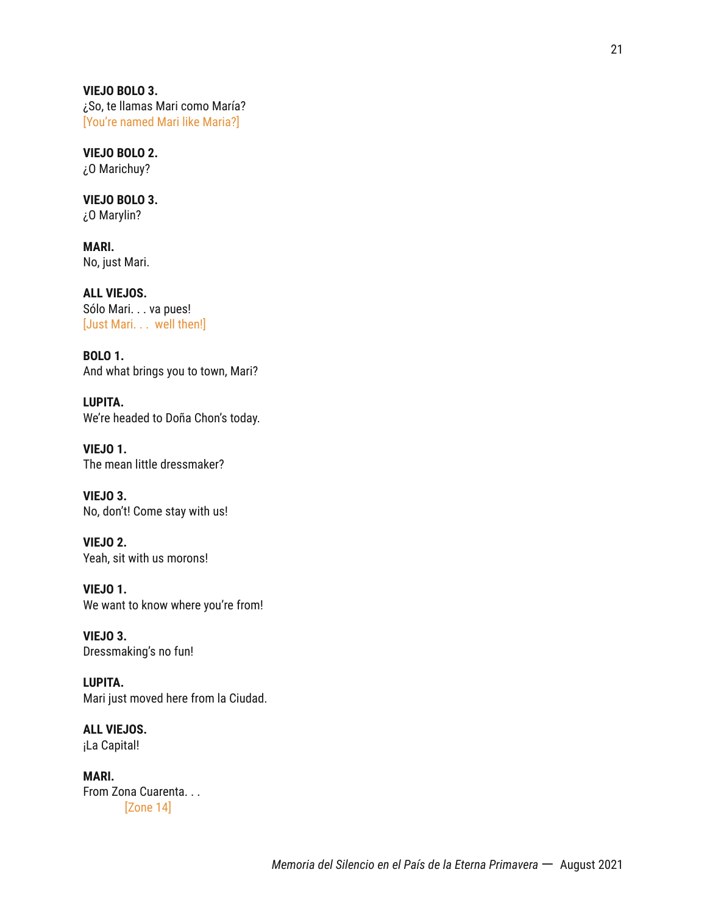**VIEJO BOLO 3.**
¿So, te llamas Mari como María?
[You're named Mari like Maria?]

**VIEJO BOLO 2.**
¿O Marichuy?

**VIEJO BOLO 3.**
¿O Marylin?

**MARI.**
No, just Mari.

**ALL VIEJOS.**
Sólo Mari. . . va pues!
[Just Mari. . .  well then!]

**BOLO 1.**
And what brings you to town, Mari?

**LUPITA.**
We're headed to Doña Chon's today.

**VIEJO 1.**
The mean little dressmaker?

**VIEJO 3.**
No, don't! Come stay with us!

**VIEJO 2.**
Yeah, sit with us morons!

**VIEJO 1.**
We want to know where you're from!

**VIEJO 3.**
Dressmaking's no fun!

**LUPITA.**
Mari just moved here from la Ciudad.

**ALL VIEJOS.**
¡La Capital!

**MARI.**
From Zona Cuarenta. . .
[Zone 14]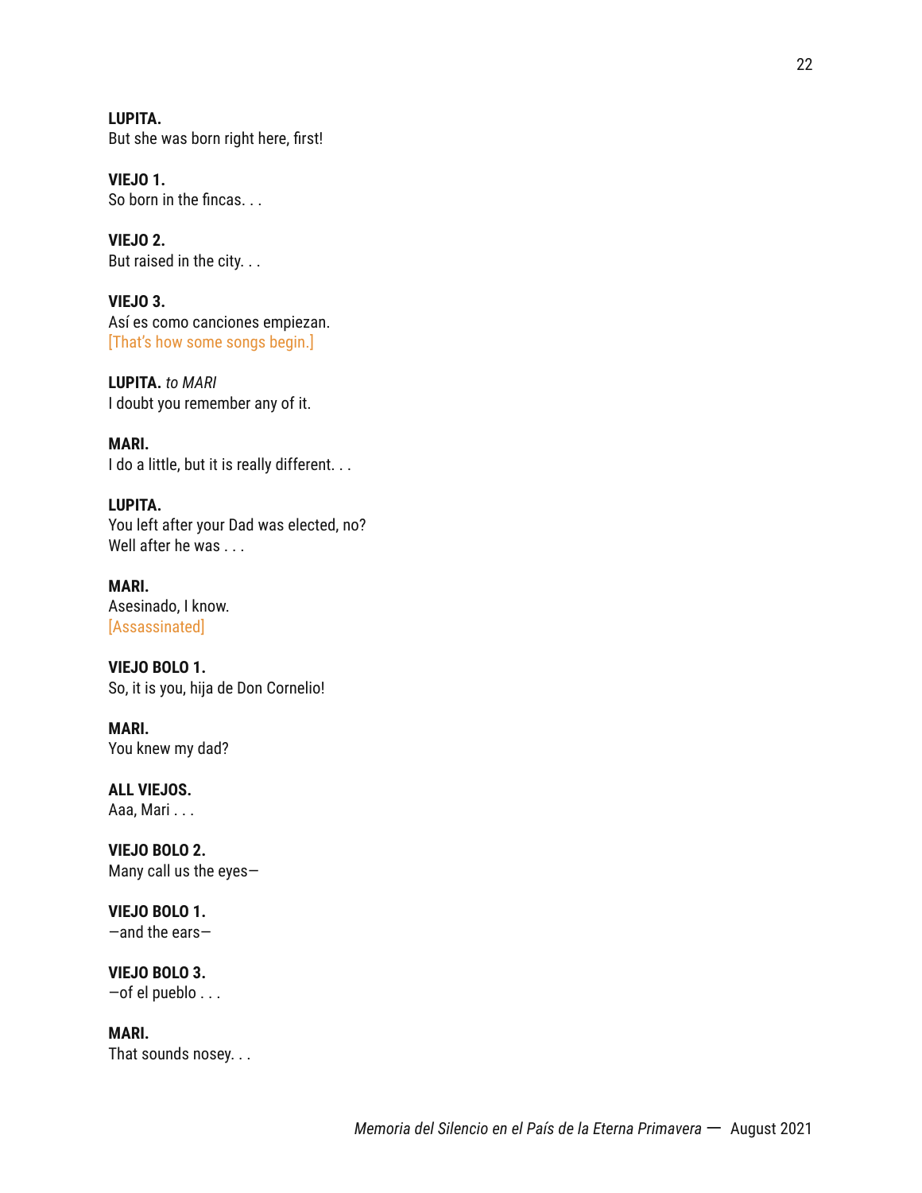**LUPITA.**
But she was born right here, first!

**VIEJO 1.**
So born in the fincas. . .

**VIEJO 2.**
But raised in the city. . .

**VIEJO 3.**
Así es como canciones empiezan.
[That's how some songs begin.]

**LUPITA.** *to MARI*
I doubt you remember any of it.

**MARI.**
I do a little, but it is really different. . .

**LUPITA.**
You left after your Dad was elected, no?
Well after he was . . .

**MARI.**
Asesinado, I know.
[Assassinated]

**VIEJO BOLO 1.**
So, it is you, hija de Don Cornelio!

**MARI.**
You knew my dad?

**ALL VIEJOS.**
Aaa, Mari . . .

**VIEJO BOLO 2.**
Many call us the eyes—

**VIEJO BOLO 1.**
—and the ears—

**VIEJO BOLO 3.**
—of el pueblo . . .

**MARI.**
That sounds nosey. . .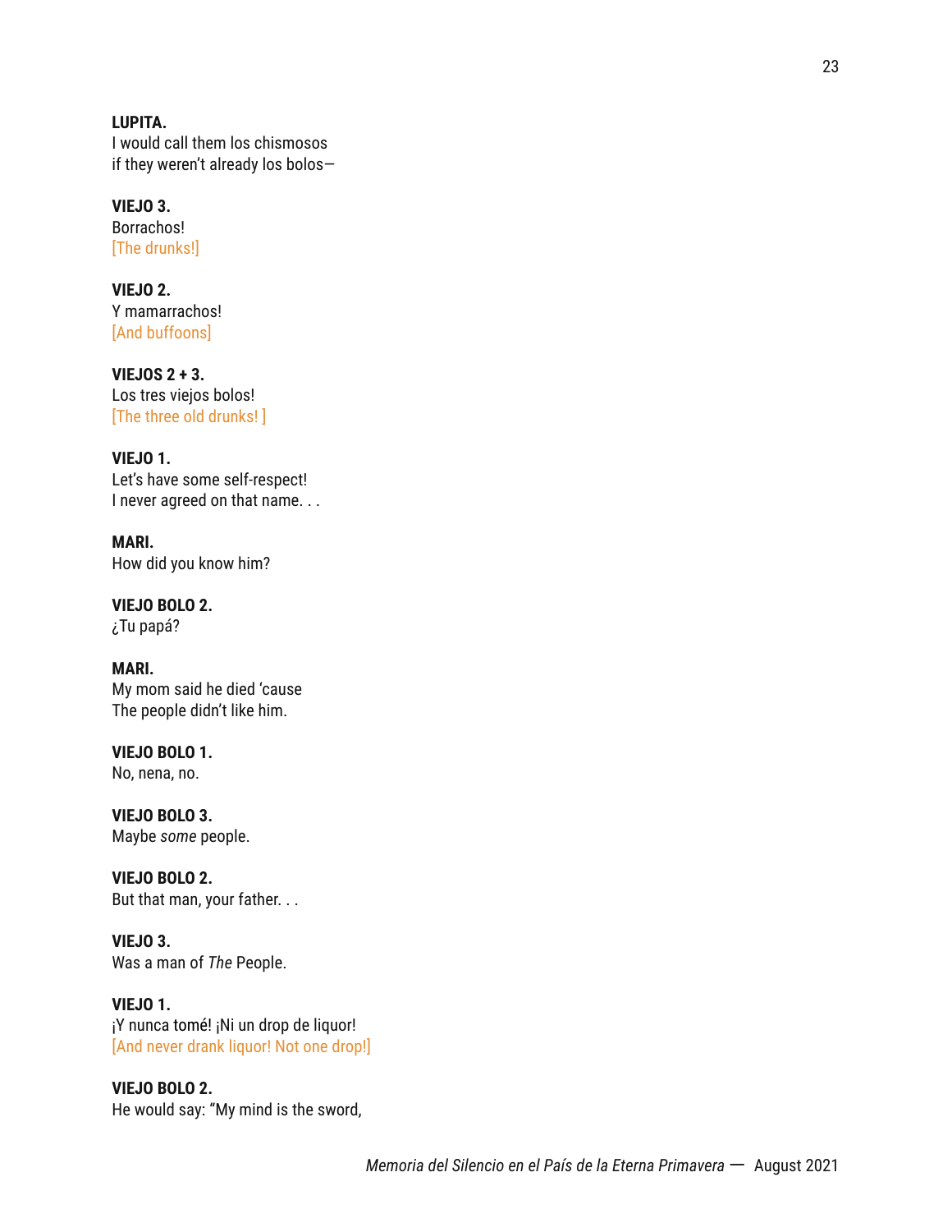**LUPITA.**
I would call them los chismosos
if they weren't already los bolos—

**VIEJO 3.**
Borrachos!
[The drunks!]

**VIEJO 2.**
Y mamarrachos!
[And buffoons]

**VIEJOS 2 + 3.**
Los tres viejos bolos!
[The three old drunks! ]

**VIEJO 1.**
Let's have some self-respect!
I never agreed on that name. . .

**MARI.**
How did you know him?

**VIEJO BOLO 2.**
¿Tu papá?

**MARI.**
My mom said he died 'cause
The people didn't like him.

**VIEJO BOLO 1.**
No, nena, no.

**VIEJO BOLO 3.**
Maybe *some* people.

**VIEJO BOLO 2.**
But that man, your father. . .

**VIEJO 3.**
Was a man of *The* People.

**VIEJO 1.**
¡Y nunca tomé! ¡Ni un drop de liquor!
[And never drank liquor! Not one drop!]

**VIEJO BOLO 2.**
He would say: "My mind is the sword,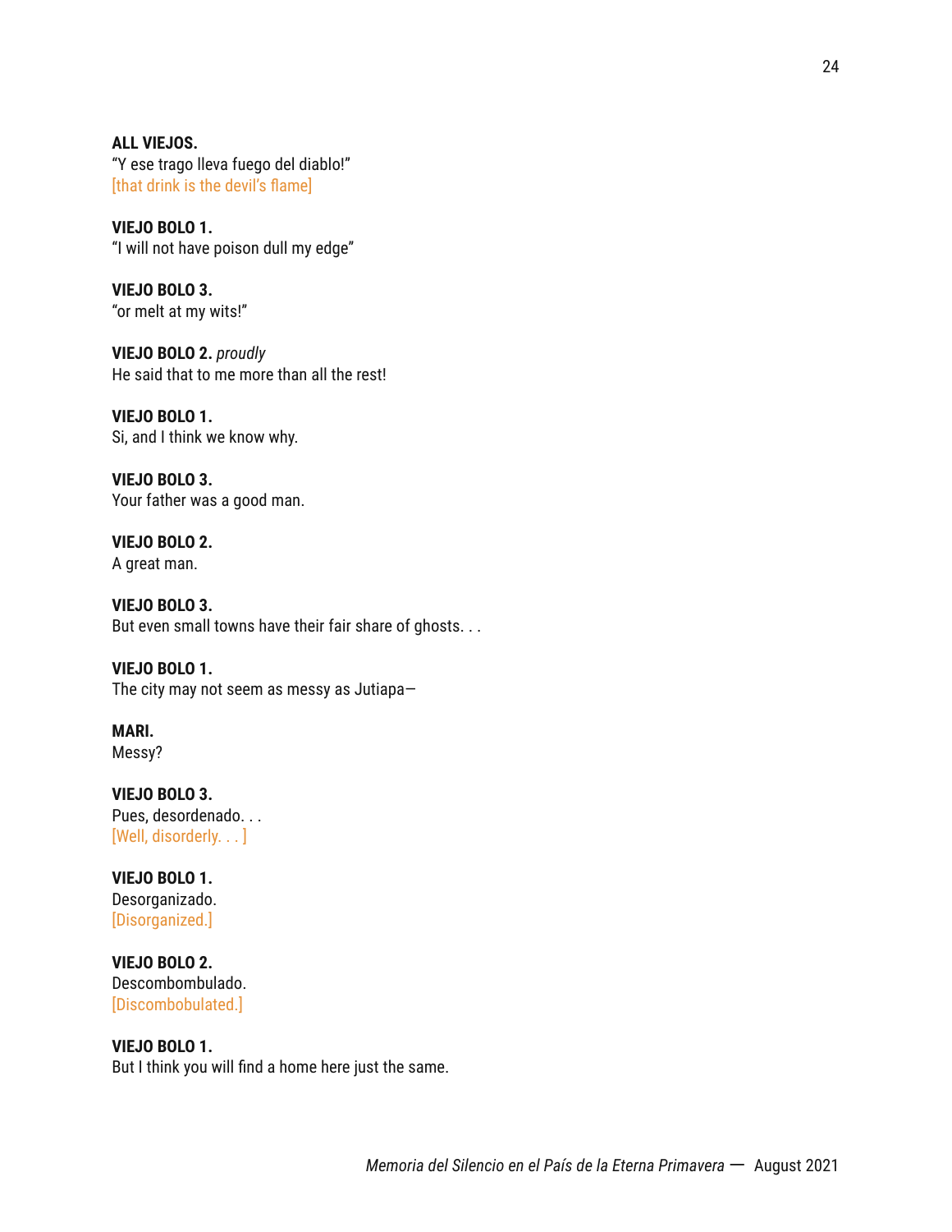**ALL VIEJOS.**
"Y ese trago lleva fuego del diablo!"
[that drink is the devil's flame]

**VIEJO BOLO 1.**
"I will not have poison dull my edge"

**VIEJO BOLO 3.**
"or melt at my wits!"

**VIEJO BOLO 2.** *proudly*
He said that to me more than all the rest!

**VIEJO BOLO 1.**
Si, and I think we know why.

**VIEJO BOLO 3.**
Your father was a good man.

**VIEJO BOLO 2.**
A great man.

**VIEJO BOLO 3.**
But even small towns have their fair share of ghosts. . .

**VIEJO BOLO 1.**
The city may not seem as messy as Jutiapa—

**MARI.**
Messy?

**VIEJO BOLO 3.**
Pues, desordenado. . .
[Well, disorderly. . . ]

**VIEJO BOLO 1.**
Desorganizado.
[Disorganized.]

**VIEJO BOLO 2.**
Descombombulado.
[Discombobulated.]

**VIEJO BOLO 1.**
But I think you will find a home here just the same.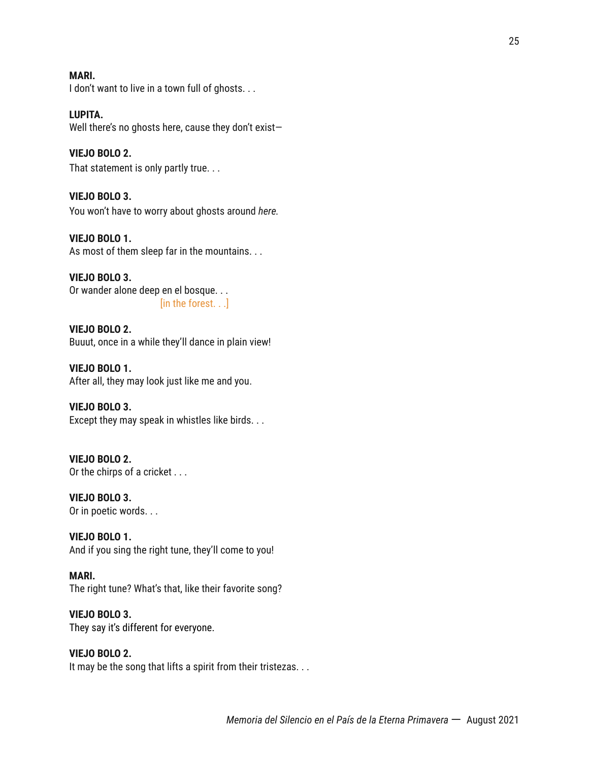**MARI.**
I don't want to live in a town full of ghosts. . .

**LUPITA.**
Well there's no ghosts here, cause they don't exist—

**VIEJO BOLO 2.**
That statement is only partly true. . .

**VIEJO BOLO 3.**
You won't have to worry about ghosts around *here.*

**VIEJO BOLO 1.**
As most of them sleep far in the mountains. . .

**VIEJO BOLO 3.**
Or wander alone deep en el bosque. . .
[in the forest. . .]

**VIEJO BOLO 2.**
Buuut, once in a while they'll dance in plain view!

**VIEJO BOLO 1.**
After all, they may look just like me and you.

**VIEJO BOLO 3.**
Except they may speak in whistles like birds. . .

**VIEJO BOLO 2.**
Or the chirps of a cricket . . .

**VIEJO BOLO 3.**
Or in poetic words. . .

**VIEJO BOLO 1.**
And if you sing the right tune, they'll come to you!

**MARI.**
The right tune? What's that, like their favorite song?

**VIEJO BOLO 3.**
They say it's different for everyone.

**VIEJO BOLO 2.**
It may be the song that lifts a spirit from their tristezas. . .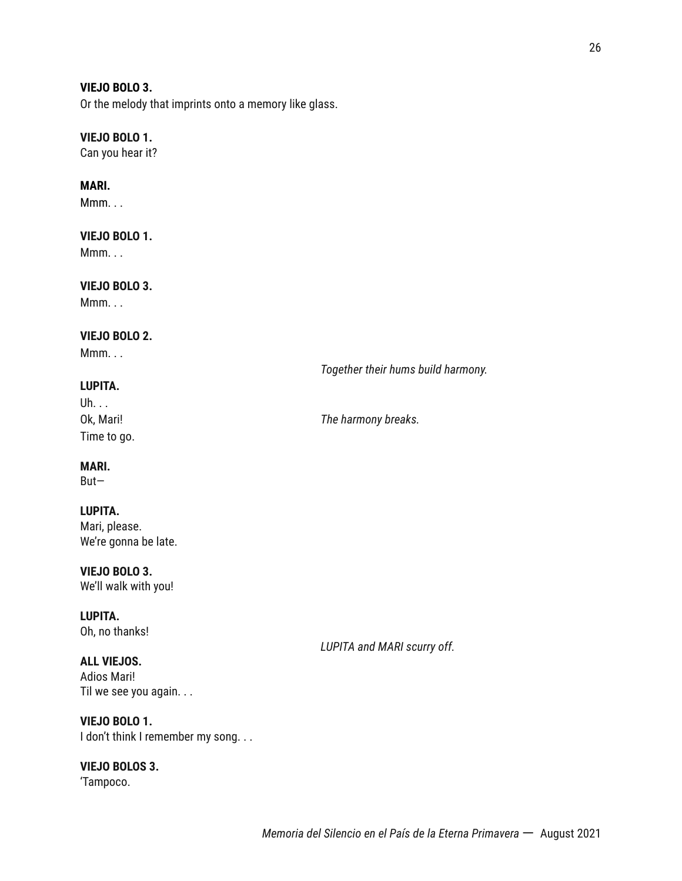**VIEJO BOLO 3.**
Or the melody that imprints onto a memory like glass.

**VIEJO BOLO 1.**
Can you hear it?

**MARI.**
Mmm. . .

**VIEJO BOLO 1.**
Mmm. . .

**VIEJO BOLO 3.**
Mmm. . .

**VIEJO BOLO 2.**
Mmm. . .

*Together their hums build harmony.*

**LUPITA.**
Uh. . .
Ok, Mari!
Time to go.

*The harmony breaks.*

**MARI.**
But—

**LUPITA.**
Mari, please.
We're gonna be late.

**VIEJO BOLO 3.**
We'll walk with you!

**LUPITA.**
Oh, no thanks!

*LUPITA and MARI scurry off.*

**ALL VIEJOS.**
Adios Mari!
Til we see you again. . .

**VIEJO BOLO 1.**
I don't think I remember my song. . .

**VIEJO BOLOS 3.**
'Tampoco.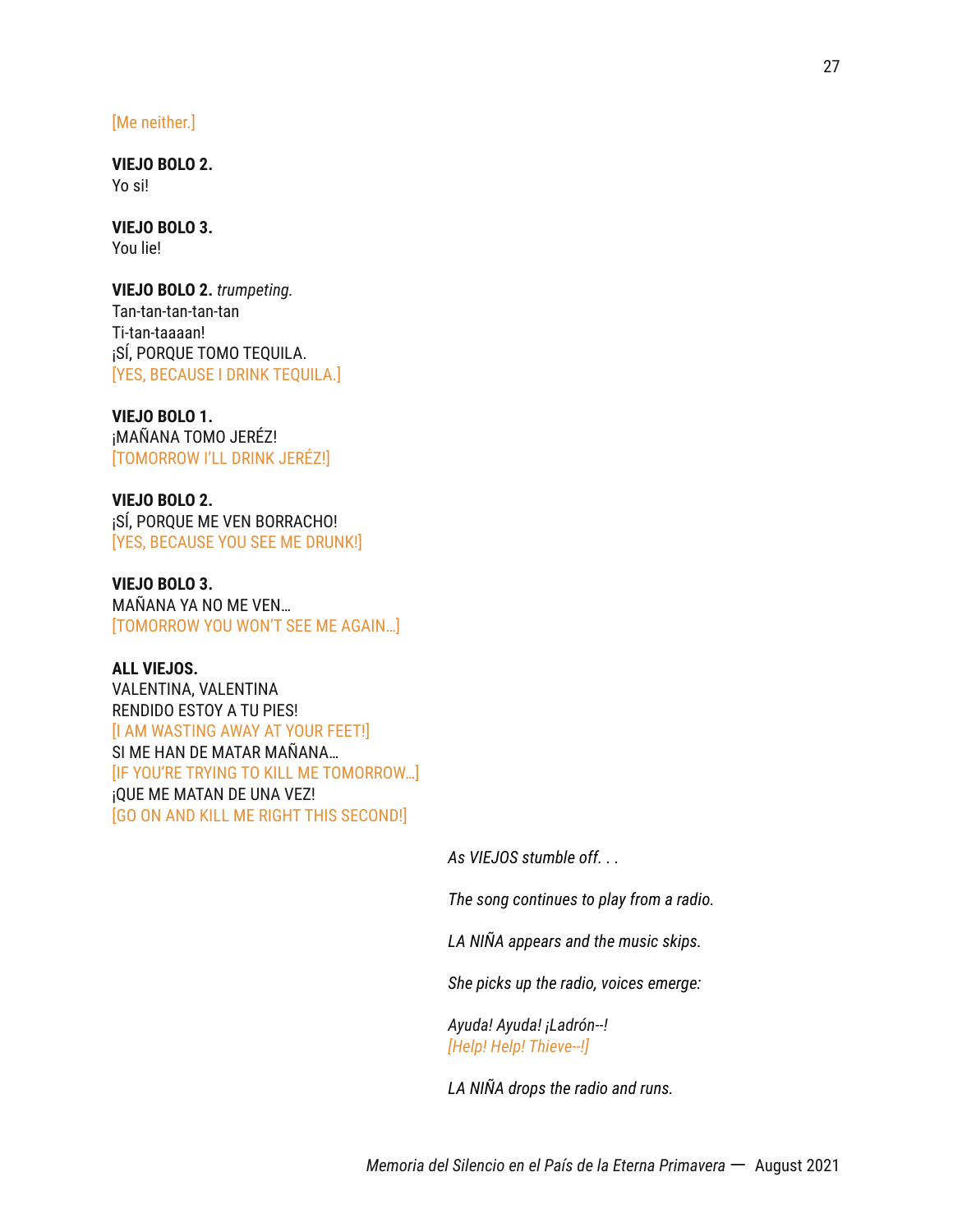[Me neither.]

**VIEJO BOLO 2.**
Yo si!

**VIEJO BOLO 3.**
You lie!

**VIEJO BOLO 2.** *trumpeting.*
Tan-tan-tan-tan-tan
Ti-tan-taaaan!
¡SÍ, PORQUE TOMO TEQUILA.
[YES, BECAUSE I DRINK TEQUILA.]

**VIEJO BOLO 1.**
¡MAÑANA TOMO JERÉZ!
[TOMORROW I'LL DRINK JERÉZ!]

**VIEJO BOLO 2.**
¡SÍ, PORQUE ME VEN BORRACHO!
[YES, BECAUSE YOU SEE ME DRUNK!]

**VIEJO BOLO 3.**
MAÑANA YA NO ME VEN…
[TOMORROW YOU WON'T SEE ME AGAIN…]

**ALL VIEJOS.**
VALENTINA, VALENTINA
RENDIDO ESTOY A TU PIES!
[I AM WASTING AWAY AT YOUR FEET!]
SI ME HAN DE MATAR MAÑANA…
[IF YOU'RE TRYING TO KILL ME TOMORROW…]
¡QUE ME MATAN DE UNA VEZ!
[GO ON AND KILL ME RIGHT THIS SECOND!]

*As VIEJOS stumble off. . .*

*The song continues to play from a radio.*

*LA NIÑA appears and the music skips.*

*She picks up the radio, voices emerge:*

*Ayuda! Ayuda! ¡Ladrón--!*
*[Help! Help! Thieve--!]*

*LA NIÑA drops the radio and runs.*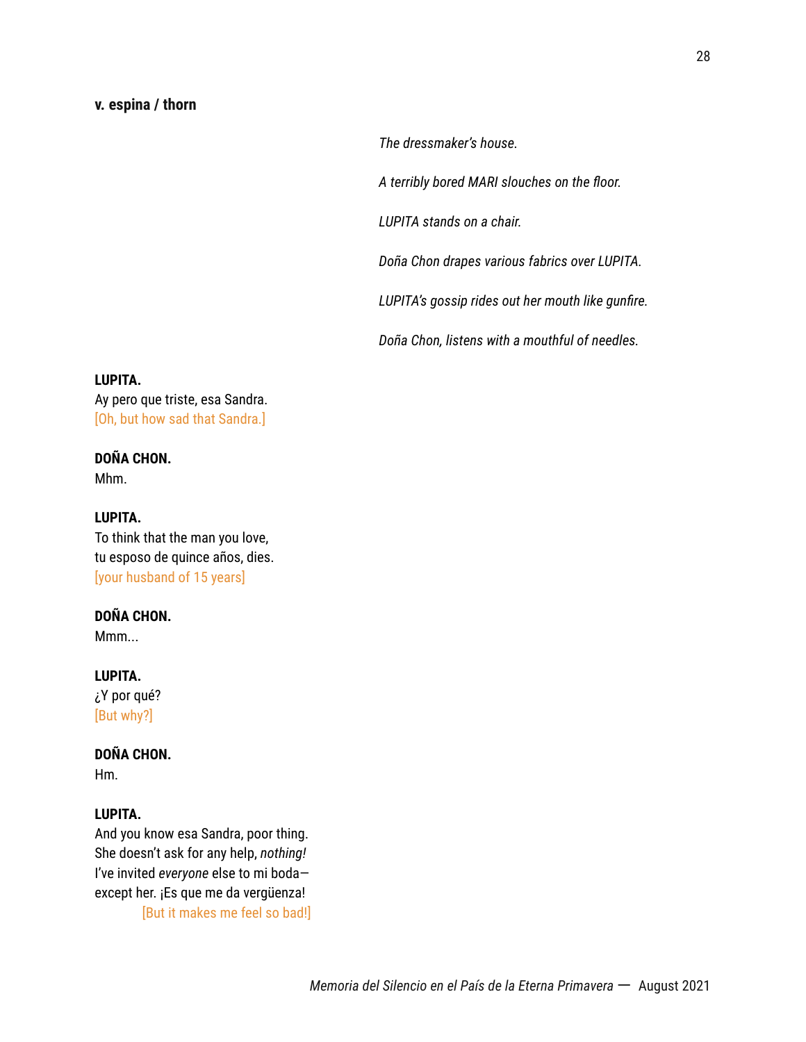**v. espina / thorn**

*The dressmaker's house.*

*A terribly bored MARI slouches on the floor.*

*LUPITA stands on a chair.*

*Doña Chon drapes various fabrics over LUPITA.*

*LUPITA's gossip rides out her mouth like gunfire.*

*Doña Chon, listens with a mouthful of needles.*

**LUPITA.**
Ay pero que triste, esa Sandra.
[Oh, but how sad that Sandra.]

**DOÑA CHON.**
Mhm.

**LUPITA.**
To think that the man you love,
tu esposo de quince años, dies.
[your husband of 15 years]

**DOÑA CHON.**
Mmm...

**LUPITA.**
¿Y por qué?
[But why?]

**DOÑA CHON.**
Hm.

**LUPITA.**
And you know esa Sandra, poor thing.
She doesn't ask for any help, *nothing!*
I've invited *everyone* else to mi boda—
except her. ¡Es que me da vergüenza!
[But it makes me feel so bad!]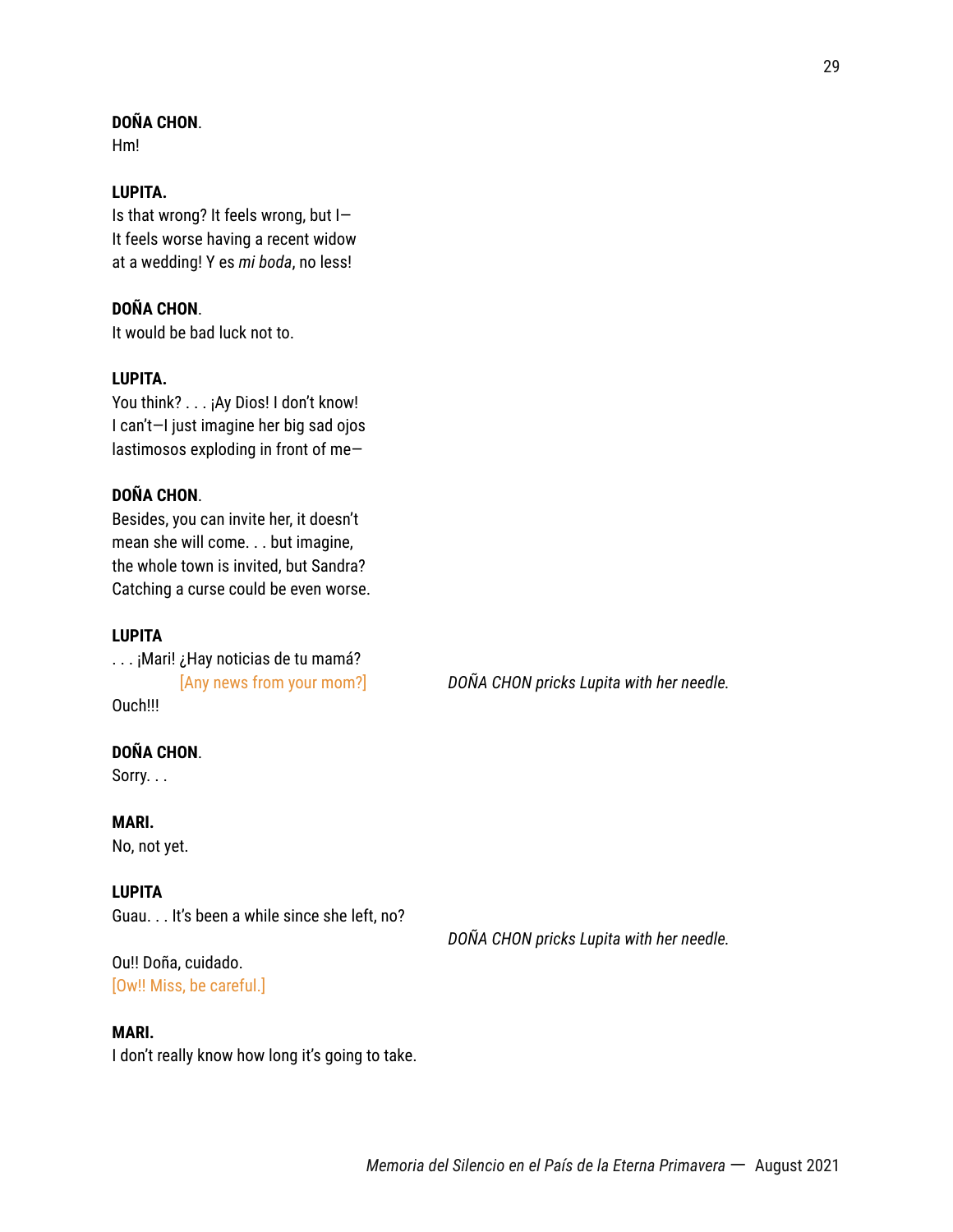**DOÑA CHON**.
Hm!

**LUPITA.**
Is that wrong? It feels wrong, but I—
It feels worse having a recent widow
at a wedding! Y es *mi boda*, no less!

**DOÑA CHON**.
It would be bad luck not to.

**LUPITA.**
You think? . . . ¡Ay Dios! I don't know!
I can't—I just imagine her big sad ojos
lastimosos exploding in front of me—

**DOÑA CHON**.
Besides, you can invite her, it doesn't
mean she will come. . . but imagine,
the whole town is invited, but Sandra?
Catching a curse could be even worse.

**LUPITA**
. . . ¡Mari! ¿Hay noticias de tu mamá?
[Any news from your mom?]

*DOÑA CHON pricks Lupita with her needle.*

Ouch!!!

**DOÑA CHON**.
Sorry. . .

**MARI.**
No, not yet.

**LUPITA**
Guau. . . It's been a while since she left, no?

*DOÑA CHON pricks Lupita with her needle.*

Ou!! Doña, cuidado.
[Ow!! Miss, be careful.]

**MARI.**
I don't really know how long it's going to take.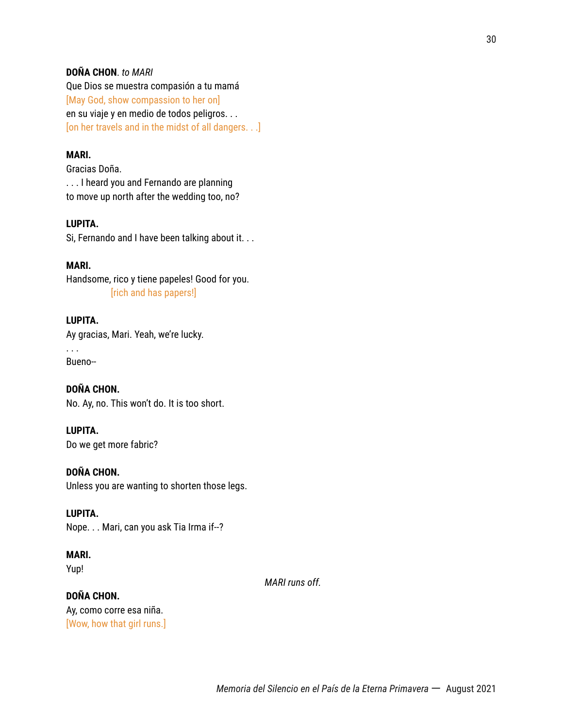**DOÑA CHON**. *to MARI*
Que Dios se muestra compasión a tu mamá
[May God, show compassion to her on]
en su viaje y en medio de todos peligros. . .
[on her travels and in the midst of all dangers. . .]

**MARI.**
Gracias Doña.
. . . I heard you and Fernando are planning
to move up north after the wedding too, no?

**LUPITA.**
Si, Fernando and I have been talking about it. . .

**MARI.**
Handsome, rico y tiene papeles! Good for you.
[rich and has papers!]

**LUPITA.**
Ay gracias, Mari. Yeah, we're lucky.
. . .
Bueno--

**DOÑA CHON.**
No. Ay, no. This won't do. It is too short.

**LUPITA.**
Do we get more fabric?

**DOÑA CHON.**
Unless you are wanting to shorten those legs.

**LUPITA.**
Nope. . . Mari, can you ask Tia Irma if--?

**MARI.**
Yup!

*MARI runs off.*

**DOÑA CHON.**
Ay, como corre esa niña.
[Wow, how that girl runs.]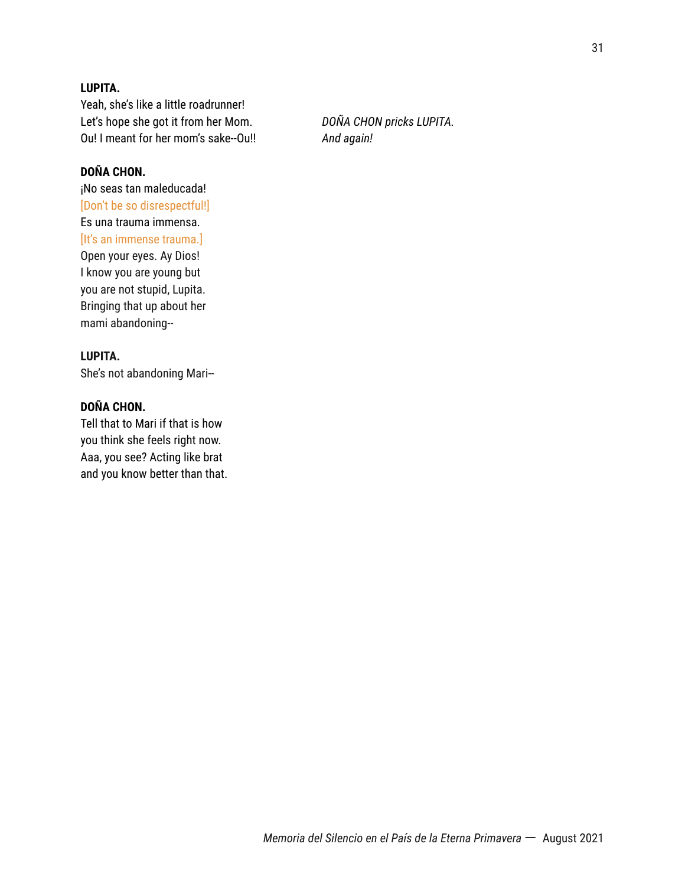**LUPITA.**
Yeah, she's like a little roadrunner!
Let's hope she got it from her Mom.
*DOÑA CHON pricks LUPITA.*
Ou! I meant for her mom's sake--Ou!!
*And again!*

**DOÑA CHON.**
¡No seas tan maleducada!
[Don't be so disrespectful!]
Es una trauma immensa.
[It's an immense trauma.]
Open your eyes. Ay Dios!
I know you are young but
you are not stupid, Lupita.
Bringing that up about her
mami abandoning--

**LUPITA.**
She's not abandoning Mari--

**DOÑA CHON.**
Tell that to Mari if that is how
you think she feels right now.
Aaa, you see? Acting like brat
and you know better than that.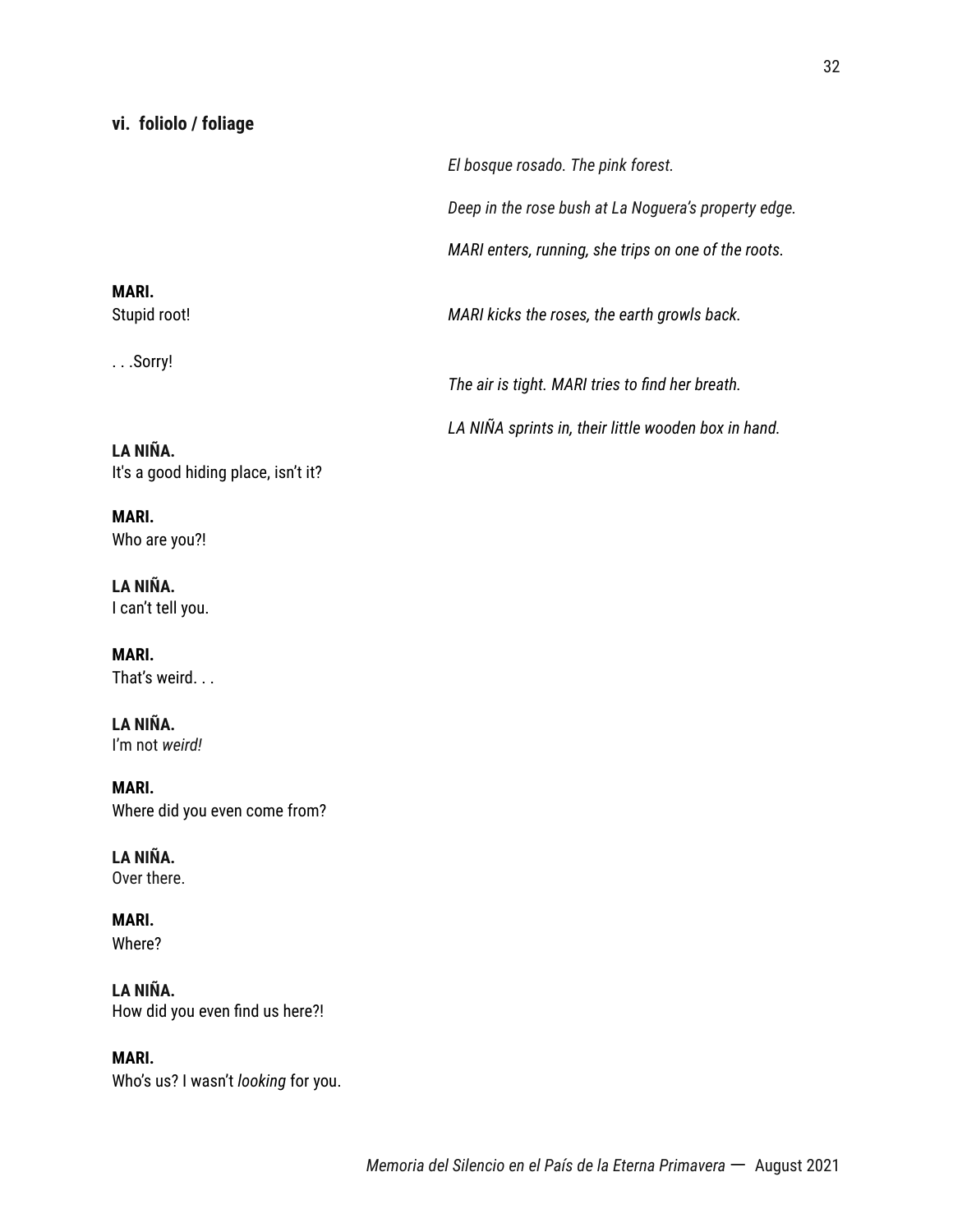### vi. foliolo / foliage

*El bosque rosado. The pink forest.*

*Deep in the rose bush at La Noguera's property edge.*

*MARI enters, running, she trips on one of the roots.*

**MARI.**
Stupid root!

*MARI kicks the roses, the earth growls back.*

. . .Sorry!

*The air is tight. MARI tries to find her breath.*

*LA NIÑA sprints in, their little wooden box in hand.*

**LA NIÑA.**
It's a good hiding place, isn't it?

**MARI.**
Who are you?!

**LA NIÑA.**
I can't tell you.

**MARI.**
That's weird. . .

**LA NIÑA.**
I'm not *weird!*

**MARI.**
Where did you even come from?

**LA NIÑA.**
Over there.

**MARI.**
Where?

**LA NIÑA.**
How did you even find us here?!

**MARI.**
Who's us? I wasn't *looking* for you.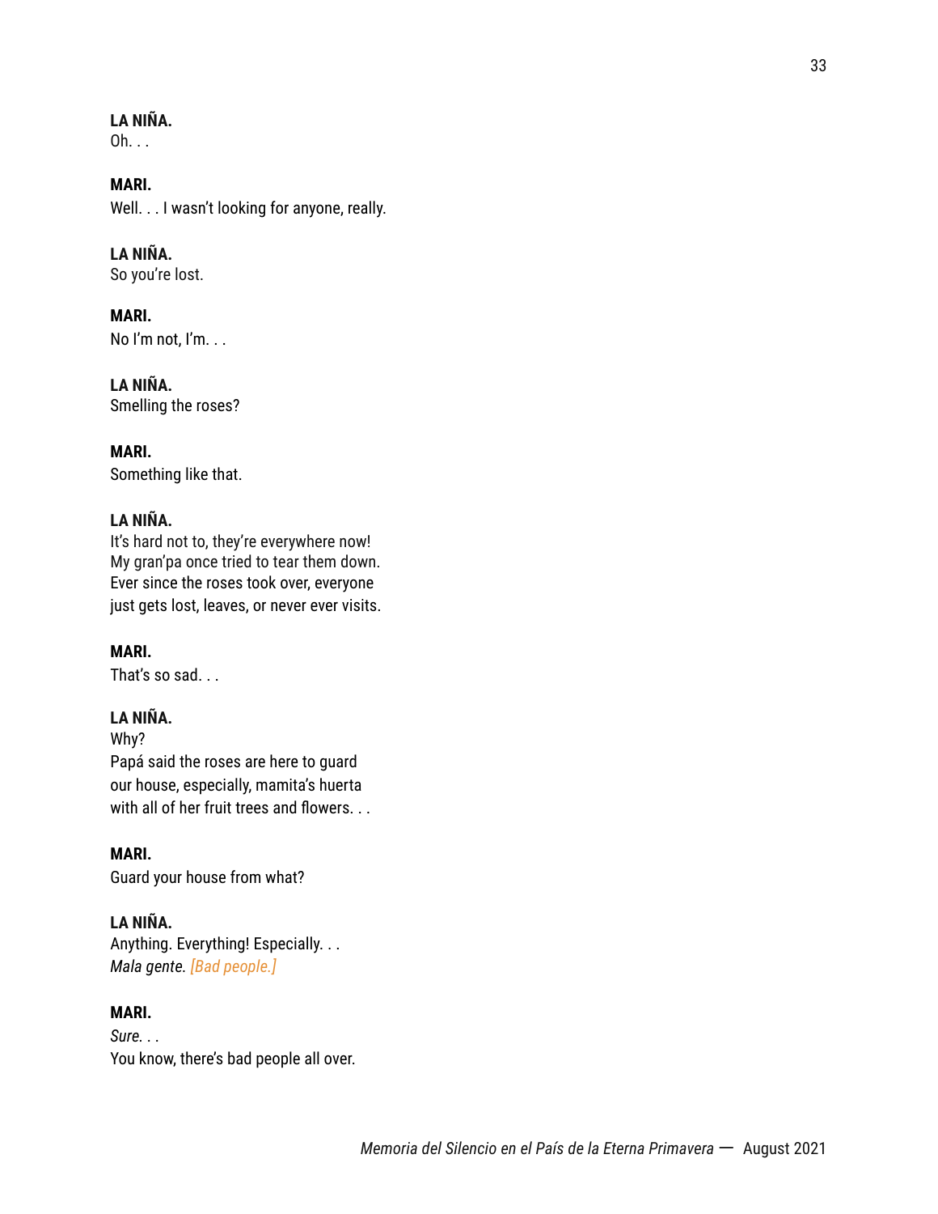**LA NIÑA.**
Oh. . .

**MARI.**
Well. . . I wasn't looking for anyone, really.

**LA NIÑA.**
So you're lost.

**MARI.**
No I'm not, I'm. . .

**LA NIÑA.**
Smelling the roses?

**MARI.**
Something like that.

**LA NIÑA.**
It's hard not to, they're everywhere now!
My gran'pa once tried to tear them down.
Ever since the roses took over, everyone
just gets lost, leaves, or never ever visits.

**MARI.**
That's so sad. . .

**LA NIÑA.**
Why?
Papá said the roses are here to guard
our house, especially, mamita's huerta
with all of her fruit trees and flowers. . .

**MARI.**
Guard your house from what?

**LA NIÑA.**
Anything. Everything! Especially. . .
*Mala gente.* *[Bad people.]*

**MARI.**
*Sure. . .*
You know, there's bad people all over.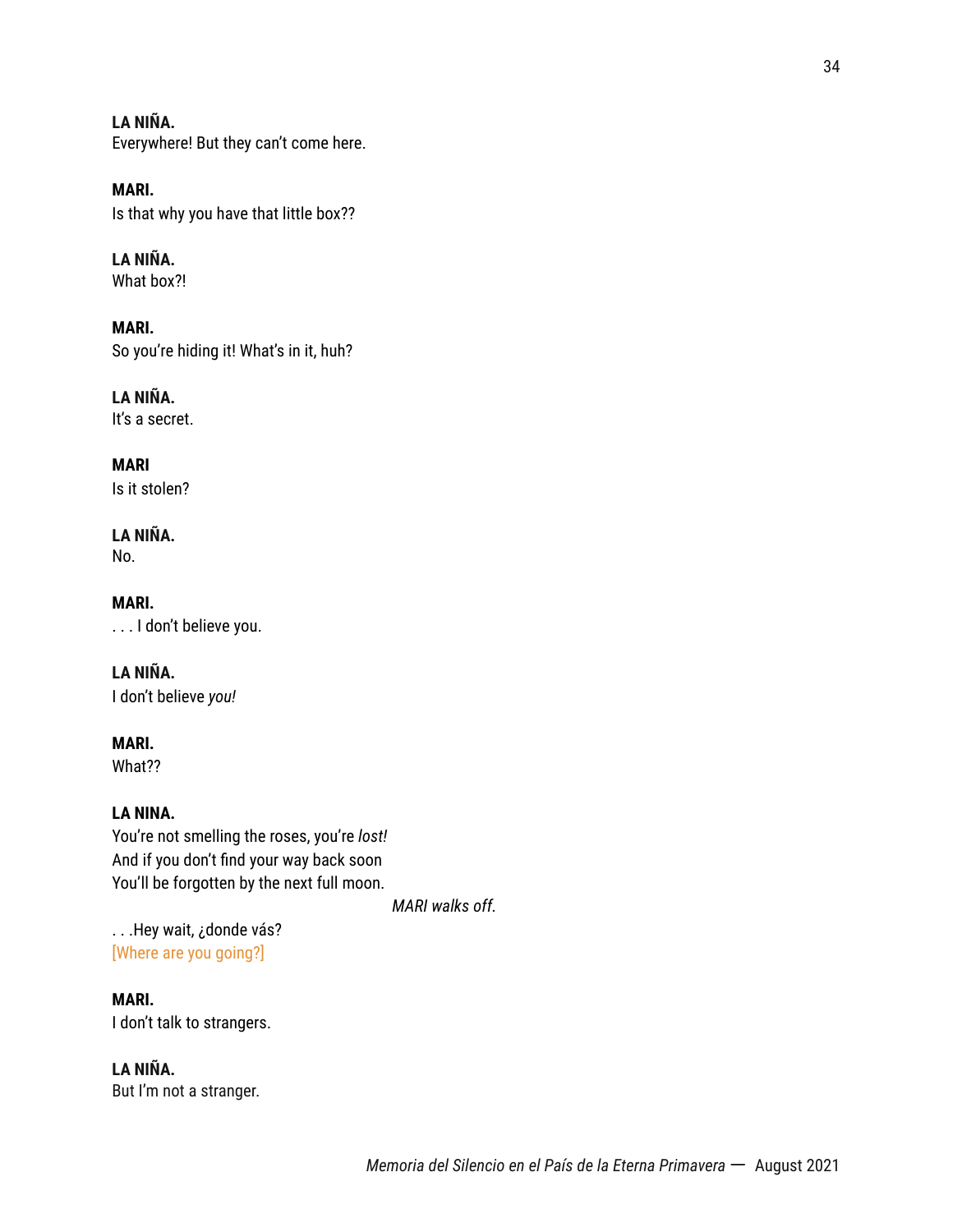**LA NIÑA.**
Everywhere! But they can't come here.

**MARI.**
Is that why you have that little box??

**LA NIÑA.**
What box?!

**MARI.**
So you're hiding it! What's in it, huh?

**LA NIÑA.**
It's a secret.

**MARI**
Is it stolen?

**LA NIÑA.**
No.

**MARI.**
. . . I don't believe you.

**LA NIÑA.**
I don't believe *you!*

**MARI.**
What??

**LA NINA.**
You're not smelling the roses, you're *lost!*
And if you don't find your way back soon
You'll be forgotten by the next full moon.

*MARI walks off.*

. . .Hey wait, ¿donde vás?
[Where are you going?]

**MARI.**
I don't talk to strangers.

**LA NIÑA.**
But I'm not a stranger.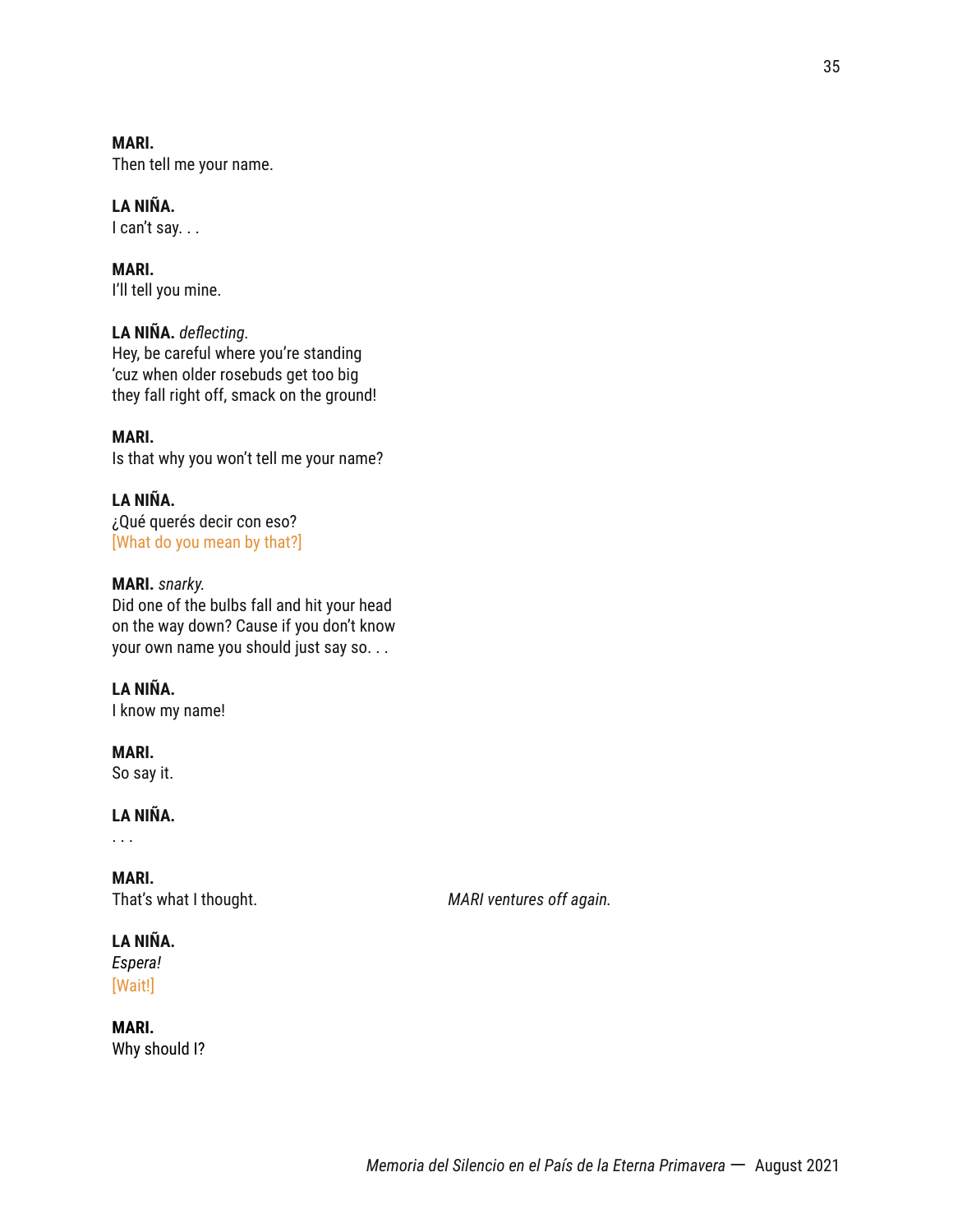**MARI.**
Then tell me your name.

**LA NIÑA.**
I can't say. . .

**MARI.**
I'll tell you mine.

**LA NIÑA.** *deflecting.*
Hey, be careful where you're standing
'cuz when older rosebuds get too big
they fall right off, smack on the ground!

**MARI.**
Is that why you won't tell me your name?

**LA NIÑA.**
¿Qué querés decir con eso?
[What do you mean by that?]

**MARI.** *snarky.*
Did one of the bulbs fall and hit your head
on the way down? Cause if you don't know
your own name you should just say so. . .

**LA NIÑA.**
I know my name!

**MARI.**
So say it.

**LA NIÑA.**
. . .

**MARI.**
That's what I thought.

*MARI ventures off again.*

**LA NIÑA.**
*Espera!*
[Wait!]

**MARI.**
Why should I?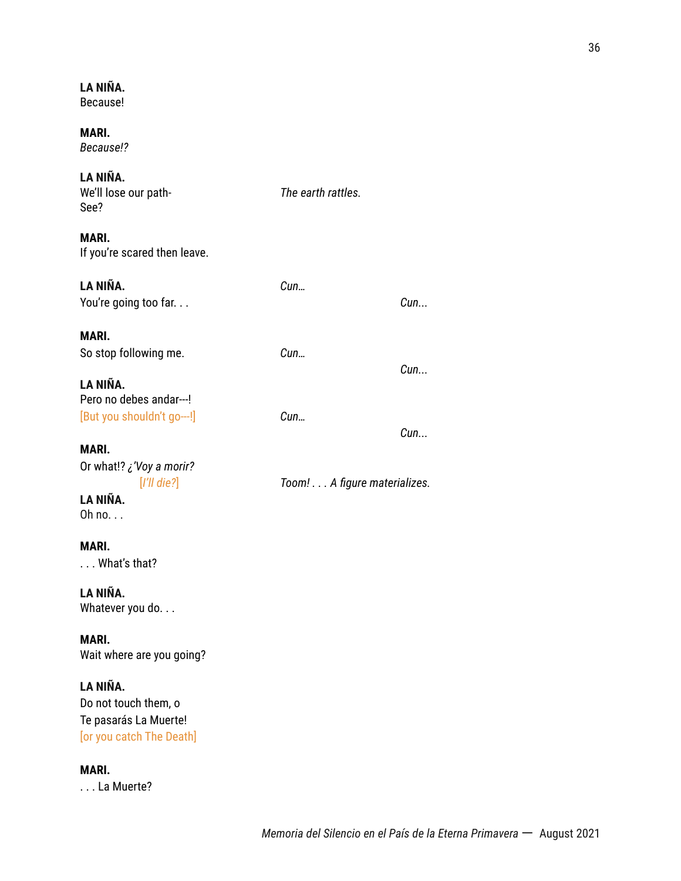**LA NIÑA.**
Because!

**MARI.**
*Because!?*

**LA NIÑA.**
We'll lose our path-
See?

*The earth rattles.*

**MARI.**
If you're scared then leave.

**LA NIÑA.**
You're going too far. . .

*Cun…*

*Cun...*

**MARI.**
So stop following me.

*Cun…*

*Cun...*

**LA NIÑA.**
Pero no debes andar---!
[But you shouldn't go---!]

*Cun…*

*Cun...*

**MARI.**
Or what!? *¿'Voy a morir?*
[*I'll die?*]

*Toom! . . . A figure materializes.*

**LA NIÑA.**
Oh no. . .

**MARI.**
. . . What's that?

**LA NIÑA.**
Whatever you do. . .

**MARI.**
Wait where are you going?

**LA NIÑA.**
Do not touch them, o
Te pasarás La Muerte!
[or you catch The Death]

**MARI.**
. . . La Muerte?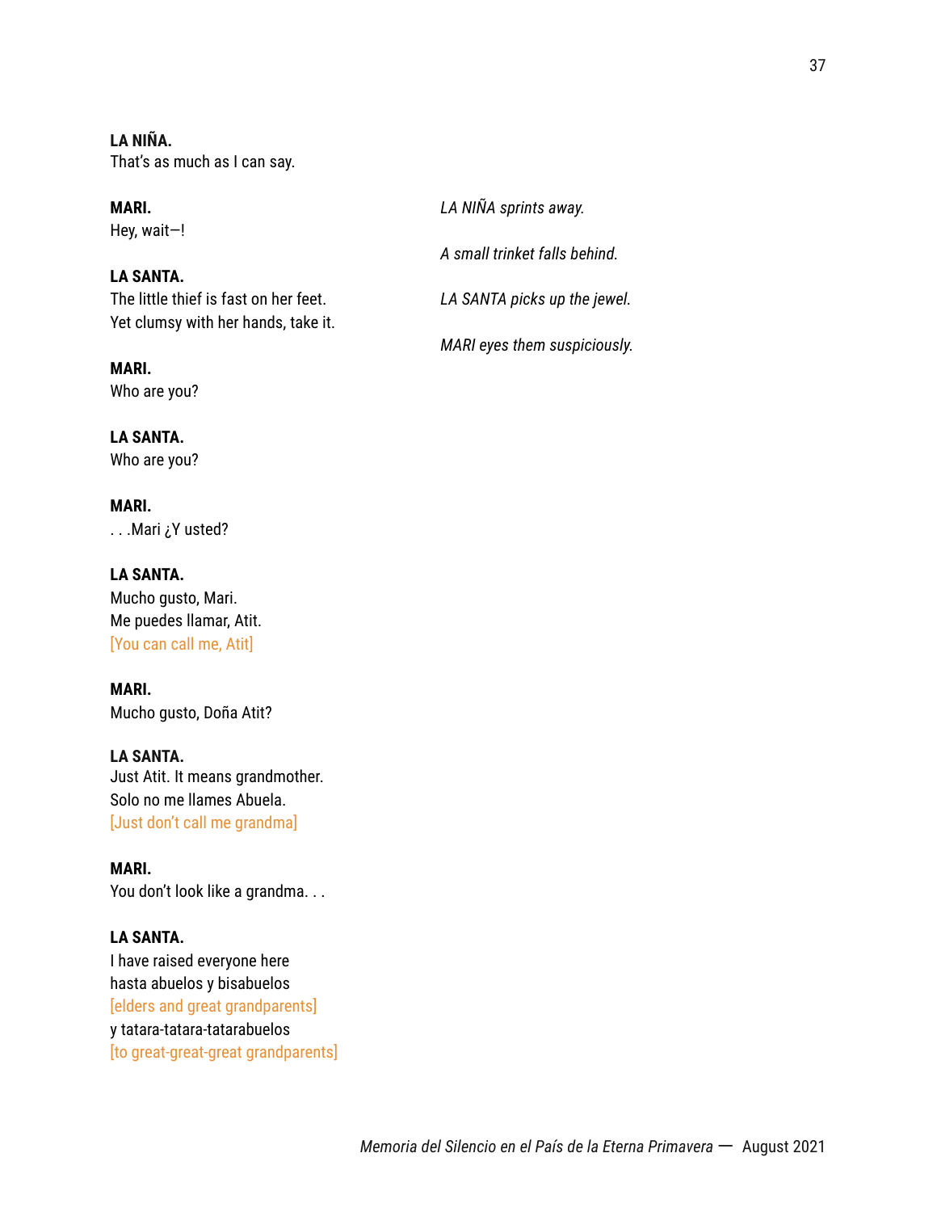**LA NIÑA.**
That's as much as I can say.

**MARI.**
Hey, wait—!

*LA NIÑA sprints away.*

*A small trinket falls behind.*

*LA SANTA picks up the jewel.*

**LA SANTA.**
The little thief is fast on her feet.
Yet clumsy with her hands, take it.

*MARI eyes them suspiciously.*

**MARI.**
Who are you?

**LA SANTA.**
Who are you?

**MARI.**
. . .Mari ¿Y usted?

**LA SANTA.**
Mucho gusto, Mari.
Me puedes llamar, Atit.
[You can call me, Atit]

**MARI.**
Mucho gusto, Doña Atit?

**LA SANTA.**
Just Atit. It means grandmother.
Solo no me llames Abuela.
[Just don't call me grandma]

**MARI.**
You don't look like a grandma. . .

**LA SANTA.**
I have raised everyone here
hasta abuelos y bisabuelos
[elders and great grandparents]
y tatara-tatara-tatarabuelos
[to great-great-great grandparents]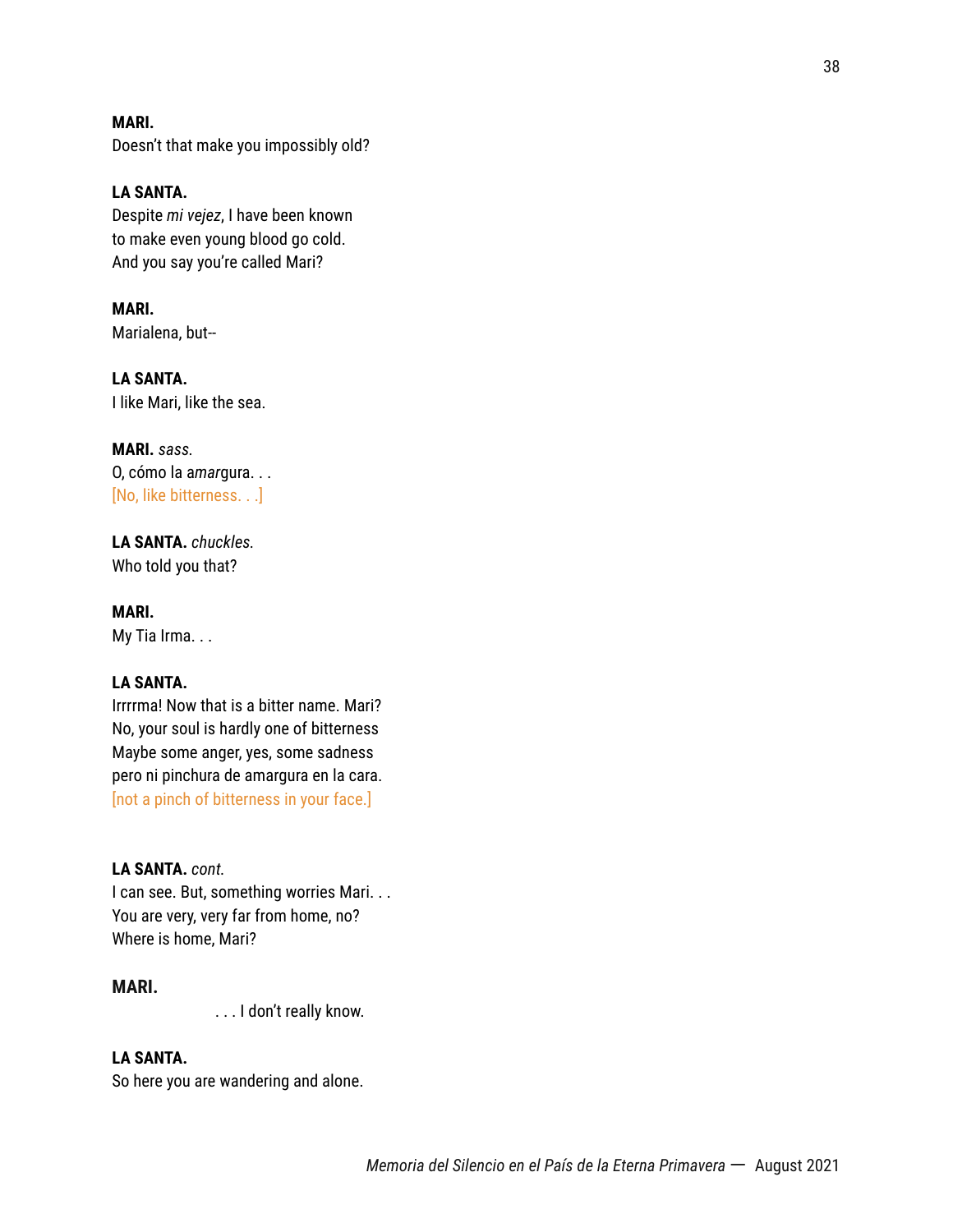**MARI.**
Doesn't that make you impossibly old?

**LA SANTA.**
Despite *mi vejez*, I have been known
to make even young blood go cold.
And you say you're called Mari?

**MARI.**
Marialena, but--

**LA SANTA.**
I like Mari, like the sea.

**MARI.** *sass.*
O, cómo la a*mar*gura. . .
[No, like bitterness. . .]

**LA SANTA.** *chuckles.*
Who told you that?

**MARI.**
My Tia Irma. . .

**LA SANTA.**
Irrrrma! Now that is a bitter name. Mari?
No, your soul is hardly one of bitterness
Maybe some anger, yes, some sadness
pero ni pinchura de amargura en la cara.
[not a pinch of bitterness in your face.]

**LA SANTA.** *cont.*
I can see. But, something worries Mari. . .
You are very, very far from home, no?
Where is home, Mari?

**MARI.**
. . . I don't really know.

**LA SANTA.**
So here you are wandering and alone.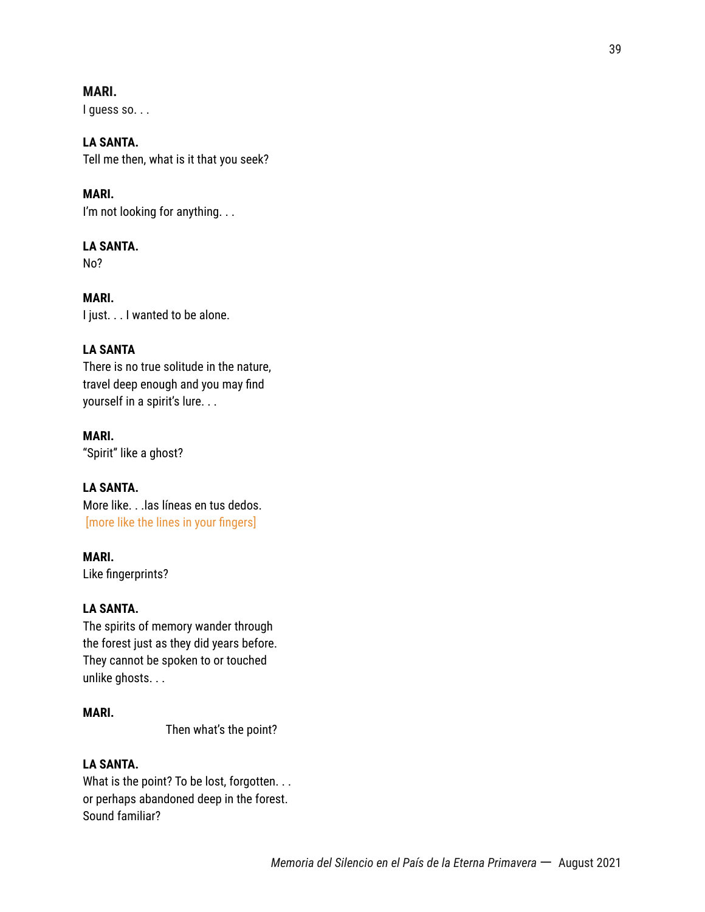**MARI.**
I guess so. . .

**LA SANTA.**
Tell me then, what is it that you seek?

**MARI.**
I'm not looking for anything. . .

**LA SANTA.**
No?

**MARI.**
I just. . . I wanted to be alone.

**LA SANTA**
There is no true solitude in the nature,
travel deep enough and you may find
yourself in a spirit's lure. . .

**MARI.**
"Spirit" like a ghost?

**LA SANTA.**
More like. . .las líneas en tus dedos.
[more like the lines in your fingers]

**MARI.**
Like fingerprints?

**LA SANTA.**
The spirits of memory wander through
the forest just as they did years before.
They cannot be spoken to or touched
unlike ghosts. . .

**MARI.**
Then what's the point?

**LA SANTA.**
What is the point? To be lost, forgotten. . .
or perhaps abandoned deep in the forest.
Sound familiar?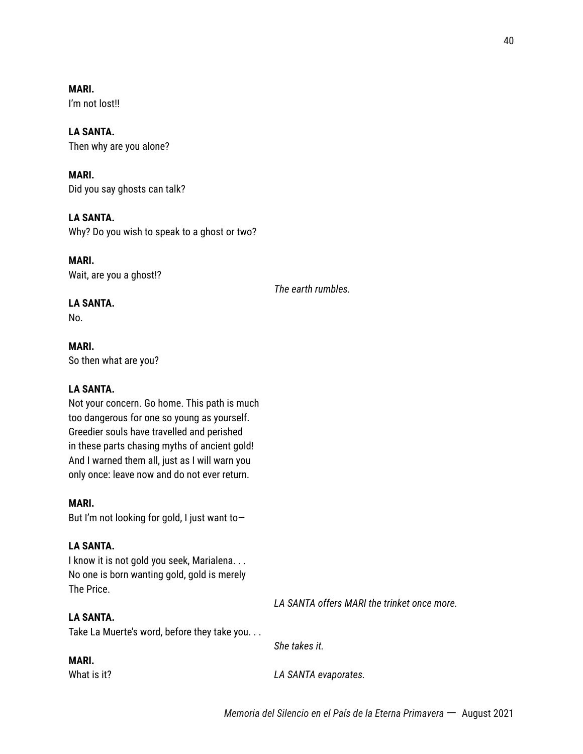**MARI.**
I'm not lost!!

**LA SANTA.**
Then why are you alone?

**MARI.**
Did you say ghosts can talk?

**LA SANTA.**
Why? Do you wish to speak to a ghost or two?

**MARI.**
Wait, are you a ghost!?

*The earth rumbles.*

**LA SANTA.**
No.

**MARI.**
So then what are you?

**LA SANTA.**
Not your concern. Go home. This path is much
too dangerous for one so young as yourself.
Greedier souls have travelled and perished
in these parts chasing myths of ancient gold!
And I warned them all, just as I will warn you
only once: leave now and do not ever return.

**MARI.**
But I'm not looking for gold, I just want to—

**LA SANTA.**
I know it is not gold you seek, Marialena. . .
No one is born wanting gold, gold is merely
The Price.

*LA SANTA offers MARI the trinket once more.*

**LA SANTA.**
Take La Muerte's word, before they take you. . .

*She takes it.*

**MARI.**
What is it?

*LA SANTA evaporates.*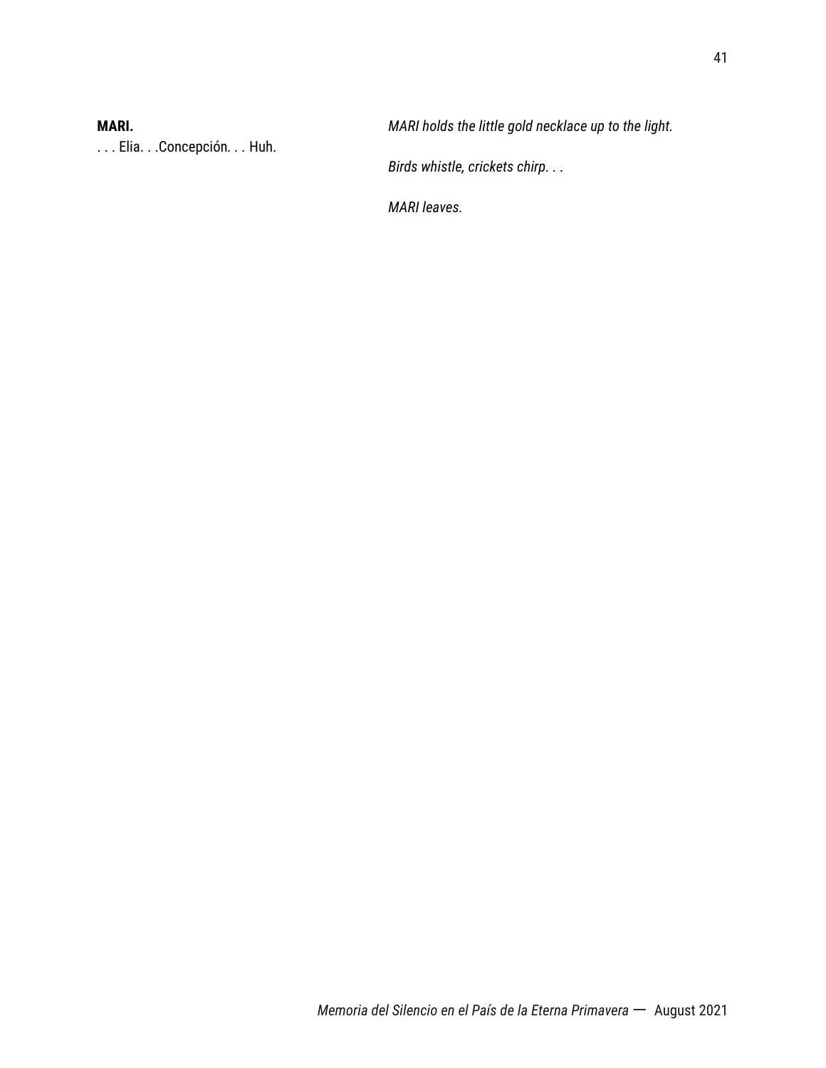**MARI.**
. . . Elia. . .Concepción. . . Huh.

*MARI holds the little gold necklace up to the light.*

*Birds whistle, crickets chirp. . .*

*MARI leaves.*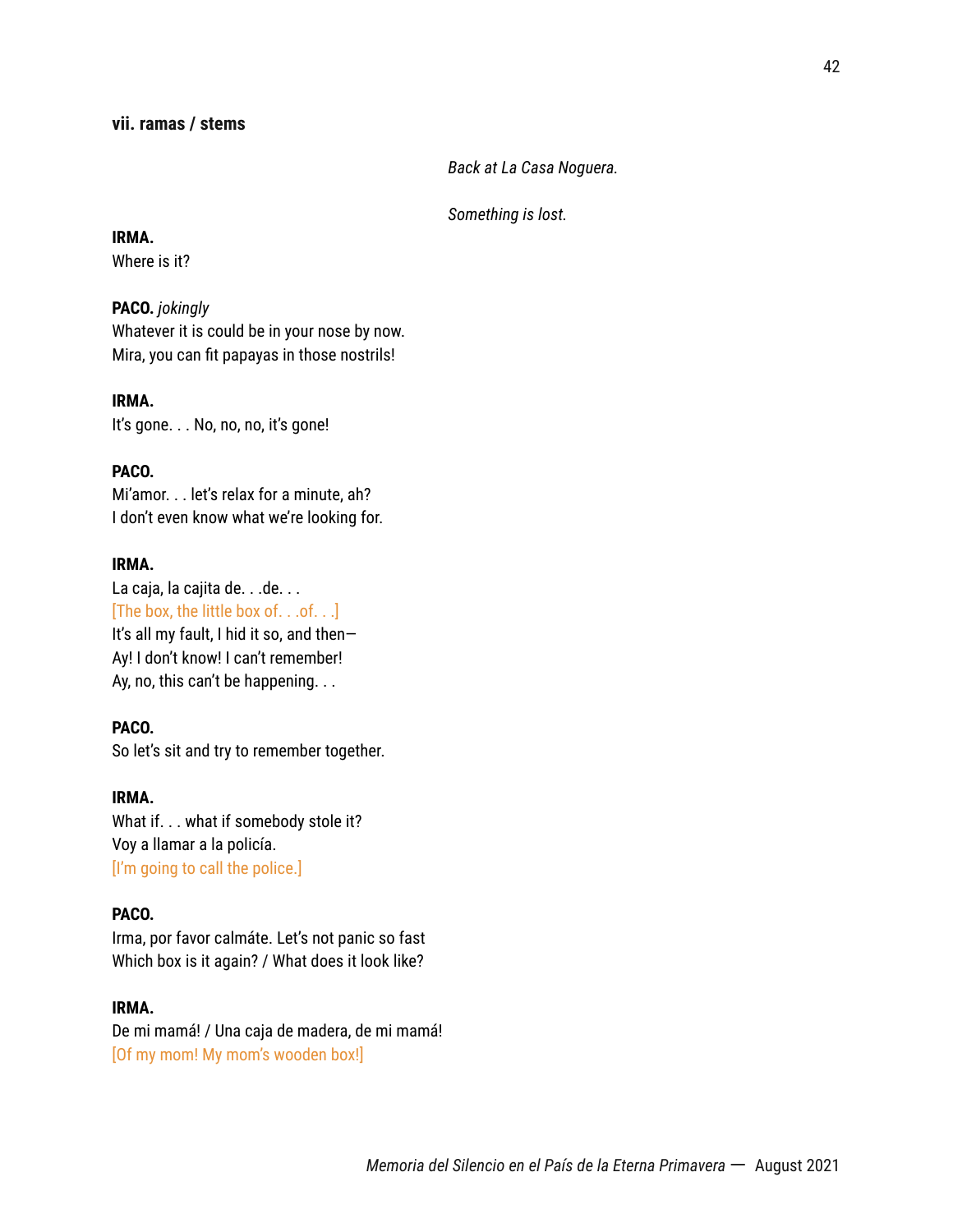**vii. ramas / stems**

*Back at La Casa Noguera.*

*Something is lost.*

**IRMA.**
Where is it?

**PACO.** *jokingly*
Whatever it is could be in your nose by now.
Mira, you can fit papayas in those nostrils!

**IRMA.**
It's gone. . . No, no, no, it's gone!

**PACO.**
Mi'amor. . . let's relax for a minute, ah?
I don't even know what we're looking for.

**IRMA.**
La caja, la cajita de. . .de. . .
[The box, the little box of. . .of. . .]
It's all my fault, I hid it so, and then—
Ay! I don't know! I can't remember!
Ay, no, this can't be happening. . .

**PACO.**
So let's sit and try to remember together.

**IRMA.**
What if. . . what if somebody stole it?
Voy a llamar a la policía.
[I'm going to call the police.]

**PACO.**
Irma, por favor calmáte. Let's not panic so fast
Which box is it again? / What does it look like?

**IRMA.**
De mi mamá! / Una caja de madera, de mi mamá!
[Of my mom! My mom's wooden box!]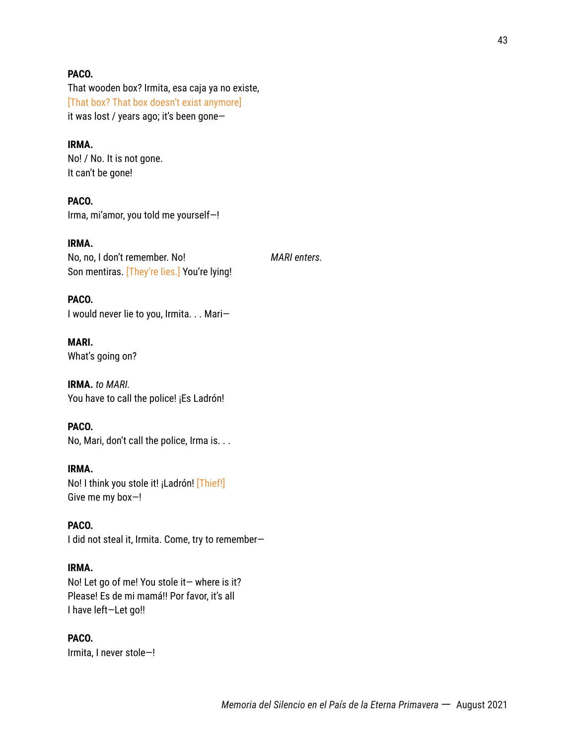**PACO.**
That wooden box? Irmita, esa caja ya no existe,
[That box? That box doesn't exist anymore]
it was lost / years ago; it's been gone—

**IRMA.**
No! / No. It is not gone.
It can't be gone!

**PACO.**
Irma, mi'amor, you told me yourself—!

**IRMA.**
No, no, I don't remember. No!
Son mentiras. [They're lies.] You're lying!

*MARI enters.*

**PACO.**
I would never lie to you, Irmita. . . Mari—

**MARI.**
What's going on?

**IRMA.** *to MARI.*
You have to call the police! ¡Es Ladrón!

**PACO.**
No, Mari, don't call the police, Irma is. . .

**IRMA.**
No! I think you stole it! ¡Ladrón! [Thief!]
Give me my box—!

**PACO.**
I did not steal it, Irmita. Come, try to remember—

**IRMA.**
No! Let go of me! You stole it— where is it?
Please! Es de mi mamá!! Por favor, it's all
I have left—Let go!!

**PACO.**
Irmita, I never stole—!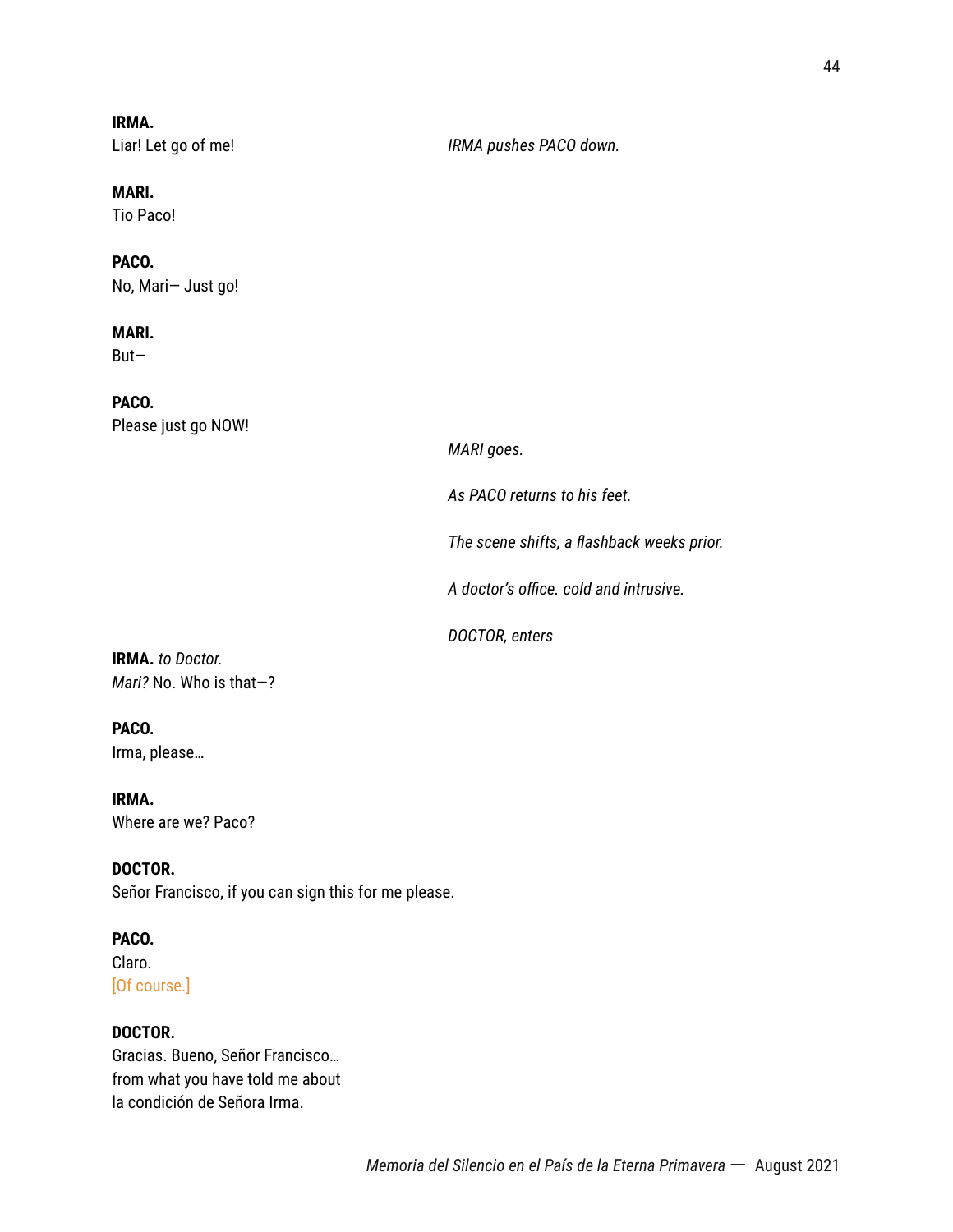**IRMA.**
Liar! Let go of me!

*IRMA pushes PACO down.*

**MARI.**
Tio Paco!

**PACO.**
No, Mari— Just go!

**MARI.**
But—

**PACO.**
Please just go NOW!

*MARI goes.*

*As PACO returns to his feet.*

*The scene shifts, a flashback weeks prior.*

*A doctor's office. cold and intrusive.*

*DOCTOR, enters*

**IRMA.** *to Doctor.*
*Mari?* No. Who is that—?

**PACO.**
Irma, please…

**IRMA.**
Where are we? Paco?

**DOCTOR.**
Señor Francisco, if you can sign this for me please.

**PACO.**
Claro.
[Of course.]

**DOCTOR.**
Gracias. Bueno, Señor Francisco…
from what you have told me about
la condición de Señora Irma.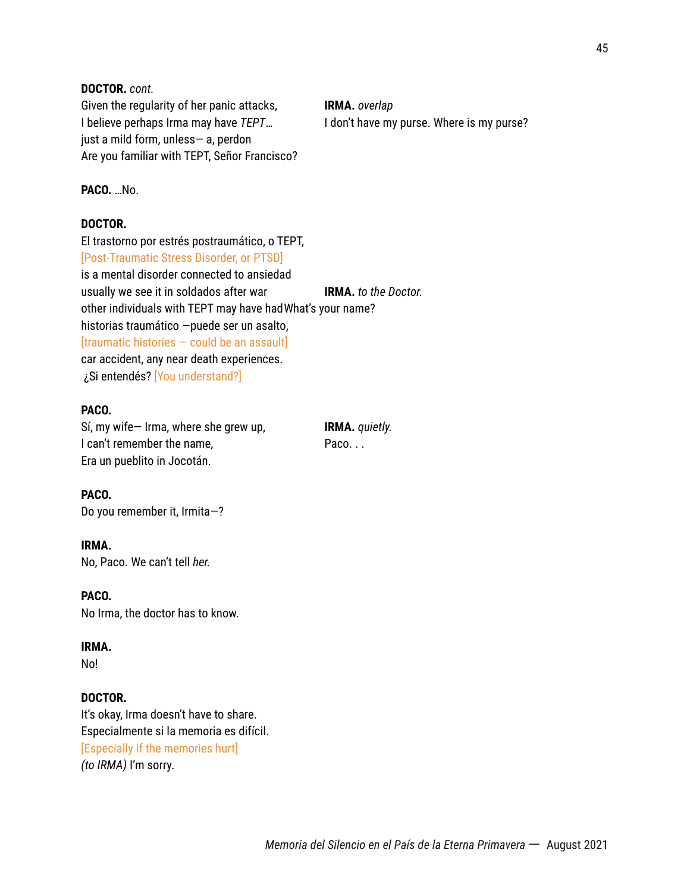**DOCTOR.** *cont.*
Given the regularity of her panic attacks,
I believe perhaps Irma may have *TEPT*…
just a mild form, unless— a, perdon
Are you familiar with TEPT, Señor Francisco?

**IRMA.** *overlap*
I don't have my purse. Where is my purse?

**PACO.** …No.

**DOCTOR.**
El trastorno por estrés postraumático, o TEPT,
[Post-Traumatic Stress Disorder, or PTSD]
is a mental disorder connected to ansiedad
usually we see it in soldados after war
other individuals with TEPT may have had
historias traumático —puede ser un asalto,
[traumatic histories — could be an assault]
car accident, any near death experiences.
¿Si entendés? [You understand?]

**IRMA.** *to the Doctor.*
What's your name?

**PACO.**
Sí, my wife— Irma, where she grew up,
I can't remember the name,
Era un pueblito in Jocotán.

**IRMA.** *quietly.*
Paco. . .

**PACO.**
Do you remember it, Irmita—?

**IRMA.**
No, Paco. We can't tell *her.*

**PACO.**
No Irma, the doctor has to know.

**IRMA.**
No!

**DOCTOR.**
It's okay, Irma doesn't have to share.
Especialmente si la memoria es difícil.
[Especially if the memories hurt]
*(to IRMA)* I'm sorry.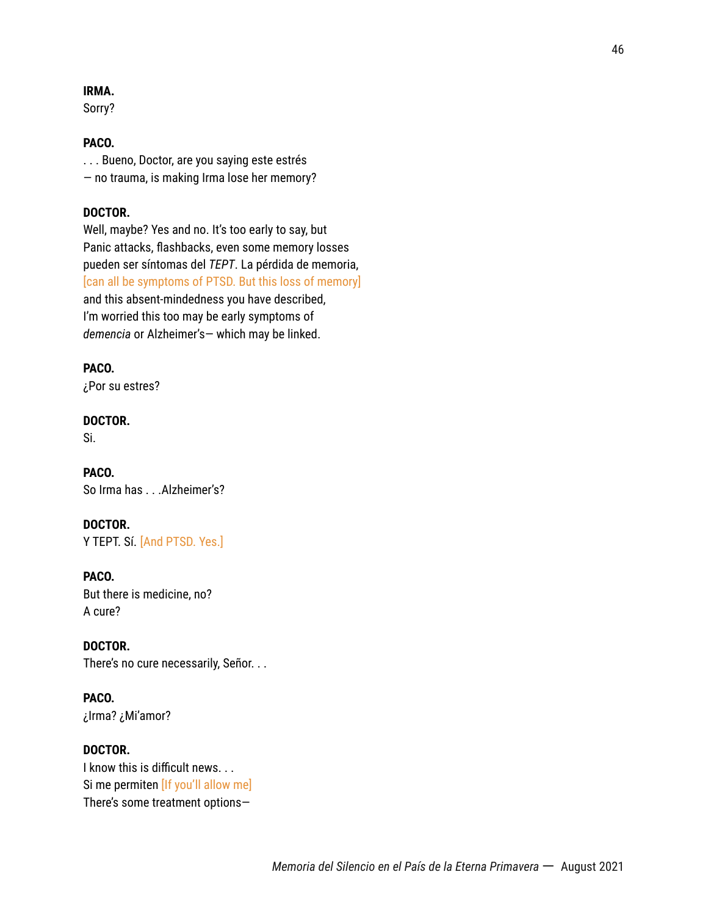**IRMA.**
Sorry?

**PACO.**
. . . Bueno, Doctor, are you saying este estrés
— no trauma, is making Irma lose her memory?

**DOCTOR.**
Well, maybe? Yes and no. It's too early to say, but
Panic attacks, flashbacks, even some memory losses
pueden ser síntomas del *TEPT*. La pérdida de memoria,
[can all be symptoms of PTSD. But this loss of memory]
and this absent-mindedness you have described,
I'm worried this too may be early symptoms of
*demencia* or Alzheimer's— which may be linked.

**PACO.**
¿Por su estres?

**DOCTOR.**
Si.

**PACO.**
So Irma has . . .Alzheimer's?

**DOCTOR.**
Y TEPT. Sí. [And PTSD. Yes.]

**PACO.**
But there is medicine, no?
A cure?

**DOCTOR.**
There's no cure necessarily, Señor. . .

**PACO.**
¿Irma? ¿Mi'amor?

**DOCTOR.**
I know this is difficult news. . .
Si me permiten [If you'll allow me]
There's some treatment options—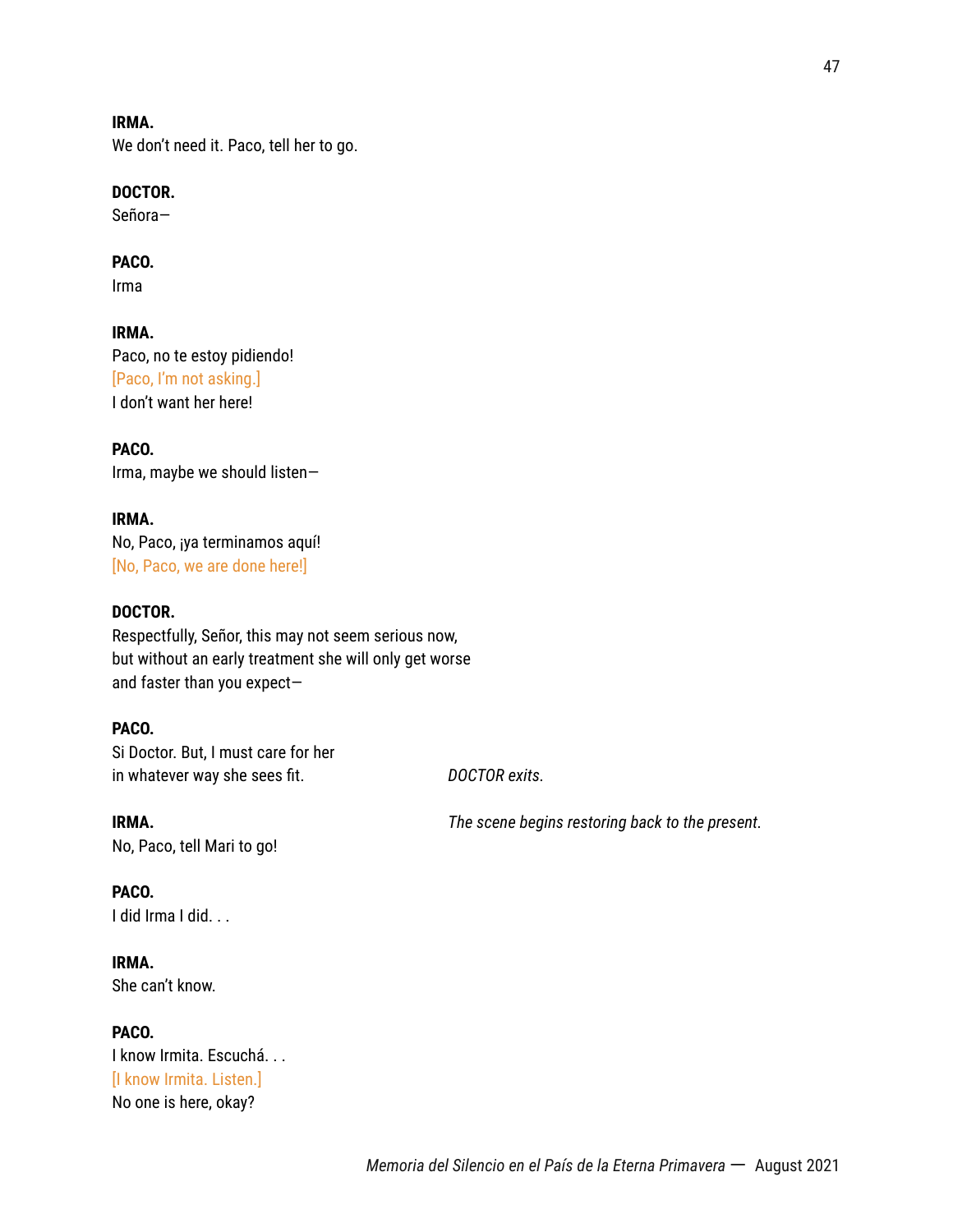**IRMA.**
We don't need it. Paco, tell her to go.

**DOCTOR.**
Señora—

**PACO.**
Irma

**IRMA.**
Paco, no te estoy pidiendo!
[Paco, I'm not asking.]
I don't want her here!

**PACO.**
Irma, maybe we should listen—

**IRMA.**
No, Paco, ¡ya terminamos aquí!
[No, Paco, we are done here!]

**DOCTOR.**
Respectfully, Señor, this may not seem serious now,
but without an early treatment she will only get worse
and faster than you expect—

**PACO.**
Si Doctor. But, I must care for her
in whatever way she sees fit.

*DOCTOR exits.*

*The scene begins restoring back to the present.*

**IRMA.**
No, Paco, tell Mari to go!

**PACO.**
I did Irma I did. . .

**IRMA.**
She can't know.

**PACO.**
I know Irmita. Escuchá. . .
[I know Irmita. Listen.]
No one is here, okay?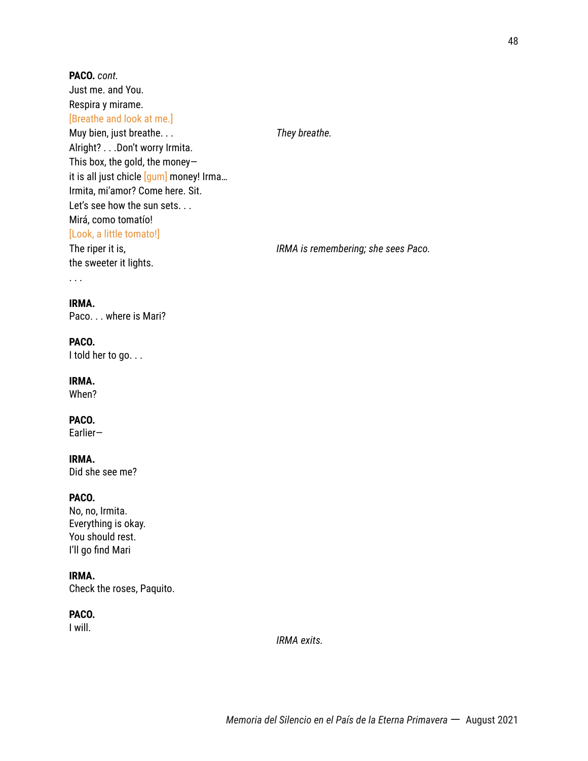**PACO.** *cont.*
Just me. and You.
Respira y mirame.
[Breathe and look at me.]
Muy bien, just breathe. . . *They breathe.*
Alright? . . .Don't worry Irmita.
This box, the gold, the money—
it is all just chicle [gum] money! Irma…
Irmita, mi'amor? Come here. Sit.
Let's see how the sun sets. . .
Mirá, como tomatío!
[Look, a little tomato!]
The riper it is, *IRMA is remembering; she sees Paco.*
the sweeter it lights.
. . .

**IRMA.**
Paco. . . where is Mari?

**PACO.**
I told her to go. . .

**IRMA.**
When?

**PACO.**
Earlier—

**IRMA.**
Did she see me?

**PACO.**
No, no, Irmita.
Everything is okay.
You should rest.
I'll go find Mari

**IRMA.**
Check the roses, Paquito.

**PACO.**
I will.

*IRMA exits.*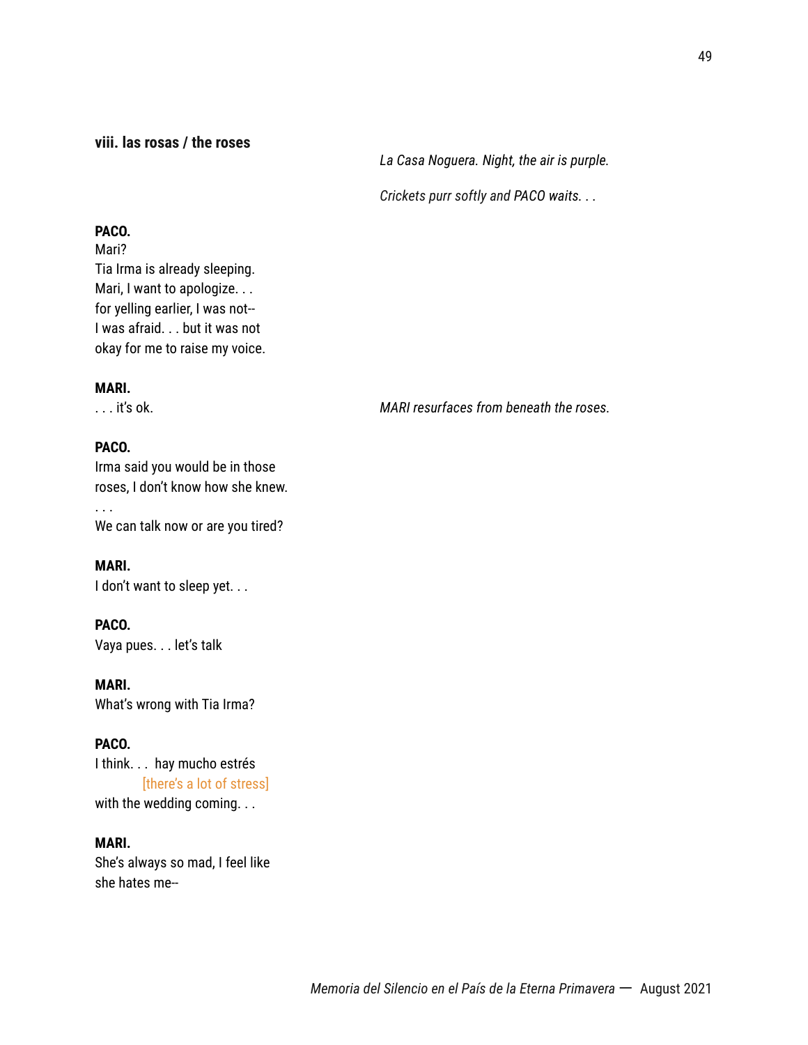### viii. las rosas / the roses

*La Casa Noguera. Night, the air is purple.*

*Crickets purr softly and PACO waits. . .*

**PACO.**
Mari?
Tia Irma is already sleeping.
Mari, I want to apologize. . .
for yelling earlier, I was not--
I was afraid. . . but it was not
okay for me to raise my voice.

*MARI resurfaces from beneath the roses.*

**MARI.**
. . . it's ok.

**PACO.**
Irma said you would be in those
roses, I don't know how she knew.
. . .
We can talk now or are you tired?

**MARI.**
I don't want to sleep yet. . .

**PACO.**
Vaya pues. . . let's talk

**MARI.**
What's wrong with Tia Irma?

**PACO.**
I think. . . hay mucho estrés
[there's a lot of stress]
with the wedding coming. . .

**MARI.**
She's always so mad, I feel like
she hates me--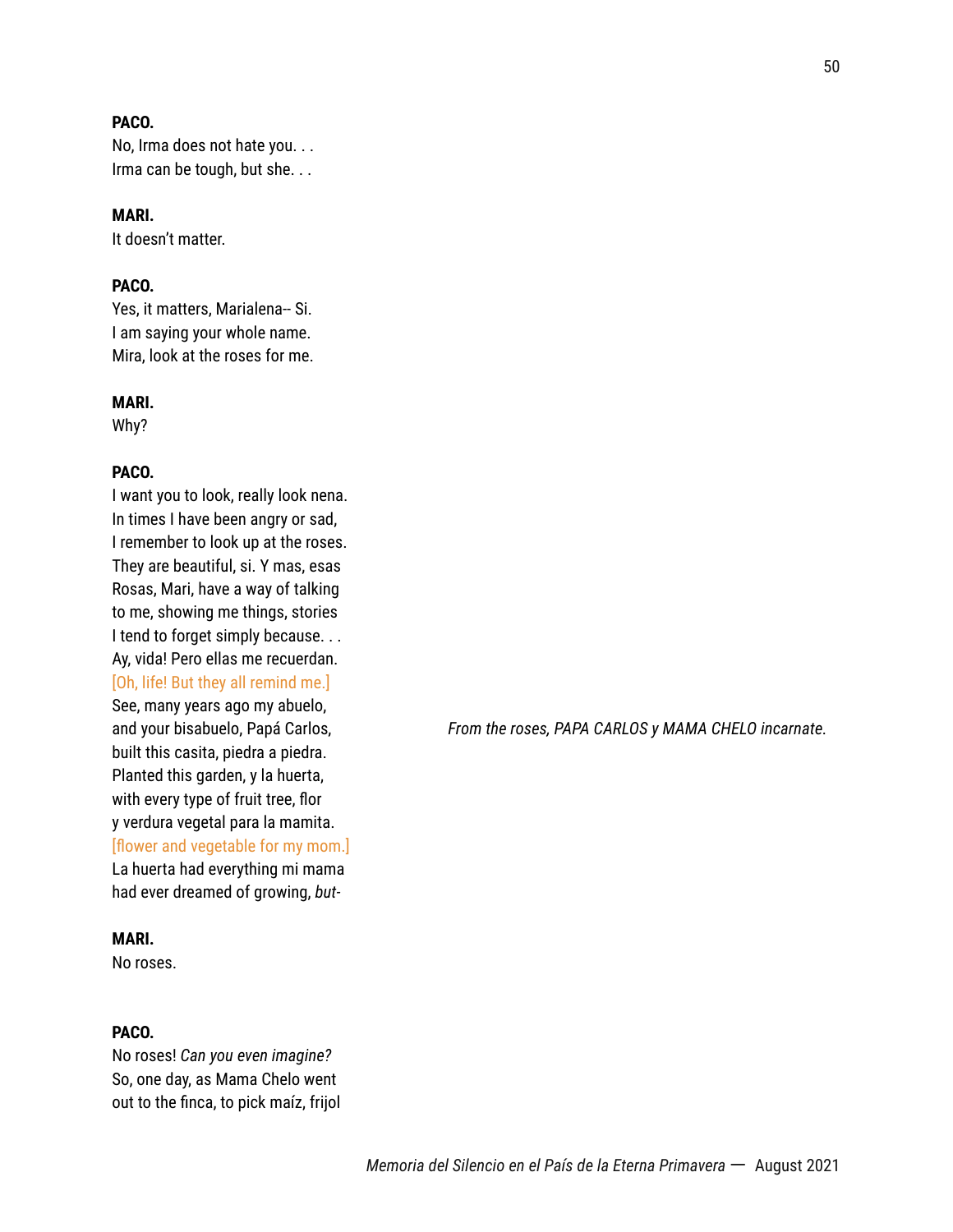**PACO.**
No, Irma does not hate you. . .
Irma can be tough, but she. . .

**MARI.**
It doesn't matter.

**PACO.**
Yes, it matters, Marialena-- Si.
I am saying your whole name.
Mira, look at the roses for me.

**MARI.**
Why?

**PACO.**
I want you to look, really look nena.
In times I have been angry or sad,
I remember to look up at the roses.
They are beautiful, si. Y mas, esas
Rosas, Mari, have a way of talking
to me, showing me things, stories
I tend to forget simply because. . .
Ay, vida! Pero ellas me recuerdan.
[Oh, life! But they all remind me.]
See, many years ago my abuelo,
and your bisabuelo, Papá Carlos,
built this casita, piedra a piedra.
Planted this garden, y la huerta,
with every type of fruit tree, flor
y verdura vegetal para la mamita.
[flower and vegetable for my mom.]
La huerta had everything mi mama
had ever dreamed of growing, *but-*

*From the roses, PAPA CARLOS y MAMA CHELO incarnate.*

**MARI.**
No roses.

**PACO.**
No roses! *Can you even imagine?*
So, one day, as Mama Chelo went
out to the finca, to pick maíz, frijol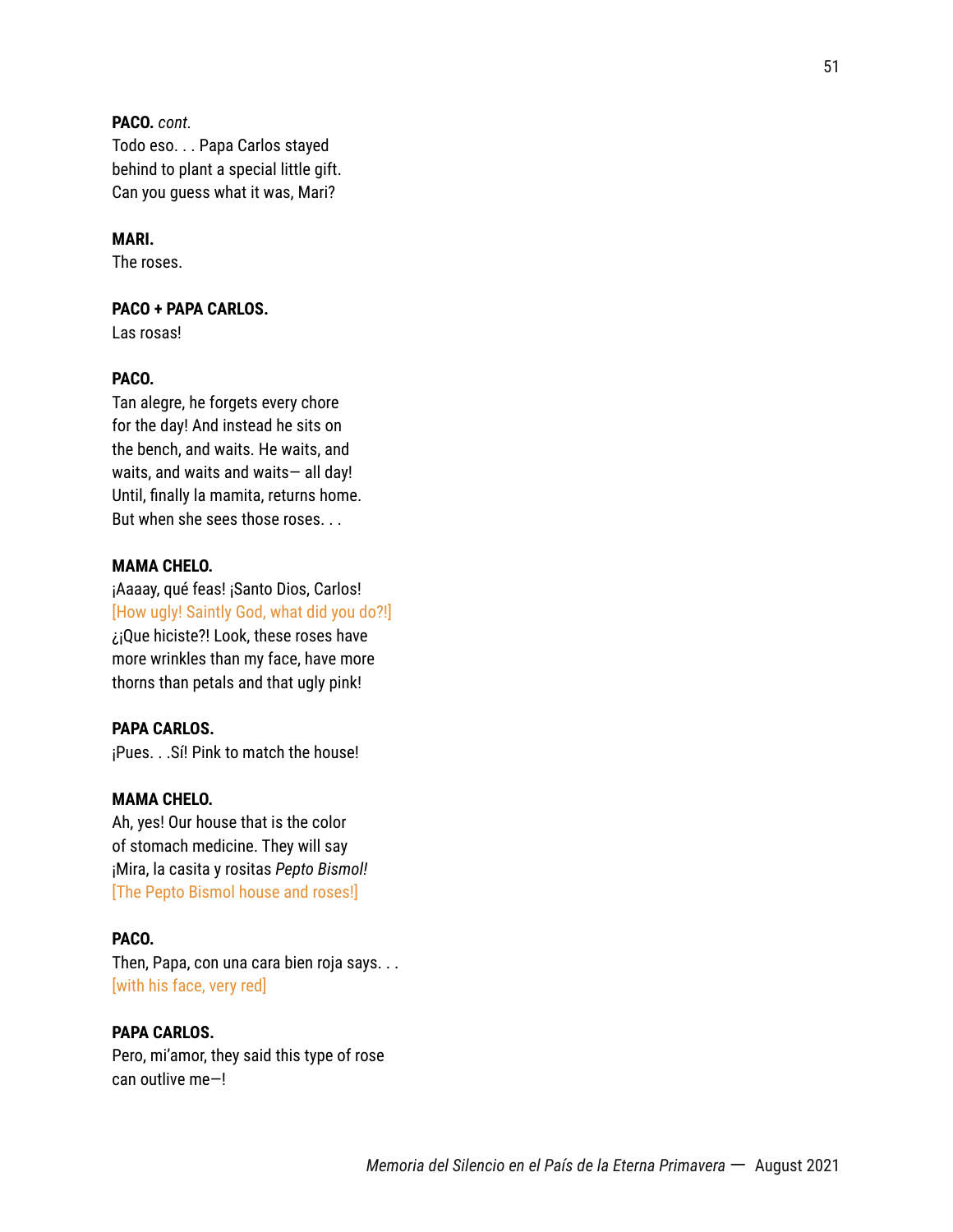**PACO.** *cont.*
Todo eso. . . Papa Carlos stayed behind to plant a special little gift. Can you guess what it was, Mari?

**MARI.**
The roses.

**PACO + PAPA CARLOS.**
Las rosas!

**PACO.**
Tan alegre, he forgets every chore for the day! And instead he sits on the bench, and waits. He waits, and waits, and waits and waits— all day! Until, finally la mamita, returns home. But when she sees those roses. . .

**MAMA CHELO.**
¡Aaaay, qué feas! ¡Santo Dios, Carlos!
[How ugly! Saintly God, what did you do?!]
¿¡Que hiciste?! Look, these roses have more wrinkles than my face, have more thorns than petals and that ugly pink!

**PAPA CARLOS.**
¡Pues. . .Sí! Pink to match the house!

**MAMA CHELO.**
Ah, yes! Our house that is the color of stomach medicine. They will say ¡Mira, la casita y rositas *Pepto Bismol!*
[The Pepto Bismol house and roses!]

**PACO.**
Then, Papa, con una cara bien roja says. . .
[with his face, very red]

**PAPA CARLOS.**
Pero, mi'amor, they said this type of rose can outlive me—!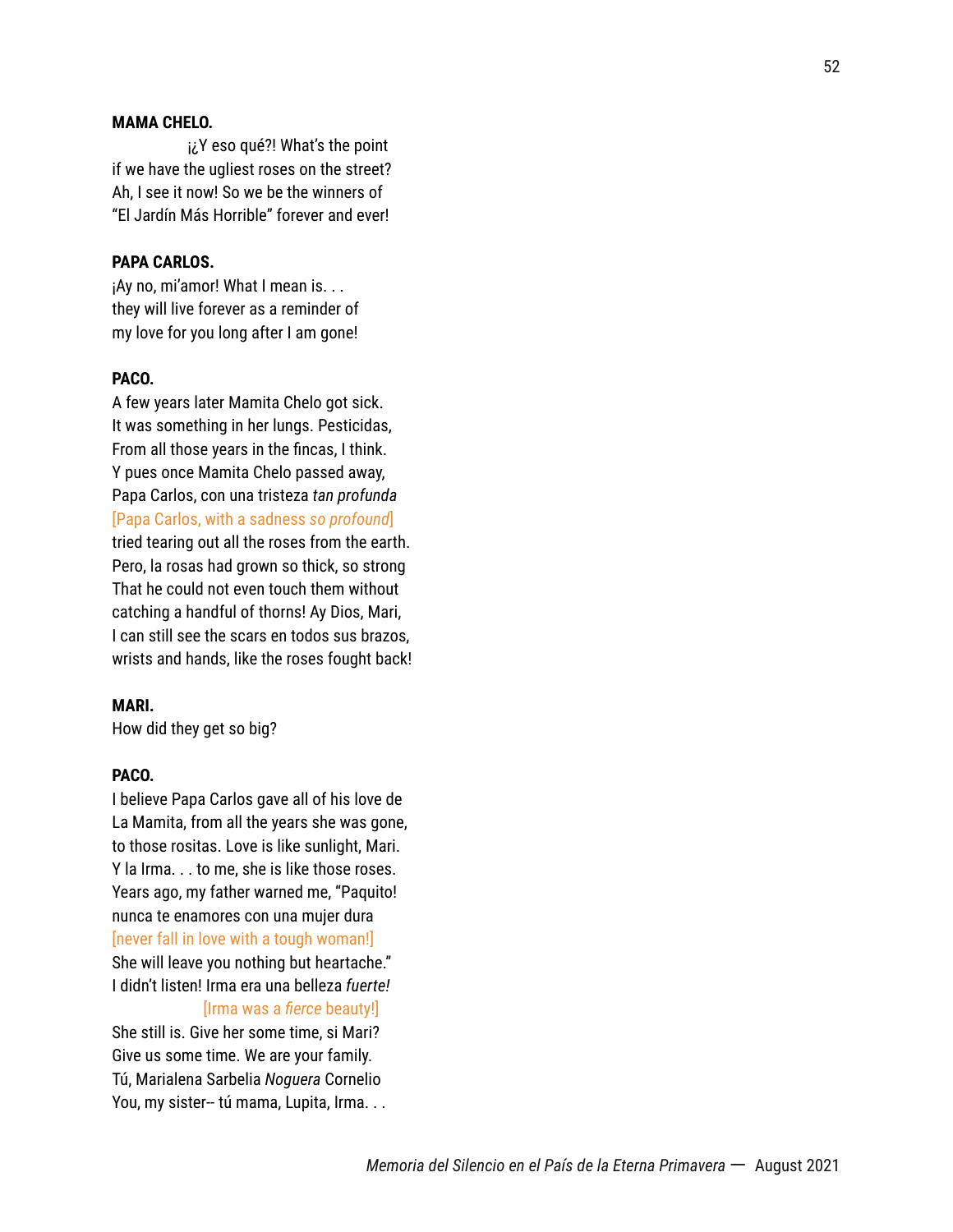**MAMA CHELO.**

¡¿Y eso qué?! What's the point
if we have the ugliest roses on the street?
Ah, I see it now! So we be the winners of
"El Jardín Más Horrible" forever and ever!

**PAPA CARLOS.**

¡Ay no, mi'amor! What I mean is. . .
they will live forever as a reminder of
my love for you long after I am gone!

**PACO.**

A few years later Mamita Chelo got sick.
It was something in her lungs. Pesticidas,
From all those years in the fincas, I think.
Y pues once Mamita Chelo passed away,
Papa Carlos, con una tristeza *tan profunda*
[Papa Carlos, with a sadness *so profound*]
tried tearing out all the roses from the earth.
Pero, la rosas had grown so thick, so strong
That he could not even touch them without
catching a handful of thorns! Ay Dios, Mari,
I can still see the scars en todos sus brazos,
wrists and hands, like the roses fought back!

**MARI.**

How did they get so big?

**PACO.**

I believe Papa Carlos gave all of his love de
La Mamita, from all the years she was gone,
to those rositas. Love is like sunlight, Mari.
Y la Irma. . . to me, she is like those roses.
Years ago, my father warned me, "Paquito!
nunca te enamores con una mujer dura
[never fall in love with a tough woman!]
She will leave you nothing but heartache."
I didn't listen! Irma era una belleza *fuerte!*
[Irma was a *fierce* beauty!]
She still is. Give her some time, si Mari?
Give us some time. We are your family.
Tú, Marialena Sarbelia *Noguera* Cornelio
You, my sister-- tú mama, Lupita, Irma. . .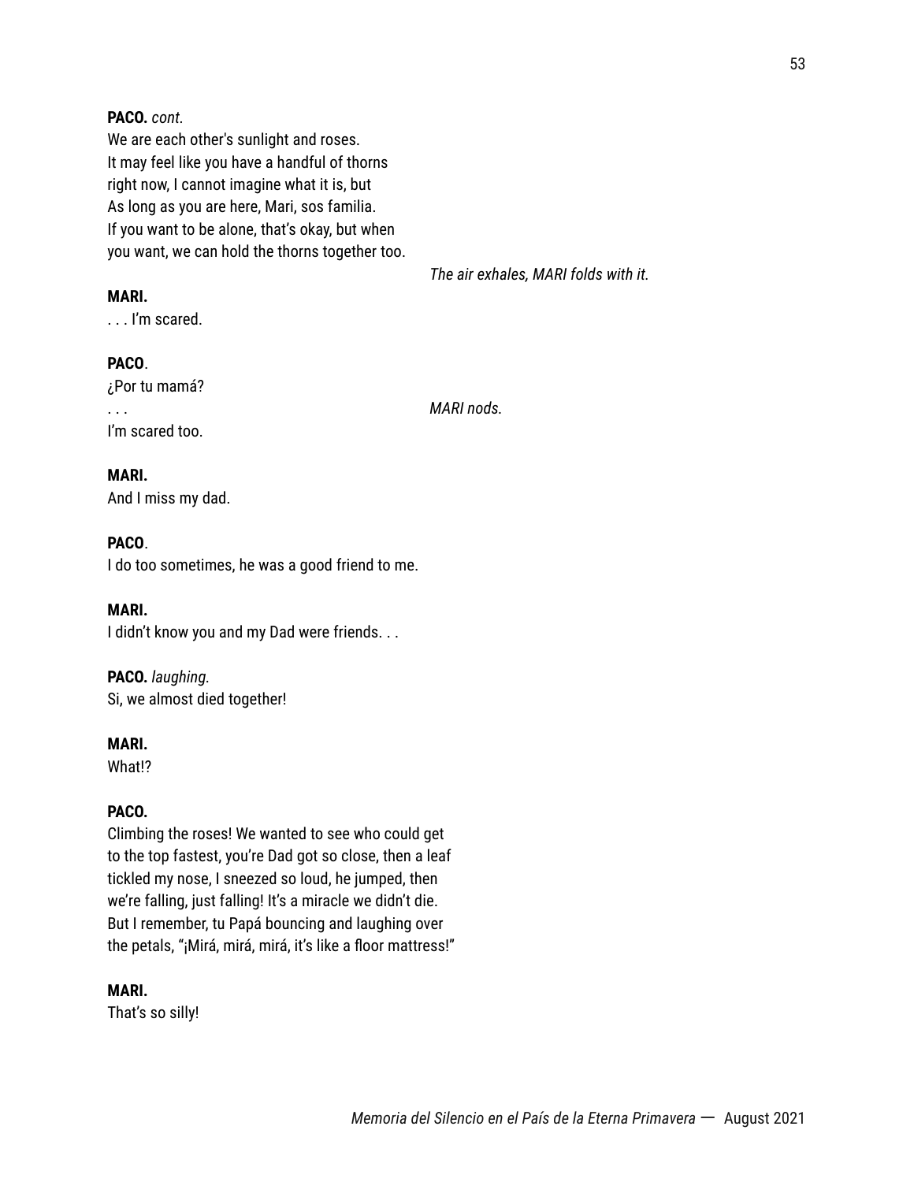**PACO.** *cont.*
We are each other's sunlight and roses.
It may feel like you have a handful of thorns
right now, I cannot imagine what it is, but
As long as you are here, Mari, sos familia.
If you want to be alone, that's okay, but when
you want, we can hold the thorns together too.

*The air exhales, MARI folds with it.*

**MARI.**
. . . I'm scared.

**PACO**.
¿Por tu mamá?
. . .
I'm scared too.

*MARI nods.*

**MARI.**
And I miss my dad.

**PACO**.
I do too sometimes, he was a good friend to me.

**MARI.**
I didn't know you and my Dad were friends. . .

**PACO.** *laughing.*
Si, we almost died together!

**MARI.**
What!?

**PACO.**
Climbing the roses! We wanted to see who could get
to the top fastest, you're Dad got so close, then a leaf
tickled my nose, I sneezed so loud, he jumped, then
we're falling, just falling! It's a miracle we didn't die.
But I remember, tu Papá bouncing and laughing over
the petals, "¡Mirá, mirá, mirá, it's like a floor mattress!"

**MARI.**
That's so silly!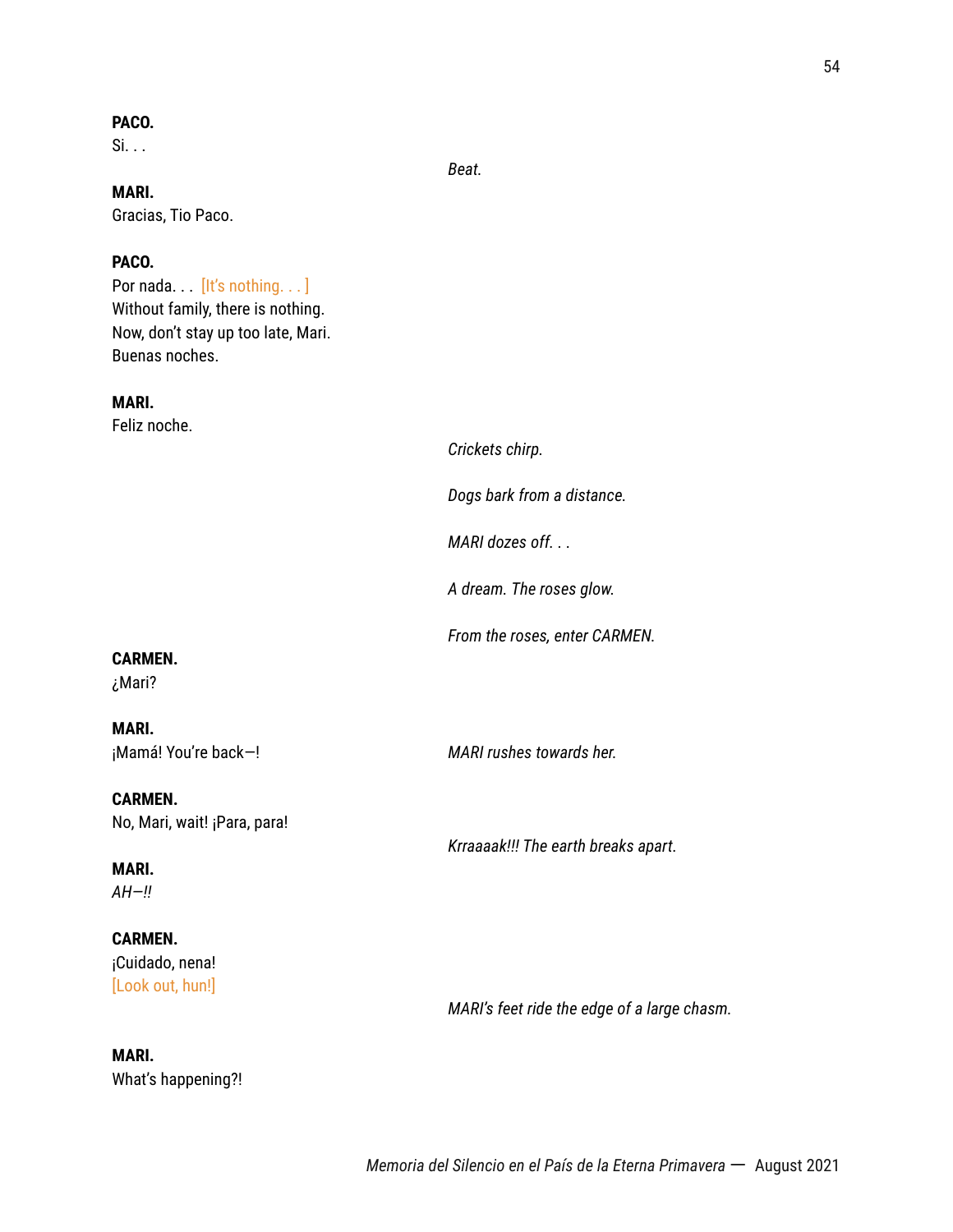**PACO.**
Si. . .

*Beat.*

**MARI.**
Gracias, Tio Paco.

**PACO.**
Por nada. . . [It's nothing. . . ]
Without family, there is nothing.
Now, don't stay up too late, Mari.
Buenas noches.

**MARI.**
Feliz noche.

*Crickets chirp.*

*Dogs bark from a distance.*

*MARI dozes off. . .*

*A dream. The roses glow.*

*From the roses, enter CARMEN.*

**CARMEN.**
¿Mari?

**MARI.**
¡Mamá! You're back—!

*MARI rushes towards her.*

**CARMEN.**
No, Mari, wait! ¡Para, para!

*Krraaaak!!! The earth breaks apart.*

**MARI.**
*AH—!!*

**CARMEN.**
¡Cuidado, nena!
[Look out, hun!]

*MARI's feet ride the edge of a large chasm.*

**MARI.**
What's happening?!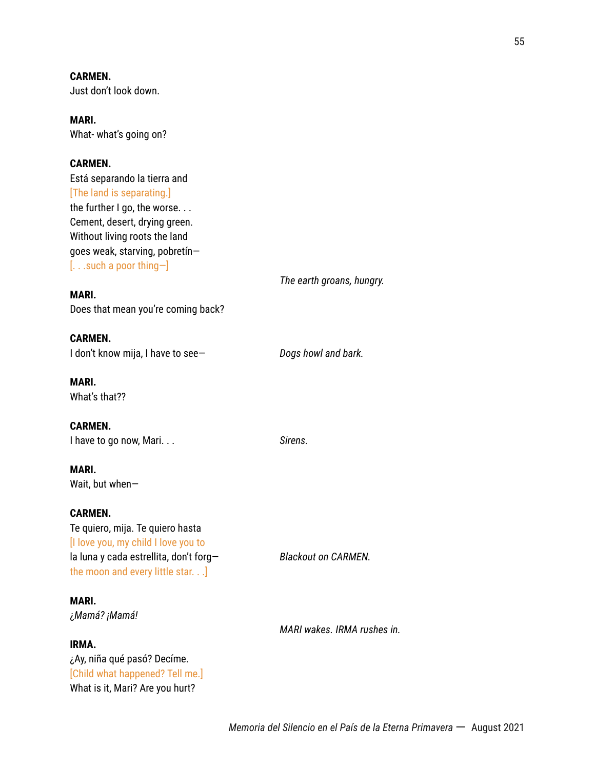**CARMEN.**
Just don't look down.

**MARI.**
What- what's going on?

**CARMEN.**
Está separando la tierra and
[The land is separating.]
the further I go, the worse. . .
Cement, desert, drying green.
Without living roots the land
goes weak, starving, pobretín—
[. . .such a poor thing—]

*The earth groans, hungry.*

**MARI.**
Does that mean you're coming back?

**CARMEN.**
I don't know mija, I have to see—

*Dogs howl and bark.*

**MARI.**
What's that??

**CARMEN.**
I have to go now, Mari. . .

*Sirens.*

**MARI.**
Wait, but when—

**CARMEN.**
Te quiero, mija. Te quiero hasta
[I love you, my child I love you to
la luna y cada estrellita, don't forg—
the moon and every little star. . .]

*Blackout on CARMEN.*

**MARI.**
*¿Mamá? ¡Mamá!*

*MARI wakes. IRMA rushes in.*

**IRMA.**
¿Ay, niña qué pasó? Decíme.
[Child what happened? Tell me.]
What is it, Mari? Are you hurt?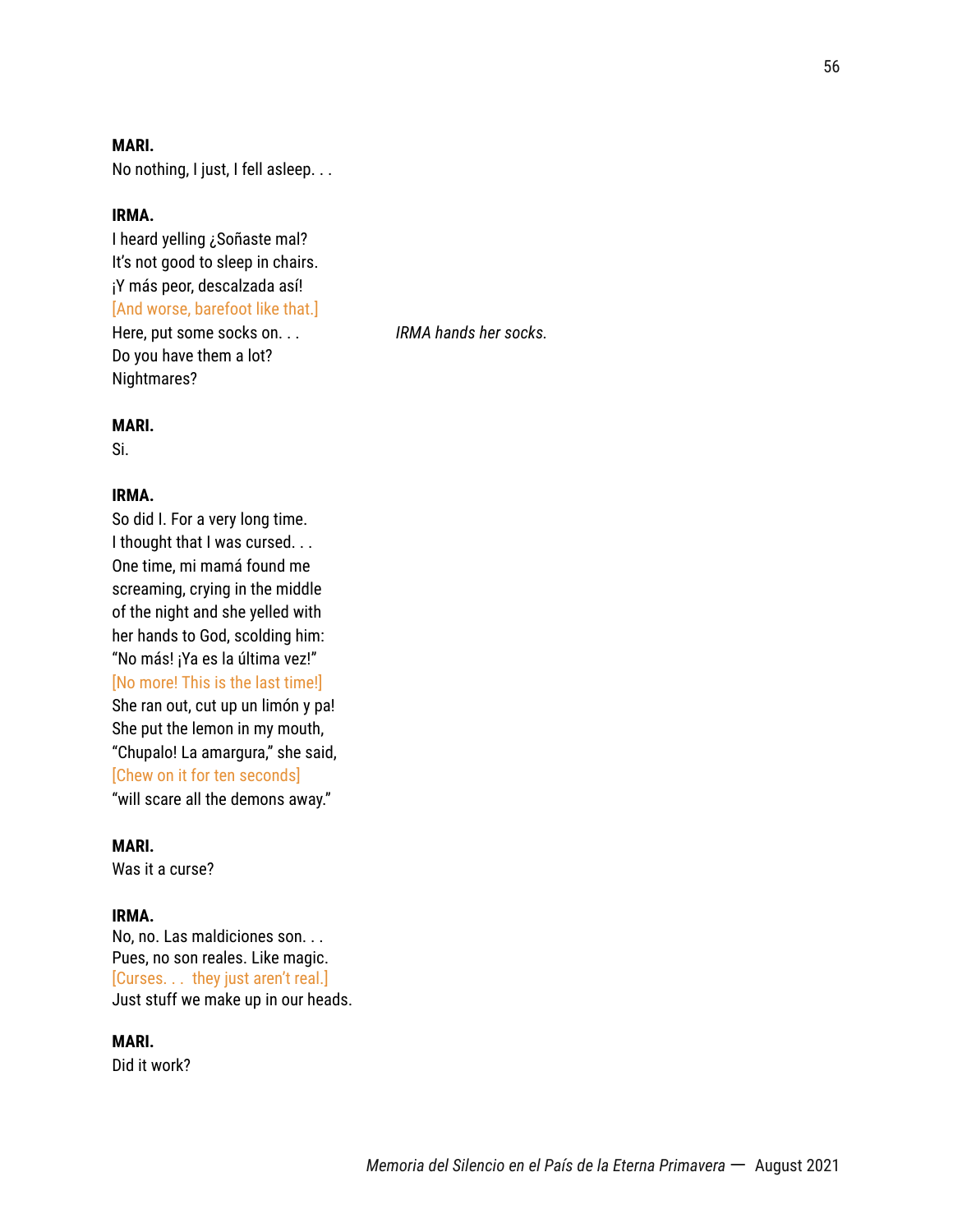**MARI.**
No nothing, I just, I fell asleep. . .

**IRMA.**
I heard yelling ¿Soñaste mal?
It's not good to sleep in chairs.
¡Y más peor, descalzada así!
[And worse, barefoot like that.]
Here, put some socks on. . . *IRMA hands her socks.*
Do you have them a lot?
Nightmares?

**MARI.**
Si.

**IRMA.**
So did I. For a very long time.
I thought that I was cursed. . .
One time, mi mamá found me
screaming, crying in the middle
of the night and she yelled with
her hands to God, scolding him:
"No más! ¡Ya es la última vez!"
[No more! This is the last time!]
She ran out, cut up un limón y pa!
She put the lemon in my mouth,
"Chupalo! La amargura," she said,
[Chew on it for ten seconds]
"will scare all the demons away."

**MARI.**
Was it a curse?

**IRMA.**
No, no. Las maldiciones son. . .
Pues, no son reales. Like magic.
[Curses. . . they just aren't real.]
Just stuff we make up in our heads.

**MARI.**
Did it work?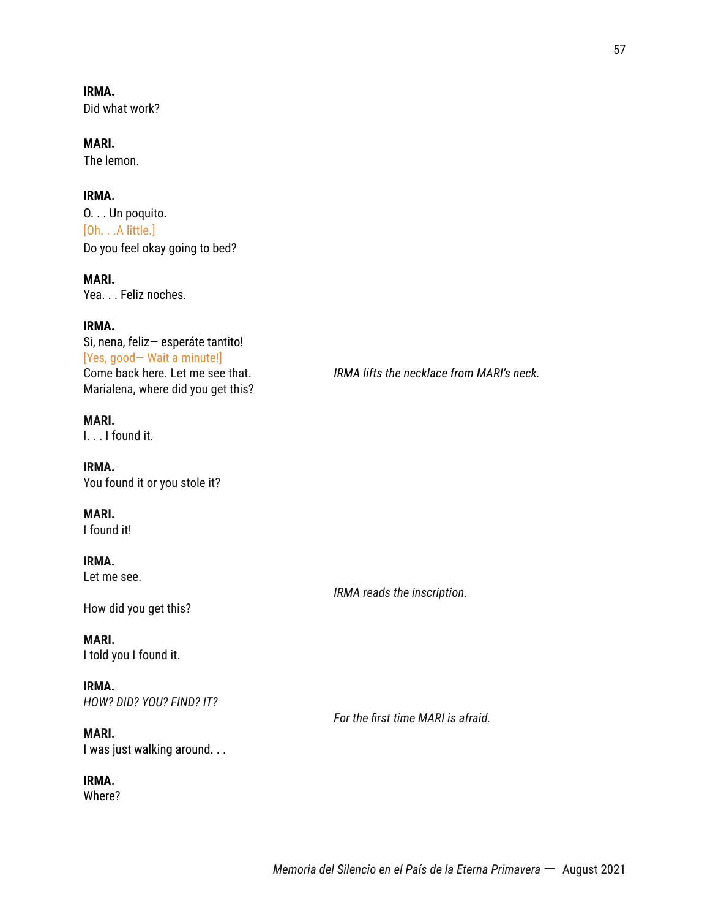**IRMA.**
Did what work?

**MARI.**
The lemon.

**IRMA.**
O. . . Un poquito.
[Oh. . .A little.]
Do you feel okay going to bed?

**MARI.**
Yea. . . Feliz noches.

**IRMA.**
Si, nena, feliz— esperáte tantito!
[Yes, good— Wait a minute!]
Come back here. Let me see that.
Marialena, where did you get this?

*IRMA lifts the necklace from MARI's neck.*

**MARI.**
I. . . I found it.

**IRMA.**
You found it or you stole it?

**MARI.**
I found it!

**IRMA.**
Let me see.

*IRMA reads the inscription.*

How did you get this?

**MARI.**
I told you I found it.

**IRMA.**
*HOW? DID? YOU? FIND? IT?*

*For the first time MARI is afraid.*

**MARI.**
I was just walking around. . .

**IRMA.**
Where?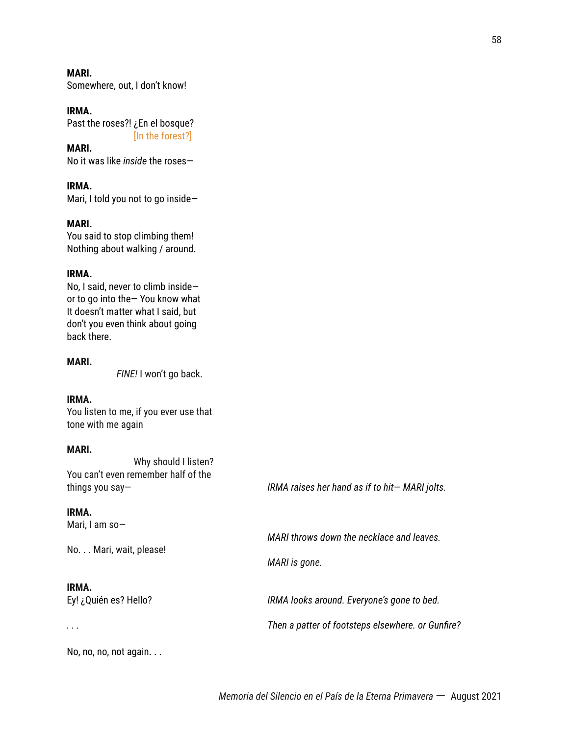**MARI.**
Somewhere, out, I don't know!

**IRMA.**
Past the roses?! ¿En el bosque?
[In the forest?]

**MARI.**
No it was like *inside* the roses—

**IRMA.**
Mari, I told you not to go inside—

**MARI.**
You said to stop climbing them!
Nothing about walking / around.

**IRMA.**
No, I said, never to climb inside—
or to go into the— You know what
It doesn't matter what I said, but
don't you even think about going
back there.

**MARI.**
*FINE!* I won't go back.

**IRMA.**
You listen to me, if you ever use that
tone with me again

**MARI.**
Why should I listen?
You can't even remember half of the
things you say—

*IRMA raises her hand as if to hit— MARI jolts.*

**IRMA.**
Mari, I am so—

*MARI throws down the necklace and leaves.*

No. . . Mari, wait, please!

*MARI is gone.*

**IRMA.**
Ey! ¿Quién es? Hello?

*IRMA looks around. Everyone's gone to bed.*

. . .

*Then a patter of footsteps elsewhere. or Gunfire?*

No, no, no, not again. . .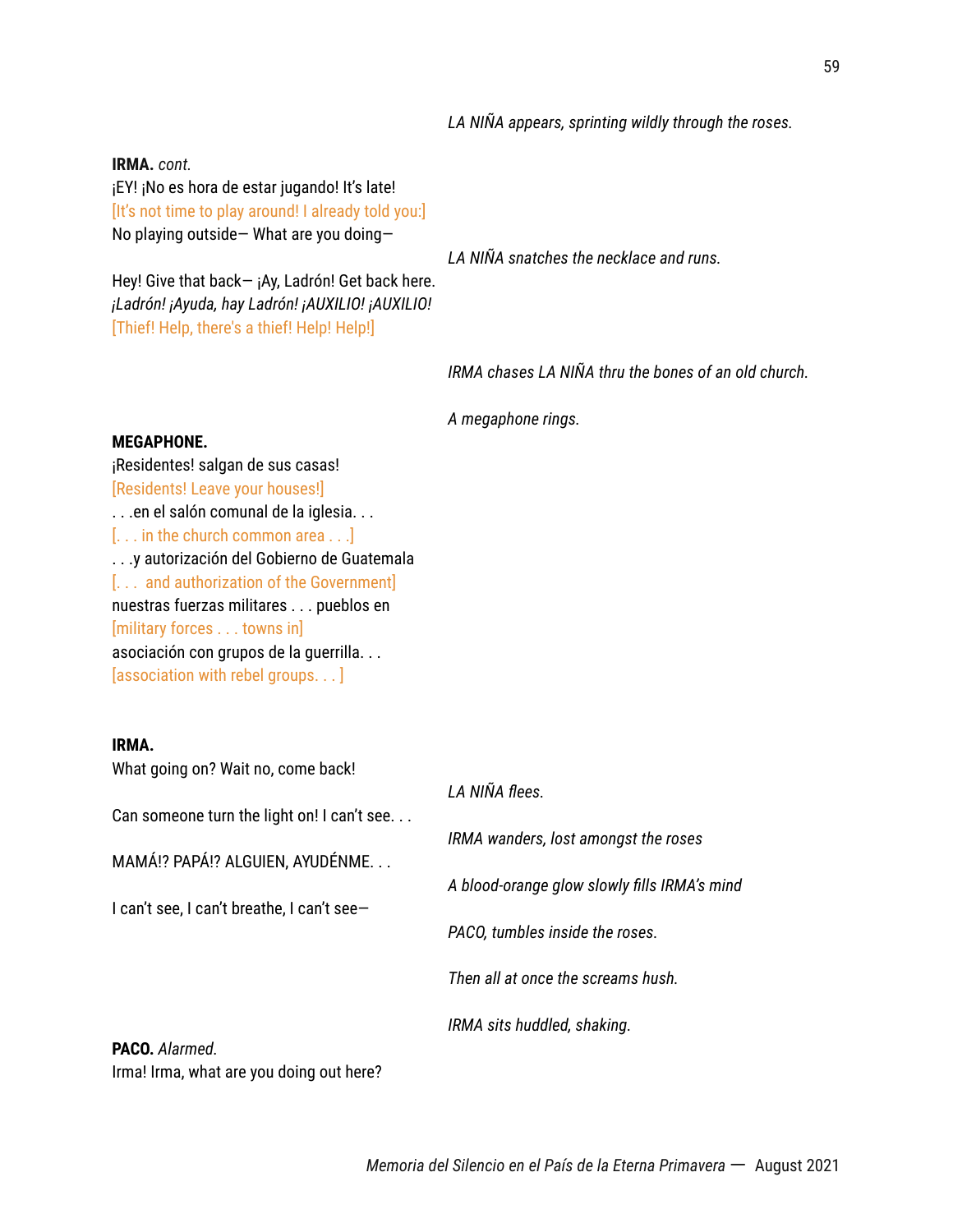*LA NIÑA appears, sprinting wildly through the roses.*

**IRMA.** *cont.*
¡EY! ¡No es hora de estar jugando! It's late!
[It's not time to play around! I already told you:]
No playing outside— What are you doing—

*LA NIÑA snatches the necklace and runs.*

Hey! Give that back— ¡Ay, Ladrón! Get back here.
*¡Ladrón! ¡Ayuda, hay Ladrón! ¡AUXILIO! ¡AUXILIO!*
[Thief! Help, there's a thief! Help! Help!]

*IRMA chases LA NIÑA thru the bones of an old church.*

*A megaphone rings.*

**MEGAPHONE.**
¡Residentes! salgan de sus casas!
[Residents! Leave your houses!]
. . .en el salón comunal de la iglesia. . .
[. . . in the church common area . . .]
. . .y autorización del Gobierno de Guatemala
[. . .  and authorization of the Government]
nuestras fuerzas militares . . . pueblos en
[military forces . . . towns in]
asociación con grupos de la guerrilla. . .
[association with rebel groups. . . ]

**IRMA.**
What going on? Wait no, come back!

*LA NIÑA flees.*

Can someone turn the light on! I can't see. . .

*IRMA wanders, lost amongst the roses*

MAMÁ!? PAPÁ!? ALGUIEN, AYUDÉNME. . .

*A blood-orange glow slowly fills IRMA's mind*

I can't see, I can't breathe, I can't see—

*PACO, tumbles inside the roses.*

*Then all at once the screams hush.*

*IRMA sits huddled, shaking.*

**PACO.** *Alarmed.*
Irma! Irma, what are you doing out here?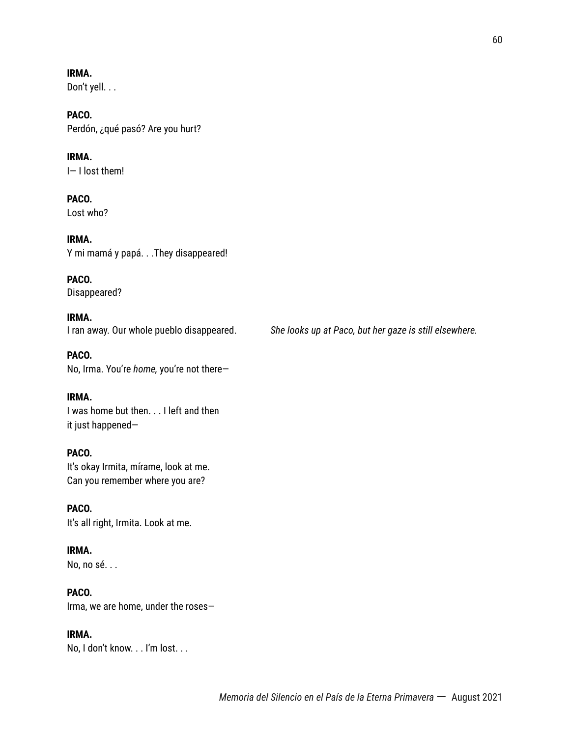**IRMA.**
Don't yell. . .

**PACO.**
Perdón, ¿qué pasó? Are you hurt?

**IRMA.**
I— I lost them!

**PACO.**
Lost who?

**IRMA.**
Y mi mamá y papá. . .They disappeared!

**PACO.**
Disappeared?

**IRMA.**
I ran away. Our whole pueblo disappeared.

*She looks up at Paco, but her gaze is still elsewhere.*

**PACO.**
No, Irma. You're *home,* you're not there—

**IRMA.**
I was home but then. . . I left and then
it just happened—

**PACO.**
It's okay Irmita, mírame, look at me.
Can you remember where you are?

**PACO.**
It's all right, Irmita. Look at me.

**IRMA.**
No, no sé. . .

**PACO.**
Irma, we are home, under the roses—

**IRMA.**
No, I don't know. . . I'm lost. . .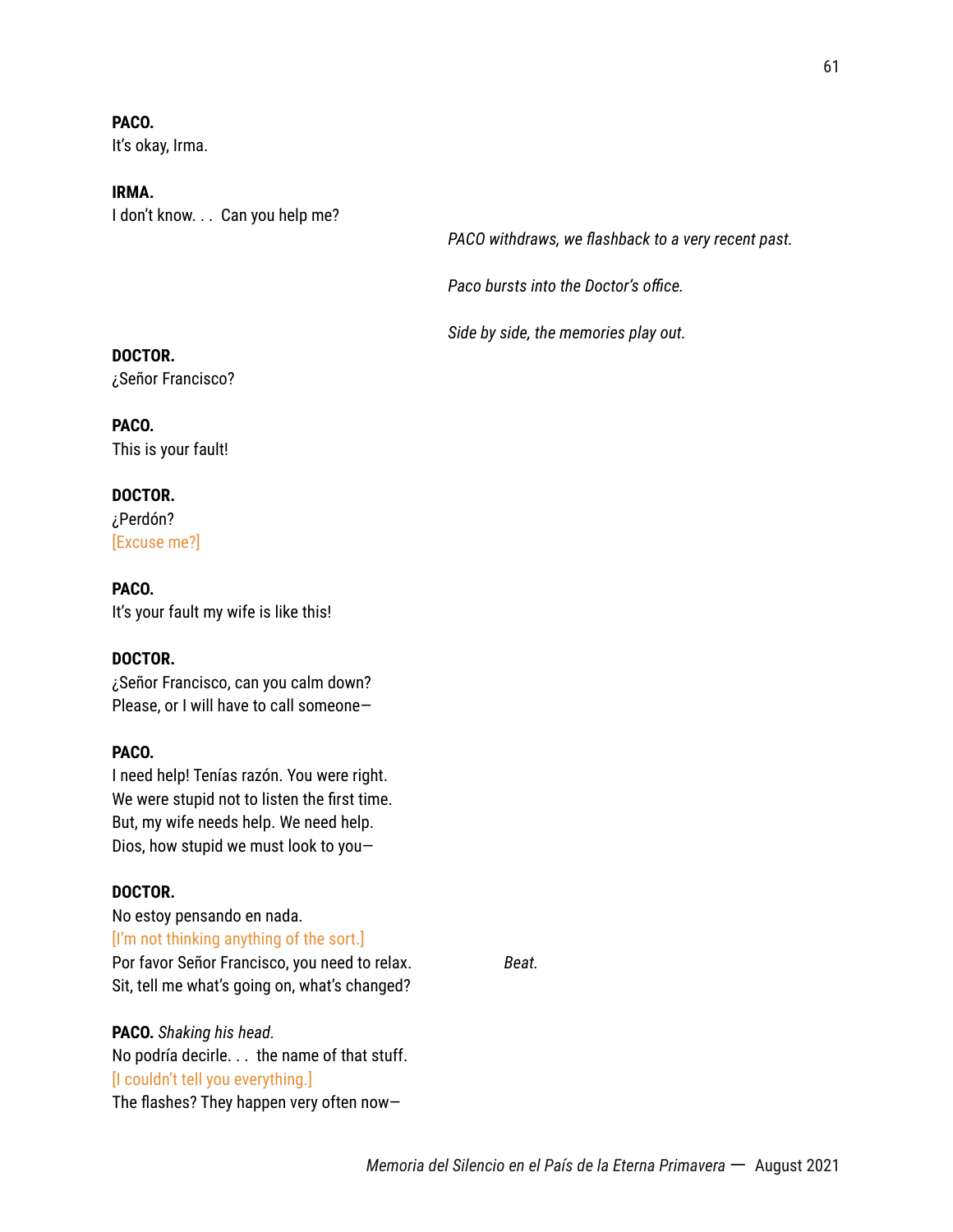**PACO.**
It's okay, Irma.

**IRMA.**
I don't know. . . Can you help me?

*PACO withdraws, we flashback to a very recent past.*

*Paco bursts into the Doctor's office.*

*Side by side, the memories play out.*

**DOCTOR.**
¿Señor Francisco?

**PACO.**
This is your fault!

**DOCTOR.**
¿Perdón?
[Excuse me?]

**PACO.**
It's your fault my wife is like this!

**DOCTOR.**
¿Señor Francisco, can you calm down?
Please, or I will have to call someone—

**PACO.**
I need help! Tenías razón. You were right.
We were stupid not to listen the first time.
But, my wife needs help. We need help.
Dios, how stupid we must look to you—

**DOCTOR.**
No estoy pensando en nada.
[I'm not thinking anything of the sort.]
Por favor Señor Francisco, you need to relax.
Sit, tell me what's going on, what's changed?

*Beat.*

**PACO.** *Shaking his head.*
No podría decirle. . . the name of that stuff.
[I couldn't tell you everything.]
The flashes? They happen very often now—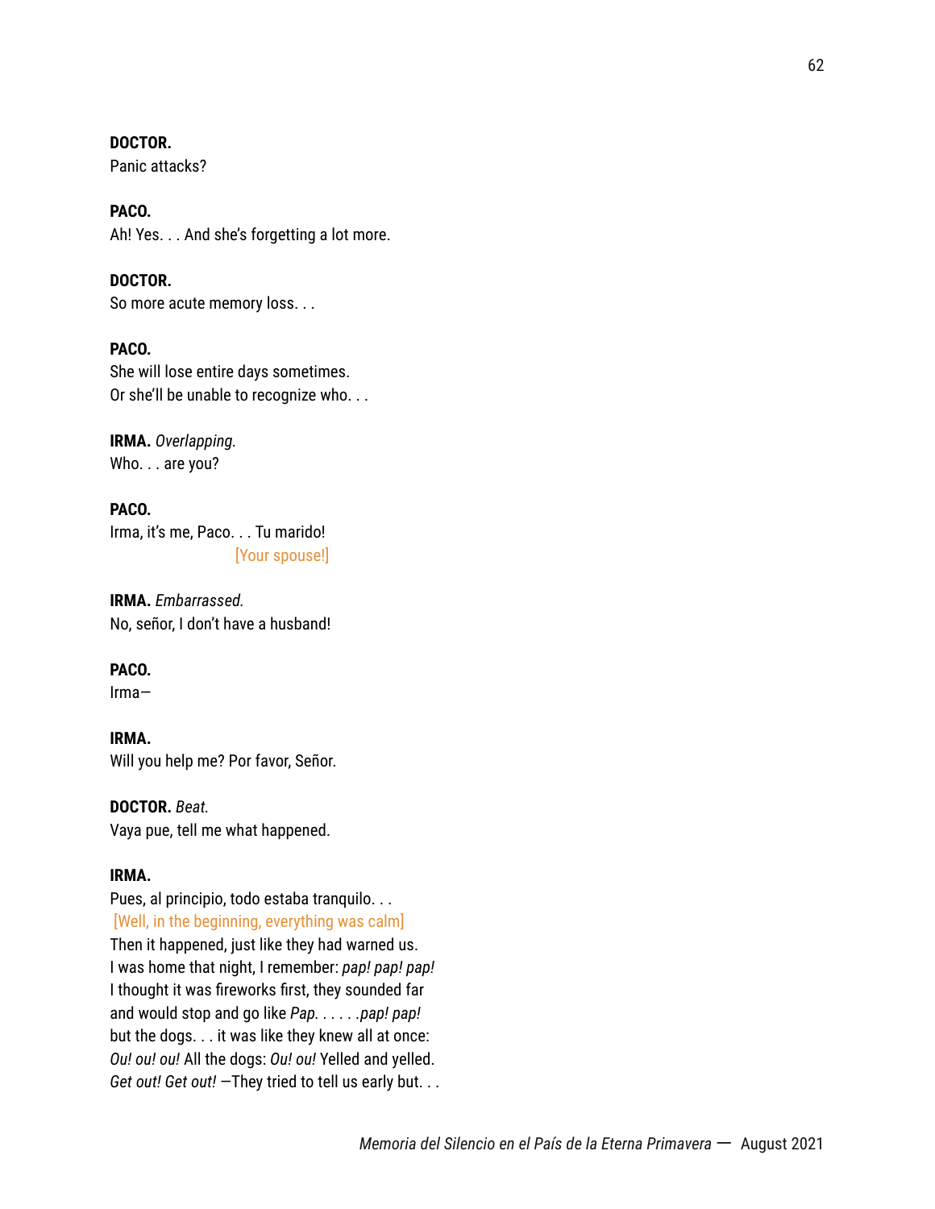**DOCTOR.**
Panic attacks?

**PACO.**
Ah! Yes. . . And she's forgetting a lot more.

**DOCTOR.**
So more acute memory loss. . .

**PACO.**
She will lose entire days sometimes.
Or she'll be unable to recognize who. . .

**IRMA.** *Overlapping.*
Who. . . are you?

**PACO.**
Irma, it's me, Paco. . . Tu marido!
[Your spouse!]

**IRMA.** *Embarrassed.*
No, señor, I don't have a husband!

**PACO.**
Irma—

**IRMA.**
Will you help me? Por favor, Señor.

**DOCTOR.** *Beat.*
Vaya pue, tell me what happened.

**IRMA.**
Pues, al principio, todo estaba tranquilo. . .
[Well, in the beginning, everything was calm]
Then it happened, just like they had warned us.
I was home that night, I remember: *pap! pap! pap!*
I thought it was fireworks first, they sounded far
and would stop and go like *Pap. . . . . .pap! pap!*
but the dogs. . . it was like they knew all at once:
*Ou! ou! ou!* All the dogs: *Ou! ou!* Yelled and yelled.
*Get out! Get out!* —They tried to tell us early but. . .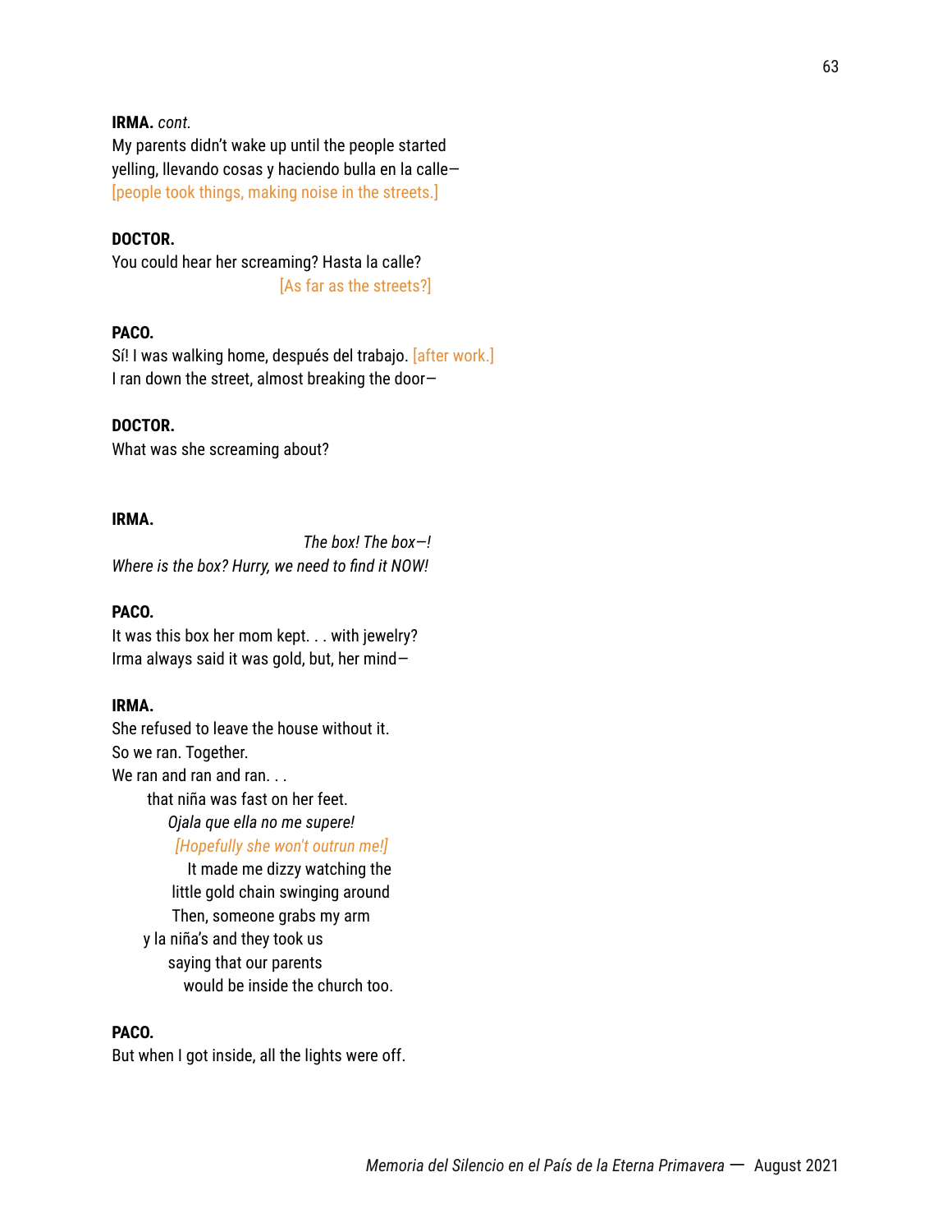**IRMA.** *cont.*
My parents didn't wake up until the people started
yelling, llevando cosas y haciendo bulla en la calle—
[people took things, making noise in the streets.]

**DOCTOR.**
You could hear her screaming? Hasta la calle?
[As far as the streets?]

**PACO.**
Sí! I was walking home, después del trabajo. [after work.]
I ran down the street, almost breaking the door—

**DOCTOR.**
What was she screaming about?

**IRMA.**
*The box! The box—!*
*Where is the box? Hurry, we need to find it NOW!*

**PACO.**
It was this box her mom kept. . . with jewelry?
Irma always said it was gold, but, her mind—

**IRMA.**
She refused to leave the house without it.
So we ran. Together.
We ran and ran and ran. . .
that niña was fast on her feet.
*Ojala que ella no me supere!*
*[Hopefully she won't outrun me!]*
It made me dizzy watching the
little gold chain swinging around
Then, someone grabs my arm
y la niña's and they took us
saying that our parents
would be inside the church too.

**PACO.**
But when I got inside, all the lights were off.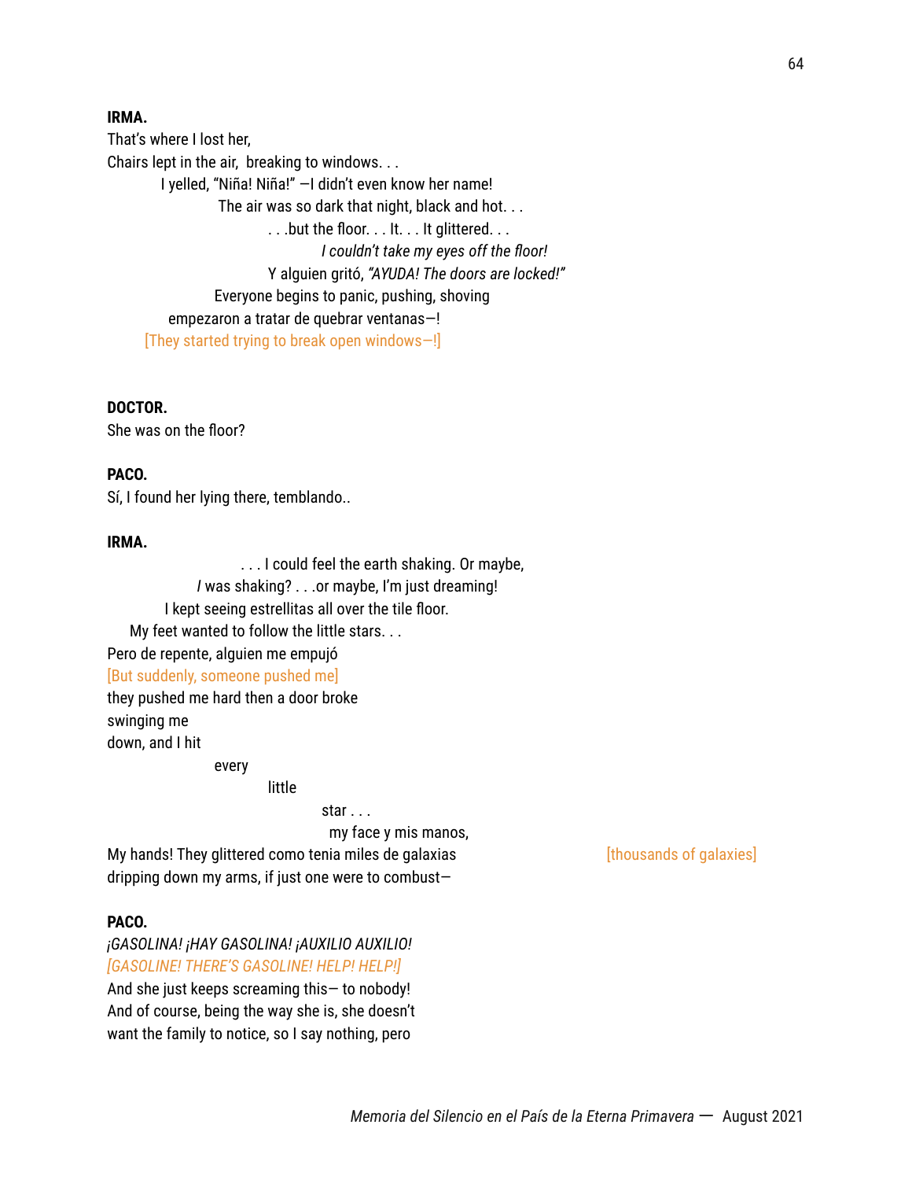**IRMA.**

That's where I lost her,
Chairs lept in the air,  breaking to windows. . .
I yelled, "Niña! Niña!" —I didn't even know her name!
The air was so dark that night, black and hot. . .
. . .but the floor. . . It. . . It glittered. . .
*I couldn't take my eyes off the floor!*
Y alguien gritó, *"AYUDA! The doors are locked!"*
Everyone begins to panic, pushing, shoving
empezaron a tratar de quebrar ventanas—!
[They started trying to break open windows—!]

**DOCTOR.**

She was on the floor?

**PACO.**

Sí, I found her lying there, temblando..

**IRMA.**

. . . I could feel the earth shaking. Or maybe,
*I* was shaking? . . .or maybe, I'm just dreaming!
I kept seeing estrellitas all over the tile floor.
My feet wanted to follow the little stars. . .
Pero de repente, alguien me empujó
[But suddenly, someone pushed me]
they pushed me hard then a door broke
swinging me
down, and I hit
every
little
star . . .
my face y mis manos,
My hands! They glittered como tenia miles de galaxias [thousands of galaxies]
dripping down my arms, if just one were to combust—

**PACO.**

*¡GASOLINA! ¡HAY GASOLINA! ¡AUXILIO AUXILIO!*
*[GASOLINE! THERE'S GASOLINE! HELP! HELP!]*
And she just keeps screaming this— to nobody!
And of course, being the way she is, she doesn't
want the family to notice, so I say nothing, pero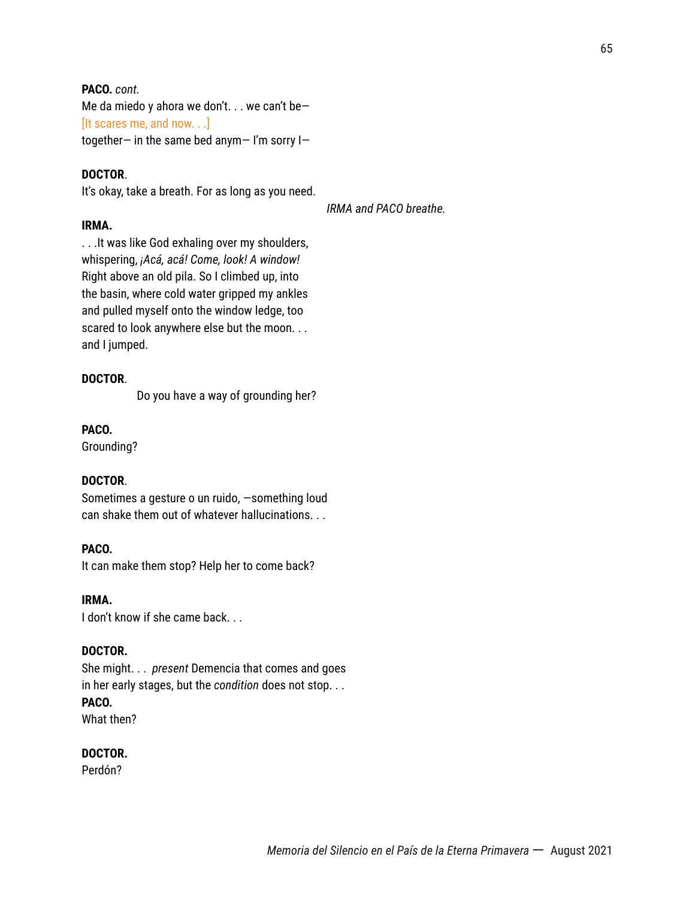**PACO.** *cont.*
Me da miedo y ahora we don't. . . we can't be—
[It scares me, and now. . .]
together— in the same bed anym— I'm sorry I—

**DOCTOR**.
It's okay, take a breath. For as long as you need.

*IRMA and PACO breathe.*

**IRMA.**
. . .It was like God exhaling over my shoulders,
whispering, *¡Acá, acá! Come, look! A window!*
Right above an old pila. So I climbed up, into
the basin, where cold water gripped my ankles
and pulled myself onto the window ledge, too
scared to look anywhere else but the moon. . .
and I jumped.

**DOCTOR**.
Do you have a way of grounding her?

**PACO.**
Grounding?

**DOCTOR**.
Sometimes a gesture o un ruido, —something loud
can shake them out of whatever hallucinations. . .

**PACO.**
It can make them stop? Help her to come back?

**IRMA.**
I don't know if she came back. . .

**DOCTOR.**
She might. . . *present* Demencia that comes and goes
in her early stages, but the *condition* does not stop. . .

**PACO.**
What then?

**DOCTOR.**
Perdón?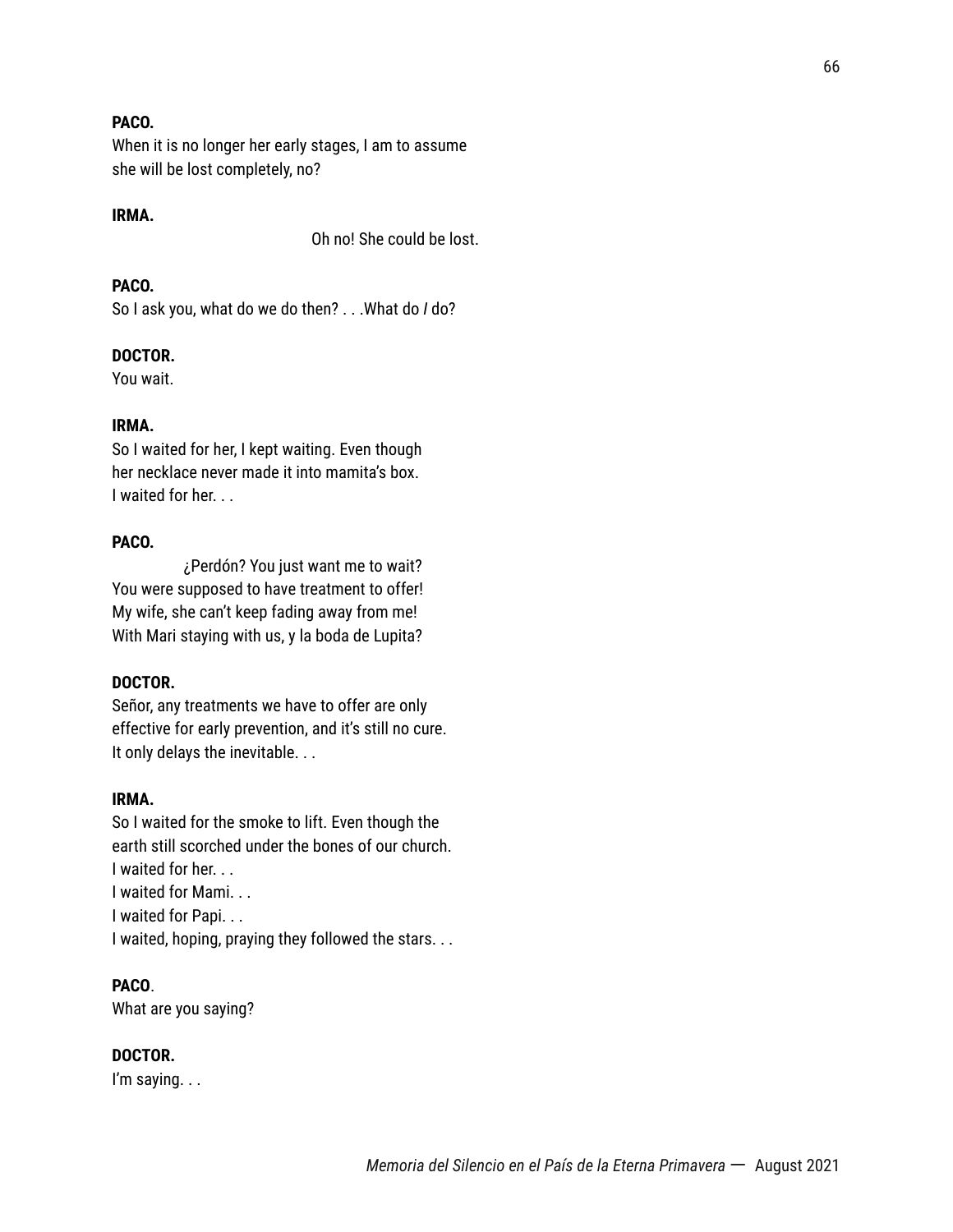**PACO.**
When it is no longer her early stages, I am to assume
she will be lost completely, no?

**IRMA.**
Oh no! She could be lost.

**PACO.**
So I ask you, what do we do then? . . .What do *I* do?

**DOCTOR.**
You wait.

**IRMA.**
So I waited for her, I kept waiting. Even though
her necklace never made it into mamita's box.
I waited for her. . .

**PACO.**
¿Perdón? You just want me to wait?
You were supposed to have treatment to offer!
My wife, she can't keep fading away from me!
With Mari staying with us, y la boda de Lupita?

**DOCTOR.**
Señor, any treatments we have to offer are only
effective for early prevention, and it's still no cure.
It only delays the inevitable. . .

**IRMA.**
So I waited for the smoke to lift. Even though the
earth still scorched under the bones of our church.
I waited for her. . .
I waited for Mami. . .
I waited for Papi. . .
I waited, hoping, praying they followed the stars. . .

**PACO**.
What are you saying?

**DOCTOR.**
I'm saying. . .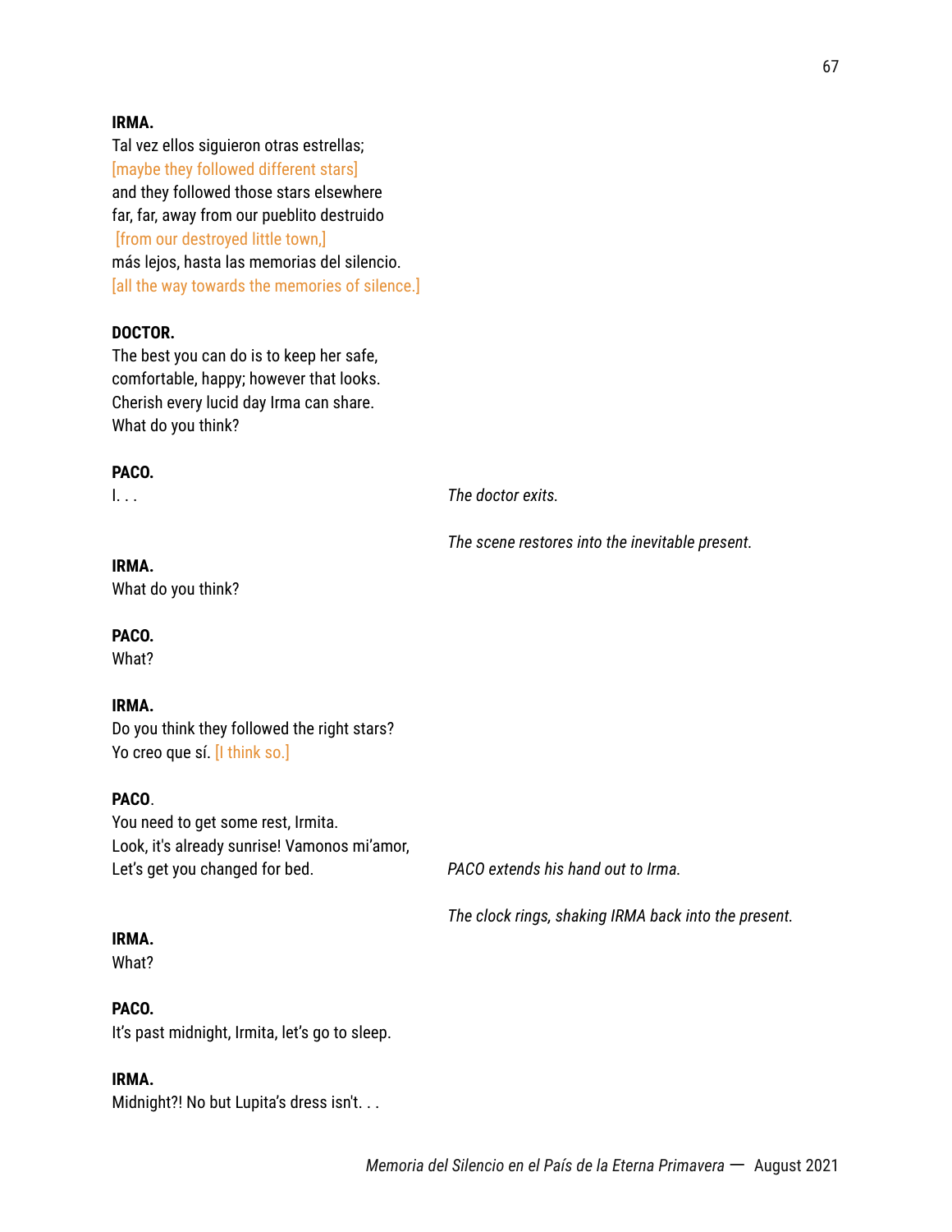**IRMA.**
Tal vez ellos siguieron otras estrellas;
[maybe they followed different stars]
and they followed those stars elsewhere
far, far, away from our pueblito destruido
[from our destroyed little town,]
más lejos, hasta las memorias del silencio.
[all the way towards the memories of silence.]

**DOCTOR.**
The best you can do is to keep her safe,
comfortable, happy; however that looks.
Cherish every lucid day Irma can share.
What do you think?

**PACO.**
I. . .

*The doctor exits.*

*The scene restores into the inevitable present.*

**IRMA.**
What do you think?

**PACO.**
What?

**IRMA.**
Do you think they followed the right stars?
Yo creo que sí. [I think so.]

**PACO**.
You need to get some rest, Irmita.
Look, it's already sunrise! Vamonos mi'amor,
Let's get you changed for bed.

*PACO extends his hand out to Irma.*

*The clock rings, shaking IRMA back into the present.*

**IRMA.**
What?

**PACO.**
It's past midnight, Irmita, let's go to sleep.

**IRMA.**
Midnight?! No but Lupita's dress isn't. . .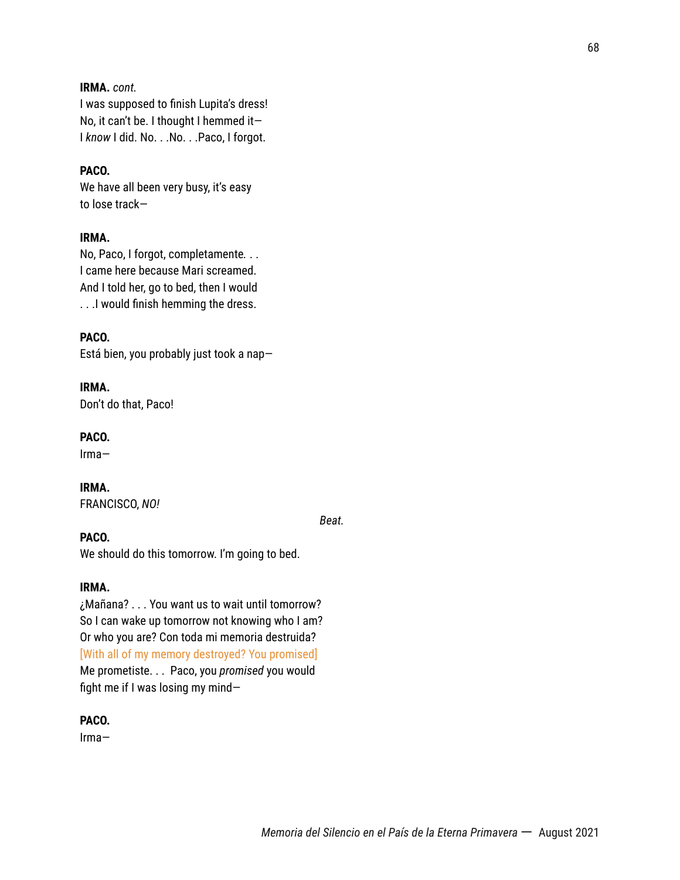**IRMA.** *cont.*
I was supposed to finish Lupita's dress!
No, it can't be. I thought I hemmed it—
I *know* I did. No. . .No. . .Paco, I forgot.

**PACO.**
We have all been very busy, it's easy
to lose track—

**IRMA.**
No, Paco, I forgot, completamente. . .
I came here because Mari screamed.
And I told her, go to bed, then I would
. . .I would finish hemming the dress.

**PACO.**
Está bien, you probably just took a nap—

**IRMA.**
Don't do that, Paco!

**PACO.**
Irma—

**IRMA.**
FRANCISCO, *NO!*

*Beat.*

**PACO.**
We should do this tomorrow. I'm going to bed.

**IRMA.**
¿Mañana? . . . You want us to wait until tomorrow?
So I can wake up tomorrow not knowing who I am?
Or who you are? Con toda mi memoria destruida?
[With all of my memory destroyed? You promised]
Me prometiste. . .  Paco, you *promised* you would
fight me if I was losing my mind—

**PACO.**
Irma—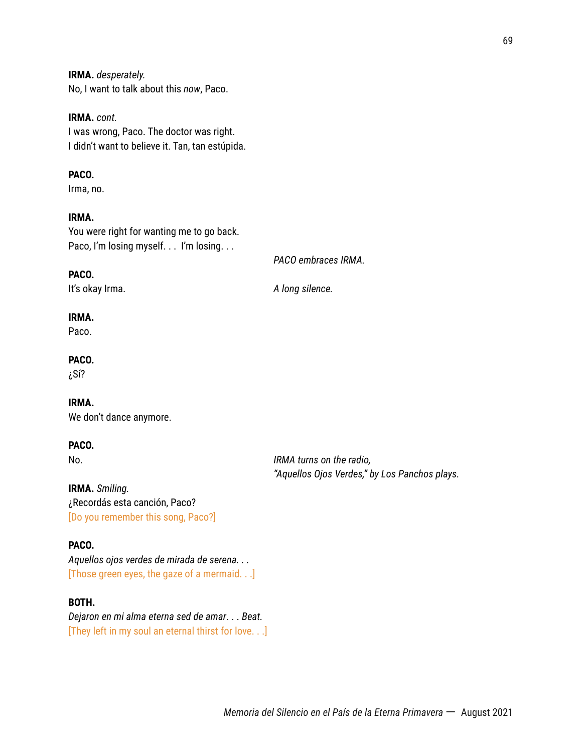**IRMA.** *desperately.*
No, I want to talk about this *now*, Paco.

**IRMA.** *cont.*
I was wrong, Paco. The doctor was right.
I didn't want to believe it. Tan, tan estúpida.

**PACO.**
Irma, no.

**IRMA.**
You were right for wanting me to go back.
Paco, I'm losing myself. . . I'm losing. . .

*PACO embraces IRMA.*

**PACO.**
It's okay Irma.

*A long silence.*

**IRMA.**
Paco.

**PACO.**
¿Sí?

**IRMA.**
We don't dance anymore.

**PACO.**
No.

*IRMA turns on the radio,*
*"Aquellos Ojos Verdes," by Los Panchos plays.*

**IRMA.** *Smiling.*
¿Recordás esta canción, Paco?
[Do you remember this song, Paco?]

**PACO.**
*Aquellos ojos verdes de mirada de serena. . .*
[Those green eyes, the gaze of a mermaid. . .]

**BOTH.**
*Dejaron en mi alma eterna sed de amar. . . Beat.*
[They left in my soul an eternal thirst for love. . .]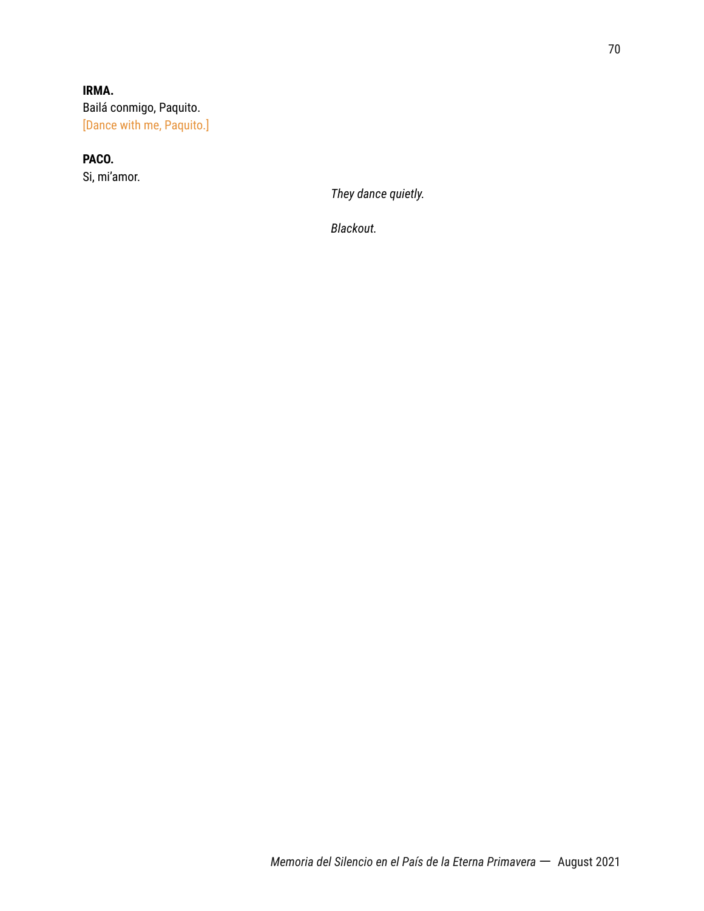**IRMA.**
Bailá conmigo, Paquito.
[Dance with me, Paquito.]

**PACO.**
Si, mi'amor.

*They dance quietly.*

*Blackout.*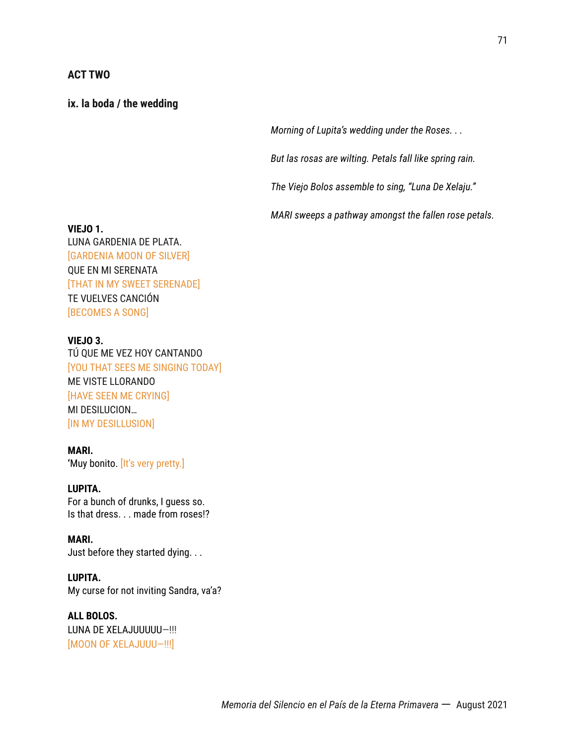**ACT TWO**

**ix. la boda / the wedding**

*Morning of Lupita's wedding under the Roses. . .*

*But las rosas are wilting. Petals fall like spring rain.*

*The Viejo Bolos assemble to sing, "Luna De Xelaju."*

*MARI sweeps a pathway amongst the fallen rose petals.*

**VIEJO 1.**
LUNA GARDENIA DE PLATA.
[GARDENIA MOON OF SILVER]
QUE EN MI SERENATA
[THAT IN MY SWEET SERENADE]
TE VUELVES CANCIÓN
[BECOMES A SONG]

**VIEJO 3.**
TÚ QUE ME VEZ HOY CANTANDO
[YOU THAT SEES ME SINGING TODAY]
ME VISTE LLORANDO
[HAVE SEEN ME CRYING]
MI DESILUCION…
[IN MY DESILLUSION]

**MARI.**
'Muy bonito. [It's very pretty.]

**LUPITA.**
For a bunch of drunks, I guess so.
Is that dress. . . made from roses!?

**MARI.**
Just before they started dying. . .

**LUPITA.**
My curse for not inviting Sandra, va'a?

**ALL BOLOS.**
LUNA DE XELAJUUUUU—!!!
[MOON OF XELAJUUU—!!!]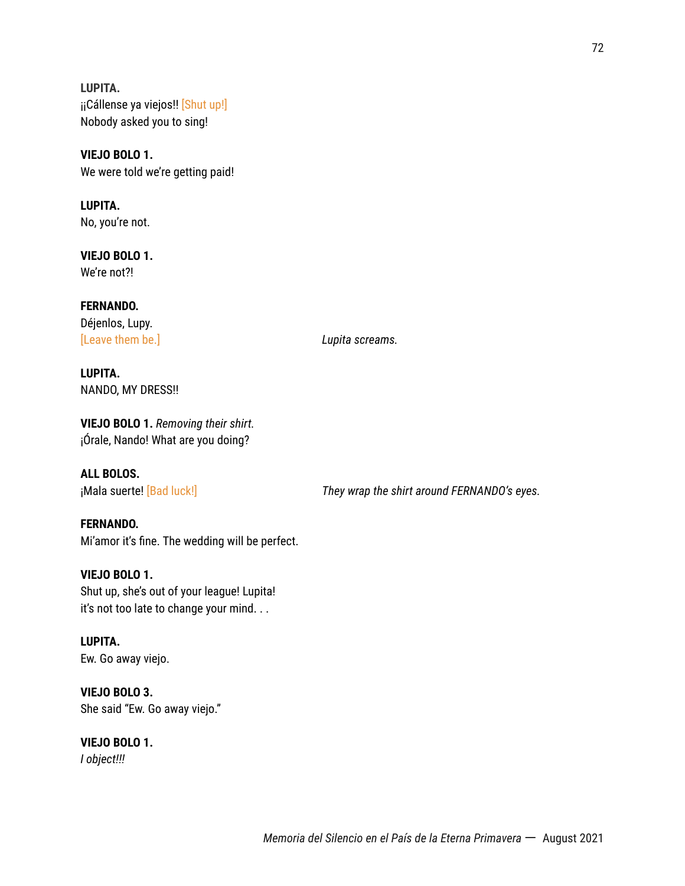**LUPITA.**
¡¡Cállense ya viejos!! [Shut up!]
Nobody asked you to sing!

**VIEJO BOLO 1.**
We were told we're getting paid!

**LUPITA.**
No, you're not.

**VIEJO BOLO 1.**
We're not?!

**FERNANDO.**
Déjenlos, Lupy.
[Leave them be.]

*Lupita screams.*

**LUPITA.**
NANDO, MY DRESS!!

**VIEJO BOLO 1.** *Removing their shirt.*
¡Órale, Nando! What are you doing?

**ALL BOLOS.**
¡Mala suerte! [Bad luck!]

*They wrap the shirt around FERNANDO's eyes.*

**FERNANDO.**
Mi'amor it's fine. The wedding will be perfect.

**VIEJO BOLO 1.**
Shut up, she's out of your league! Lupita!
it's not too late to change your mind. . .

**LUPITA.**
Ew. Go away viejo.

**VIEJO BOLO 3.**
She said "Ew. Go away viejo."

**VIEJO BOLO 1.**
*I object!!!*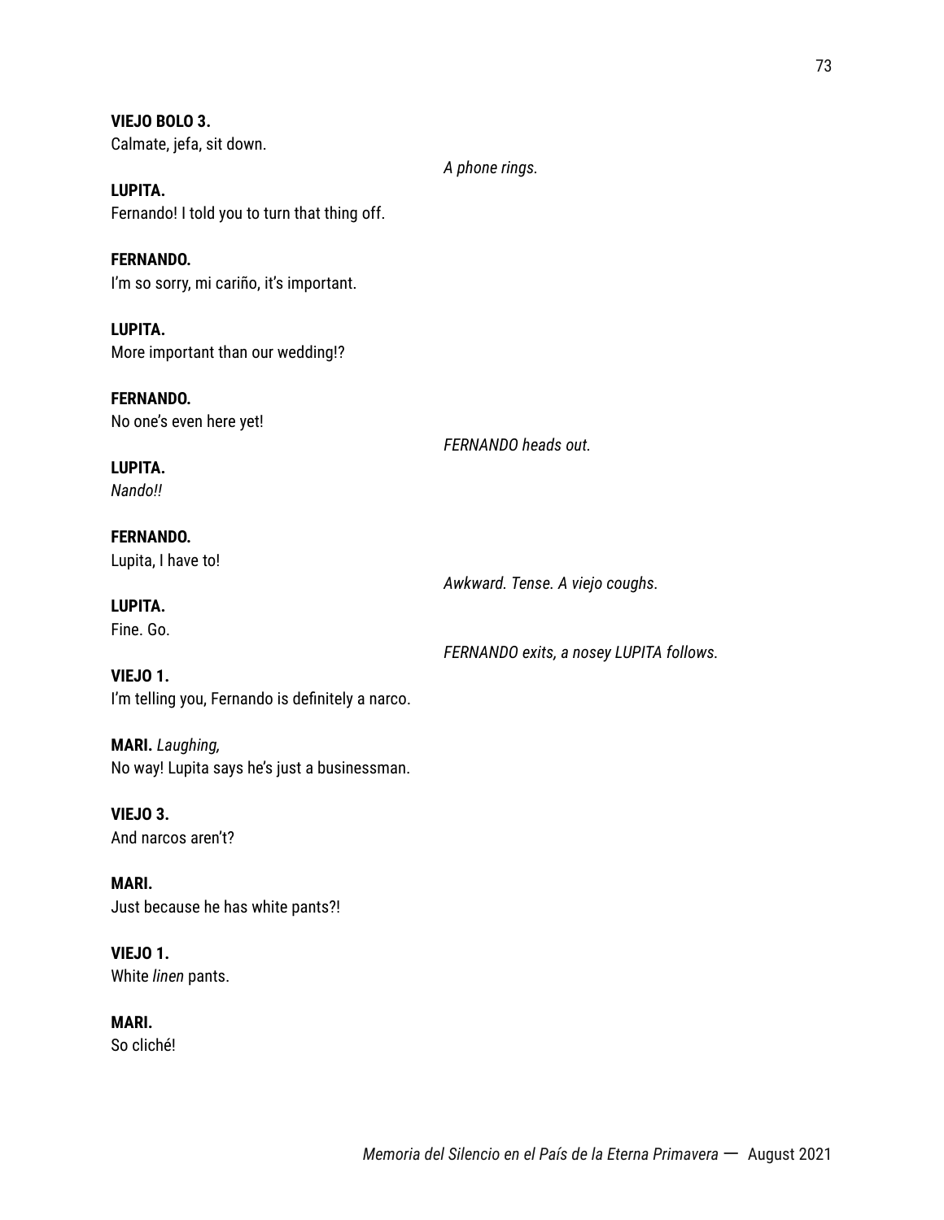**VIEJO BOLO 3.**
Calmate, jefa, sit down.

*A phone rings.*

**LUPITA.**
Fernando! I told you to turn that thing off.

**FERNANDO.**
I'm so sorry, mi cariño, it's important.

**LUPITA.**
More important than our wedding!?

**FERNANDO.**
No one's even here yet!

*FERNANDO heads out.*

**LUPITA.**
*Nando!!*

**FERNANDO.**
Lupita, I have to!

*Awkward. Tense. A viejo coughs.*

**LUPITA.**
Fine. Go.

*FERNANDO exits, a nosey LUPITA follows.*

**VIEJO 1.**
I'm telling you, Fernando is definitely a narco.

**MARI.** *Laughing,*
No way! Lupita says he's just a businessman.

**VIEJO 3.**
And narcos aren't?

**MARI.**
Just because he has white pants?!

**VIEJO 1.**
White *linen* pants.

**MARI.**
So cliché!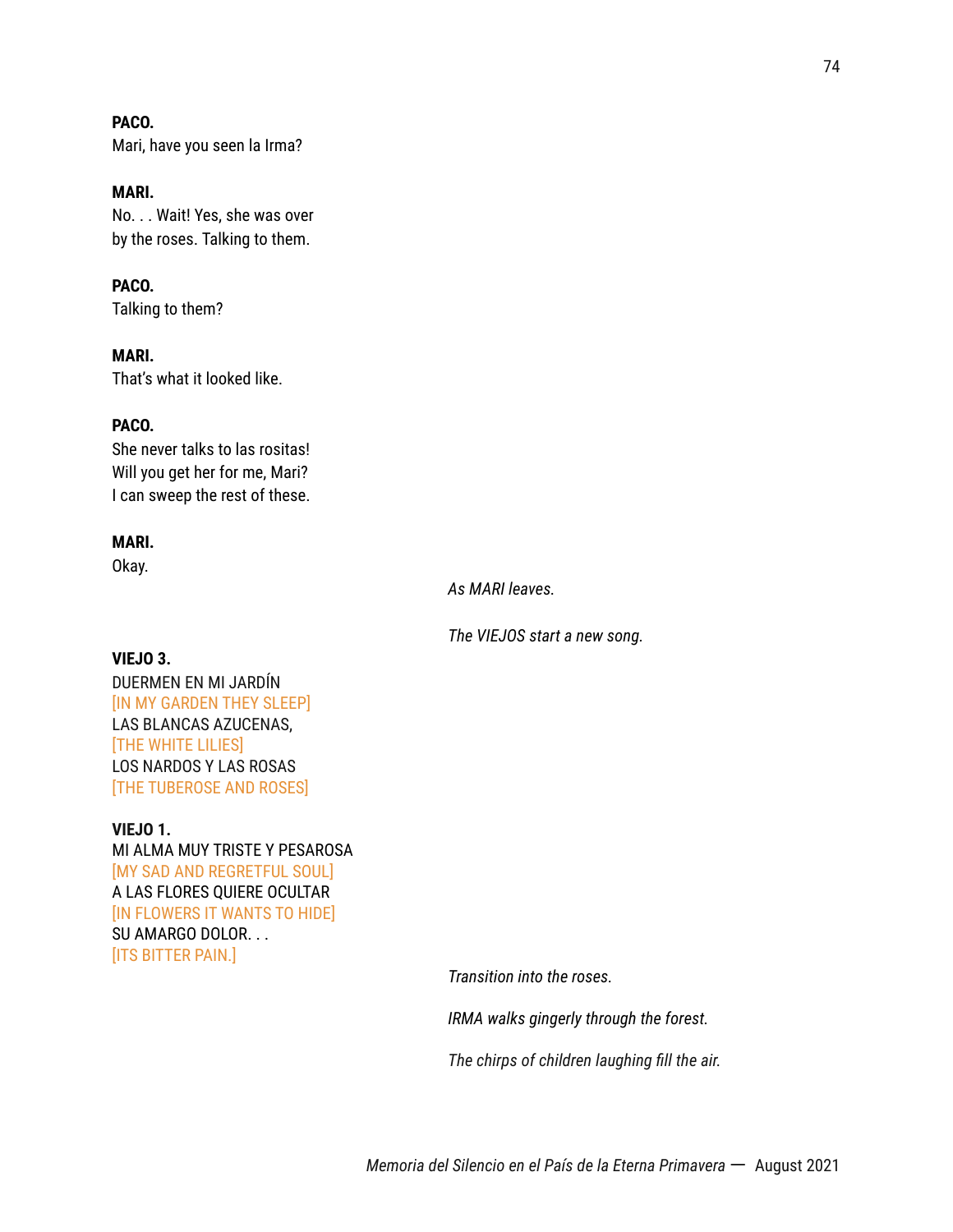**PACO.**
Mari, have you seen la Irma?

**MARI.**
No. . . Wait! Yes, she was over
by the roses. Talking to them.

**PACO.**
Talking to them?

**MARI.**
That's what it looked like.

**PACO.**
She never talks to las rositas!
Will you get her for me, Mari?
I can sweep the rest of these.

**MARI.**
Okay.

*As MARI leaves.*

*The VIEJOS start a new song.*

**VIEJO 3.**
DUERMEN EN MI JARDÍN
[IN MY GARDEN THEY SLEEP]
LAS BLANCAS AZUCENAS,
[THE WHITE LILIES]
LOS NARDOS Y LAS ROSAS
[THE TUBEROSE AND ROSES]

**VIEJO 1.**
MI ALMA MUY TRISTE Y PESAROSA
[MY SAD AND REGRETFUL SOUL]
A LAS FLORES QUIERE OCULTAR
[IN FLOWERS IT WANTS TO HIDE]
SU AMARGO DOLOR. . .
[ITS BITTER PAIN.]

*Transition into the roses.*

*IRMA walks gingerly through the forest.*

*The chirps of children laughing fill the air.*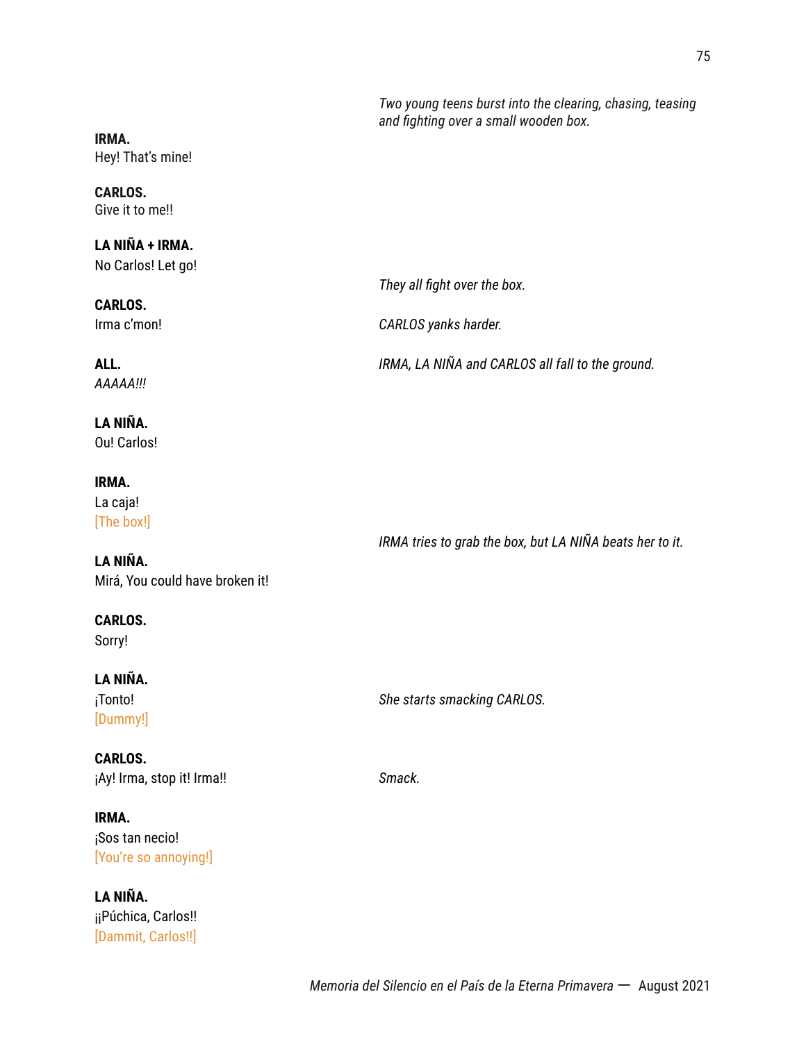*Two young teens burst into the clearing, chasing, teasing and fighting over a small wooden box.*

**IRMA.**
Hey! That's mine!

**CARLOS.**
Give it to me!!

**LA NIÑA + IRMA.**
No Carlos! Let go!

*They all fight over the box.*

**CARLOS.**
Irma c'mon!

*CARLOS yanks harder.*

**ALL.**
*AAAAA!!!*

*IRMA, LA NIÑA and CARLOS all fall to the ground.*

**LA NIÑA.**
Ou! Carlos!

**IRMA.**
La caja!
[The box!]

*IRMA tries to grab the box, but LA NIÑA beats her to it.*

**LA NIÑA.**
Mirá, You could have broken it!

**CARLOS.**
Sorry!

**LA NIÑA.**
¡Tonto!
[Dummy!]

*She starts smacking CARLOS.*

**CARLOS.**
¡Ay! Irma, stop it! Irma!!

*Smack.*

**IRMA.**
¡Sos tan necio!
[You're so annoying!]

**LA NIÑA.**
¡¡Púchica, Carlos!!
[Dammit, Carlos!!]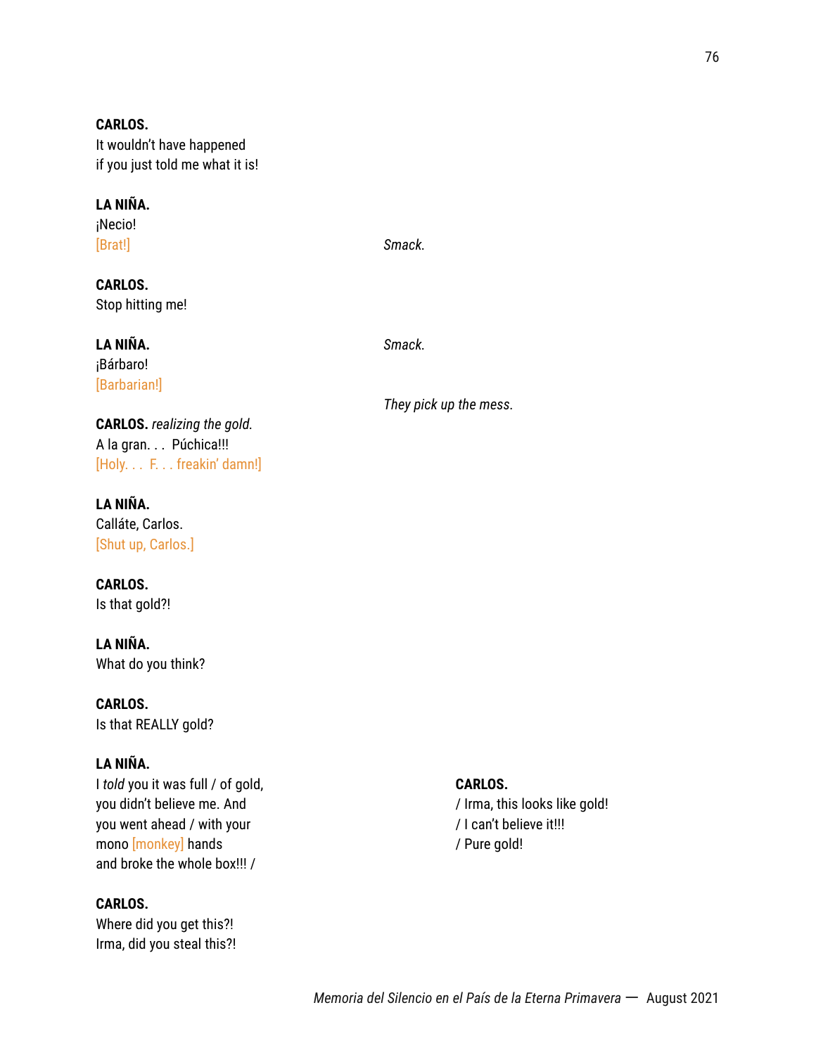**CARLOS.**
It wouldn't have happened
if you just told me what it is!

**LA NIÑA.**
¡Necio!
[Brat!]

*Smack.*

**CARLOS.**
Stop hitting me!

*Smack.*

**LA NIÑA.**
¡Bárbaro!
[Barbarian!]

*They pick up the mess.*

**CARLOS.** *realizing the gold.*
A la gran. . . Púchica!!!
[Holy. . . F. . . freakin' damn!]

**LA NIÑA.**
Calláte, Carlos.
[Shut up, Carlos.]

**CARLOS.**
Is that gold?!

**LA NIÑA.**
What do you think?

**CARLOS.**
Is that REALLY gold?

**LA NIÑA.**
I *told* you it was full / of gold,
you didn't believe me. And
you went ahead / with your
mono [monkey] hands
and broke the whole box!!! /

**CARLOS.**
/ Irma, this looks like gold!
/ I can't believe it!!!
/ Pure gold!

**CARLOS.**
Where did you get this?!
Irma, did you steal this?!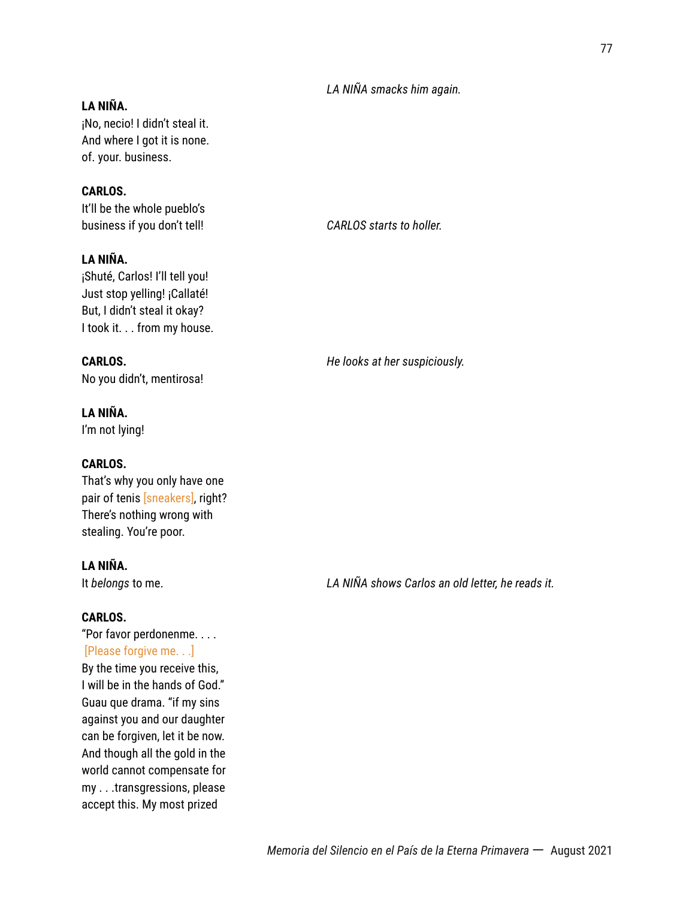*LA NIÑA smacks him again.*

**LA NIÑA.**
¡No, necio! I didn't steal it.
And where I got it is none.
of. your. business.

**CARLOS.**
It'll be the whole pueblo's
business if you don't tell!

*CARLOS starts to holler.*

**LA NIÑA.**
¡Shuté, Carlos! I'll tell you!
Just stop yelling! ¡Callaté!
But, I didn't steal it okay?
I took it. . . from my house.

*He looks at her suspiciously.*

**CARLOS.**
No you didn't, mentirosa!

**LA NIÑA.**
I'm not lying!

**CARLOS.**
That's why you only have one
pair of tenis [sneakers], right?
There's nothing wrong with
stealing. You're poor.

**LA NIÑA.**
It *belongs* to me.

*LA NIÑA shows Carlos an old letter, he reads it.*

**CARLOS.**
"Por favor perdonenme. . . .
[Please forgive me. . .]
By the time you receive this,
I will be in the hands of God."
Guau que drama. "if my sins
against you and our daughter
can be forgiven, let it be now.
And though all the gold in the
world cannot compensate for
my . . .transgressions, please
accept this. My most prized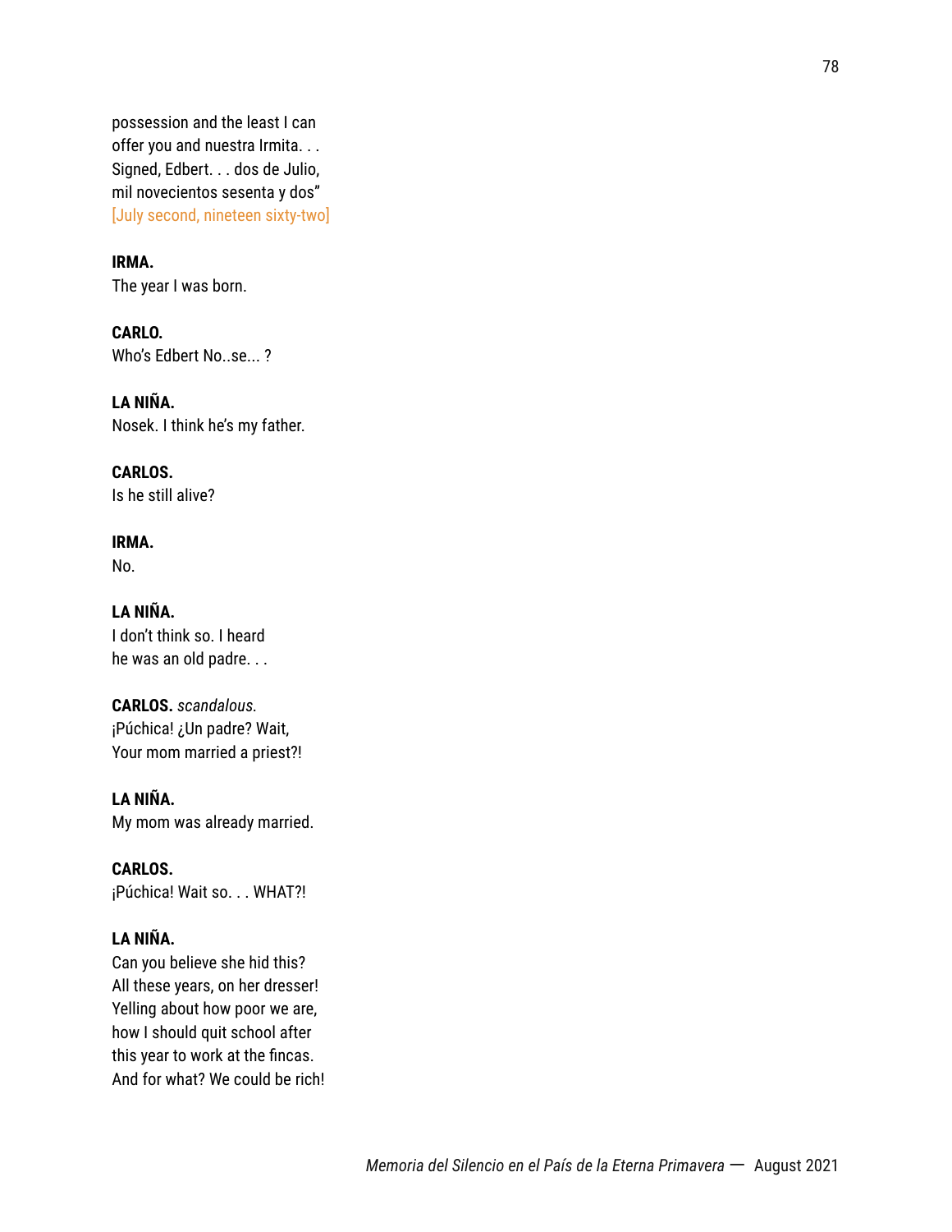possession and the least I can
offer you and nuestra Irmita. . .
Signed, Edbert. . . dos de Julio,
mil novecientos sesenta y dos"
[July second, nineteen sixty-two]

**IRMA.**
The year I was born.

**CARLO.**
Who's Edbert No..se... ?

**LA NIÑA.**
Nosek. I think he's my father.

**CARLOS.**
Is he still alive?

**IRMA.**
No.

**LA NIÑA.**
I don't think so. I heard
he was an old padre. . .

**CARLOS.** *scandalous.*
¡Púchica! ¿Un padre? Wait,
Your mom married a priest?!

**LA NIÑA.**
My mom was already married.

**CARLOS.**
¡Púchica! Wait so. . . WHAT?!

**LA NIÑA.**
Can you believe she hid this?
All these years, on her dresser!
Yelling about how poor we are,
how I should quit school after
this year to work at the fincas.
And for what? We could be rich!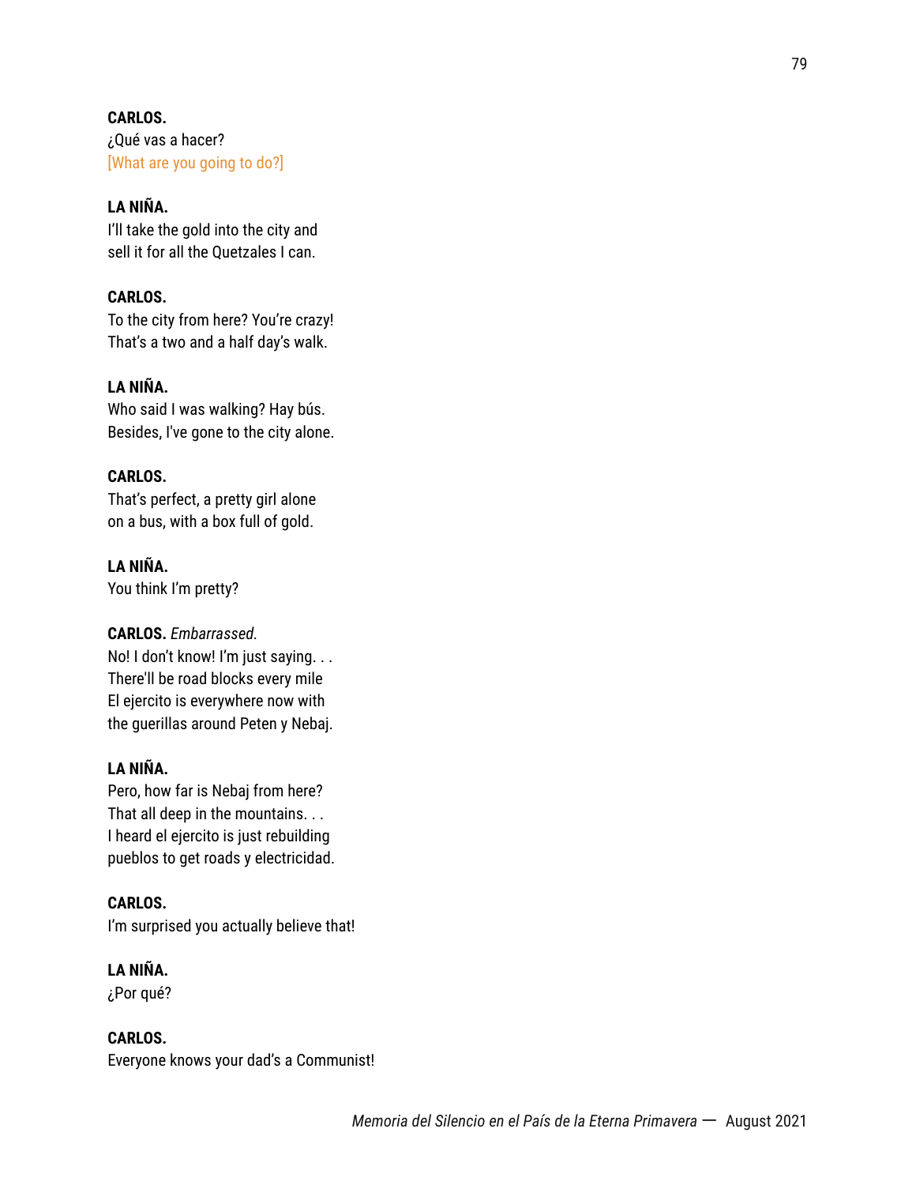**CARLOS.**
¿Qué vas a hacer?
[What are you going to do?]

**LA NIÑA.**
I'll take the gold into the city and
sell it for all the Quetzales I can.

**CARLOS.**
To the city from here? You're crazy!
That's a two and a half day's walk.

**LA NIÑA.**
Who said I was walking? Hay bús.
Besides, I've gone to the city alone.

**CARLOS.**
That's perfect, a pretty girl alone
on a bus, with a box full of gold.

**LA NIÑA.**
You think I'm pretty?

**CARLOS.** *Embarrassed.*
No! I don't know! I'm just saying. . .
There'll be road blocks every mile
El ejercito is everywhere now with
the guerillas around Peten y Nebaj.

**LA NIÑA.**
Pero, how far is Nebaj from here?
That all deep in the mountains. . .
I heard el ejercito is just rebuilding
pueblos to get roads y electricidad.

**CARLOS.**
I'm surprised you actually believe that!

**LA NIÑA.**
¿Por qué?

**CARLOS.**
Everyone knows your dad's a Communist!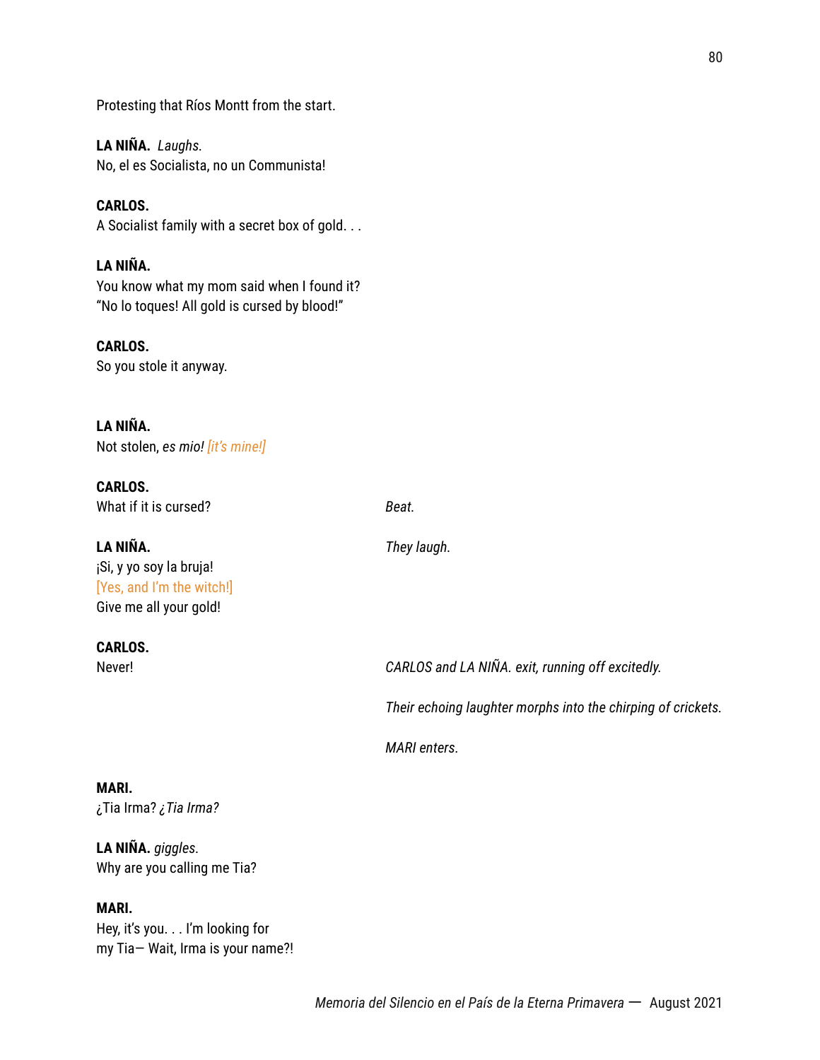Protesting that Ríos Montt from the start.

**LA NIÑA.** *Laughs.*
No, el es Socialista, no un Communista!

**CARLOS.**
A Socialist family with a secret box of gold. . .

**LA NIÑA.**
You know what my mom said when I found it?
"No lo toques! All gold is cursed by blood!"

**CARLOS.**
So you stole it anyway.

**LA NIÑA.**
Not stolen, *es mio! [it's mine!]*

**CARLOS.**
What if it is cursed?

*Beat.*

*They laugh.*

**LA NIÑA.**
¡Si, y yo soy la bruja!
[Yes, and I'm the witch!]
Give me all your gold!

**CARLOS.**
Never!

*CARLOS and LA NIÑA. exit, running off excitedly.*

*Their echoing laughter morphs into the chirping of crickets.*

*MARI enters.*

**MARI.**
¿Tia Irma? *¿Tia Irma?*

**LA NIÑA.** *giggles.*
Why are you calling me Tia?

**MARI.**
Hey, it's you. . . I'm looking for
my Tia— Wait, Irma is your name?!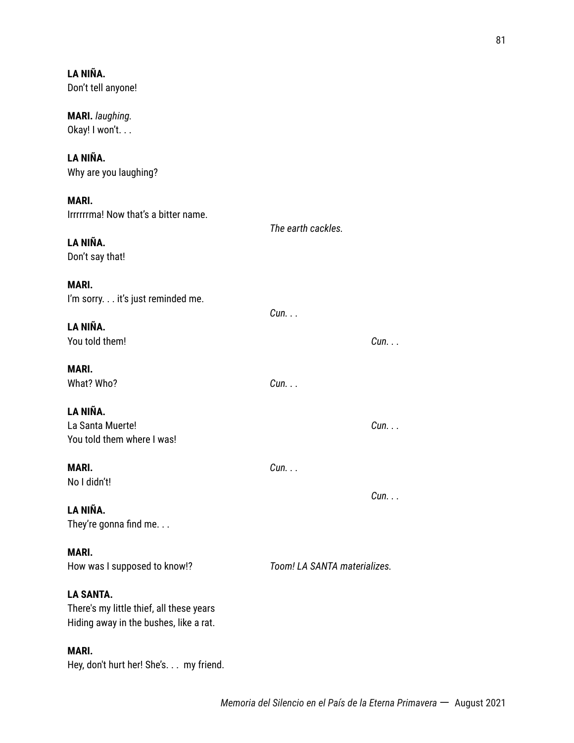**LA NIÑA.**
Don't tell anyone!

**MARI.** *laughing.*
Okay! I won't. . .

**LA NIÑA.**
Why are you laughing?

**MARI.**
Irrrrrma! Now that's a bitter name.

*The earth cackles.*

**LA NIÑA.**
Don't say that!

**MARI.**
I'm sorry. . . it's just reminded me.

*Cun. . .*

**LA NIÑA.**
You told them!

*Cun. . .*

**MARI.**
What? Who?

*Cun. . .*

**LA NIÑA.**
La Santa Muerte!
You told them where I was!

*Cun. . .*

**MARI.**
No I didn't!

*Cun. . .*

*Cun. . .*

**LA NIÑA.**
They're gonna find me. . .

**MARI.**
How was I supposed to know!?

*Toom! LA SANTA materializes.*

**LA SANTA.**
There's my little thief, all these years
Hiding away in the bushes, like a rat.

**MARI.**
Hey, don't hurt her! She's. . . my friend.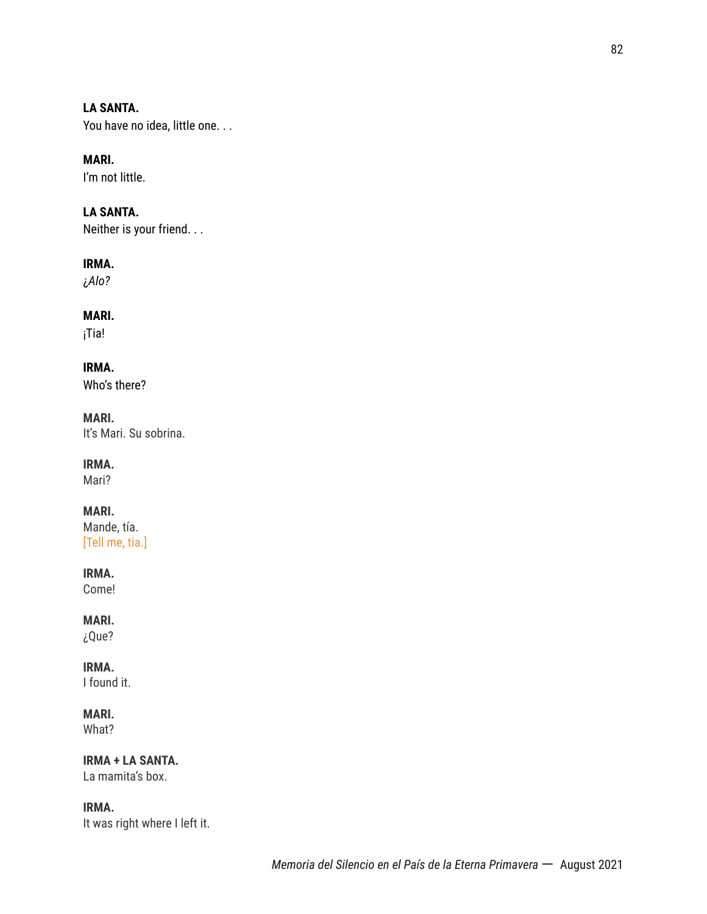**LA SANTA.**
You have no idea, little one. . .

**MARI.**
I'm not little.

**LA SANTA.**
Neither is your friend. . .

**IRMA.**
*¿Alo?*

**MARI.**
¡Tia!

**IRMA.**
Who's there?

**MARI.**
It's Mari. Su sobrina.

**IRMA.**
Mari?

**MARI.**
Mande, tía.
[Tell me, tia.]

**IRMA.**
Come!

**MARI.**
¿Que?

**IRMA.**
I found it.

**MARI.**
What?

**IRMA + LA SANTA.**
La mamita's box.

**IRMA.**
It was right where I left it.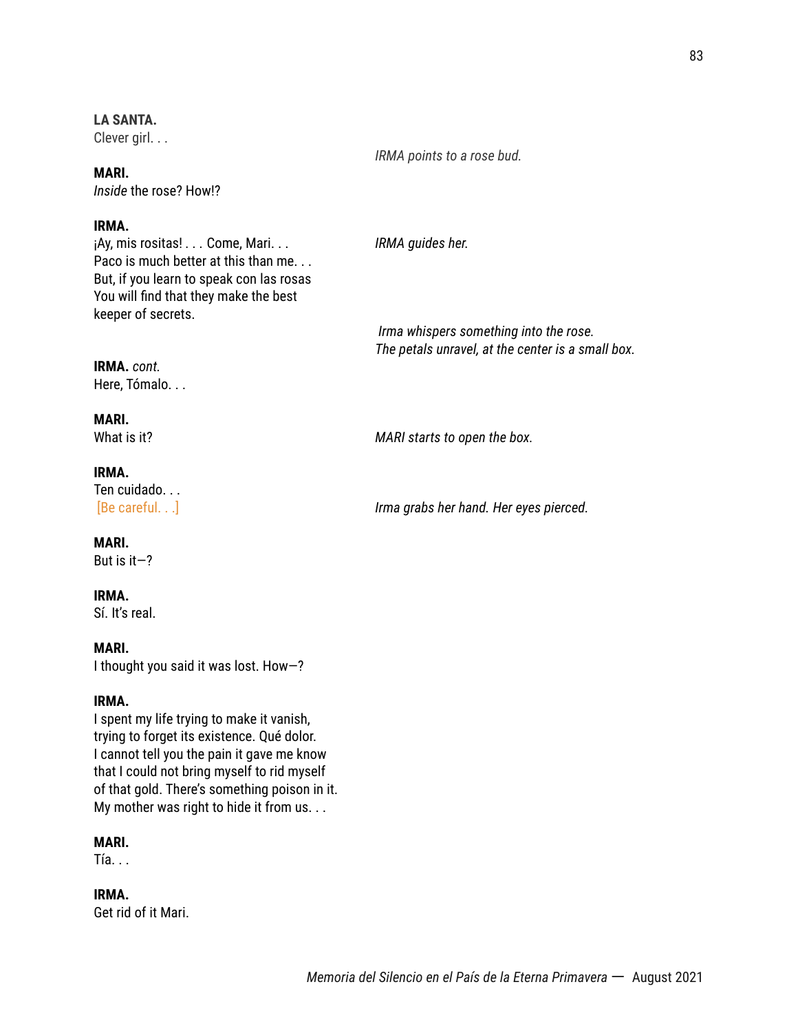**LA SANTA.**
Clever girl. . .

*IRMA points to a rose bud.*

**MARI.**
*Inside* the rose? How!?

**IRMA.**
¡Ay, mis rositas! . . . Come, Mari. . .
Paco is much better at this than me. . .
But, if you learn to speak con las rosas
You will find that they make the best
keeper of secrets.

*IRMA guides her.*

*Irma whispers something into the rose.*
*The petals unravel, at the center is a small box.*

**IRMA.** *cont.*
Here, Tómalo. . .

**MARI.**
What is it?

*MARI starts to open the box.*

**IRMA.**
Ten cuidado. . .
[Be careful. . .]

*Irma grabs her hand. Her eyes pierced.*

**MARI.**
But is it—?

**IRMA.**
Sí. It's real.

**MARI.**
I thought you said it was lost. How—?

**IRMA.**
I spent my life trying to make it vanish,
trying to forget its existence. Qué dolor.
I cannot tell you the pain it gave me know
that I could not bring myself to rid myself
of that gold. There's something poison in it.
My mother was right to hide it from us. . .

**MARI.**
Tía. . .

**IRMA.**
Get rid of it Mari.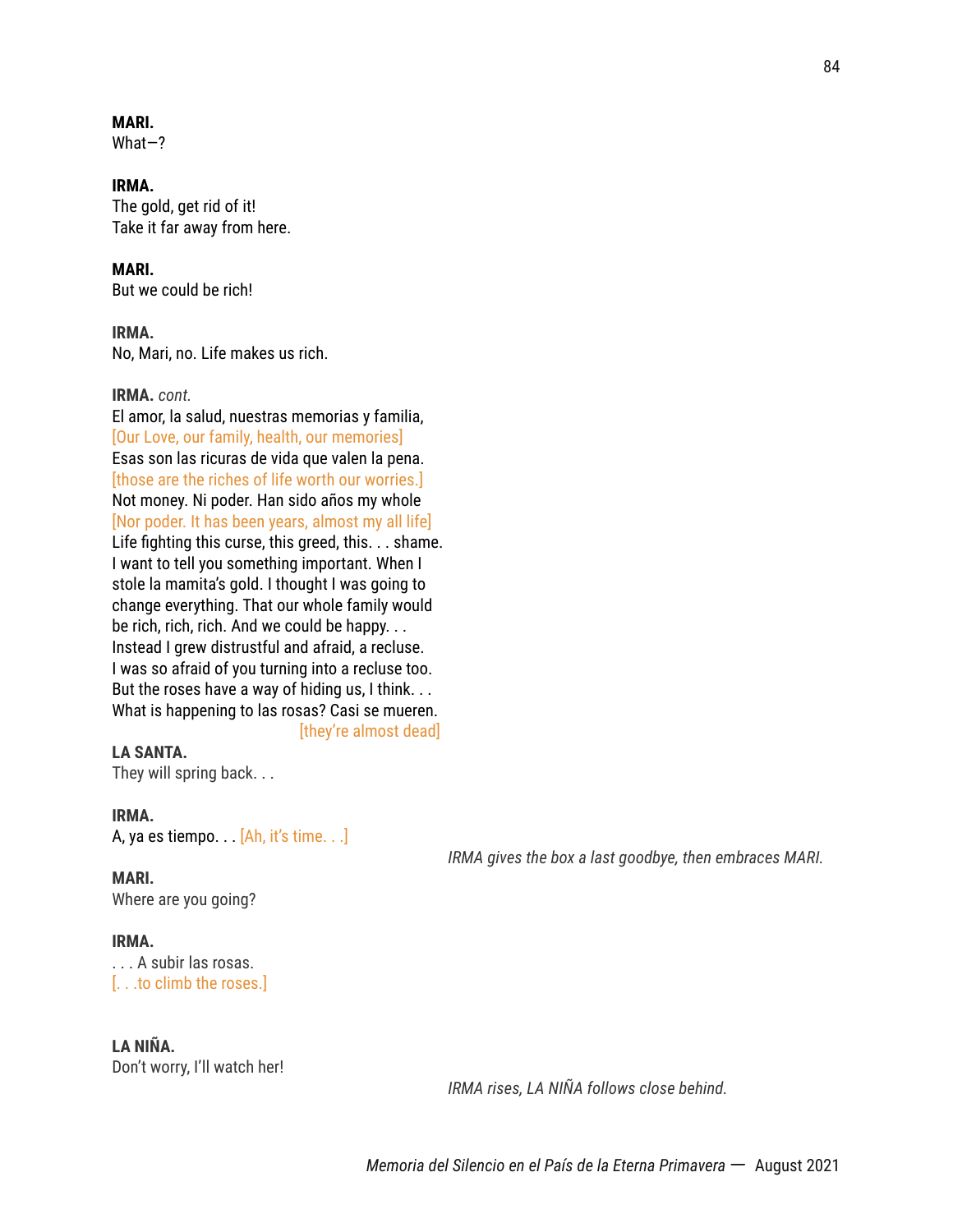**MARI.**
What—?

**IRMA.**
The gold, get rid of it!
Take it far away from here.

**MARI.**
But we could be rich!

**IRMA.**
No, Mari, no. Life makes us rich.

**IRMA.** *cont.*
El amor, la salud, nuestras memorias y familia,
[Our Love, our family, health, our memories]
Esas son las ricuras de vida que valen la pena.
[those are the riches of life worth our worries.]
Not money. Ni poder. Han sido años my whole
[Nor poder. It has been years, almost my all life]
Life fighting this curse, this greed, this. . . shame.
I want to tell you something important. When I
stole la mamita's gold. I thought I was going to
change everything. That our whole family would
be rich, rich, rich. And we could be happy. . .
Instead I grew distrustful and afraid, a recluse.
I was so afraid of you turning into a recluse too.
But the roses have a way of hiding us, I think. . .
What is happening to las rosas? Casi se mueren.
[they're almost dead]

**LA SANTA.**
They will spring back. . .

**IRMA.**
A, ya es tiempo. . . [Ah, it's time. . .]

*IRMA gives the box a last goodbye, then embraces MARI.*

**MARI.**
Where are you going?

**IRMA.**
. . . A subir las rosas.
[. . .to climb the roses.]

**LA NIÑA.**
Don't worry, I'll watch her!

*IRMA rises, LA NIÑA follows close behind.*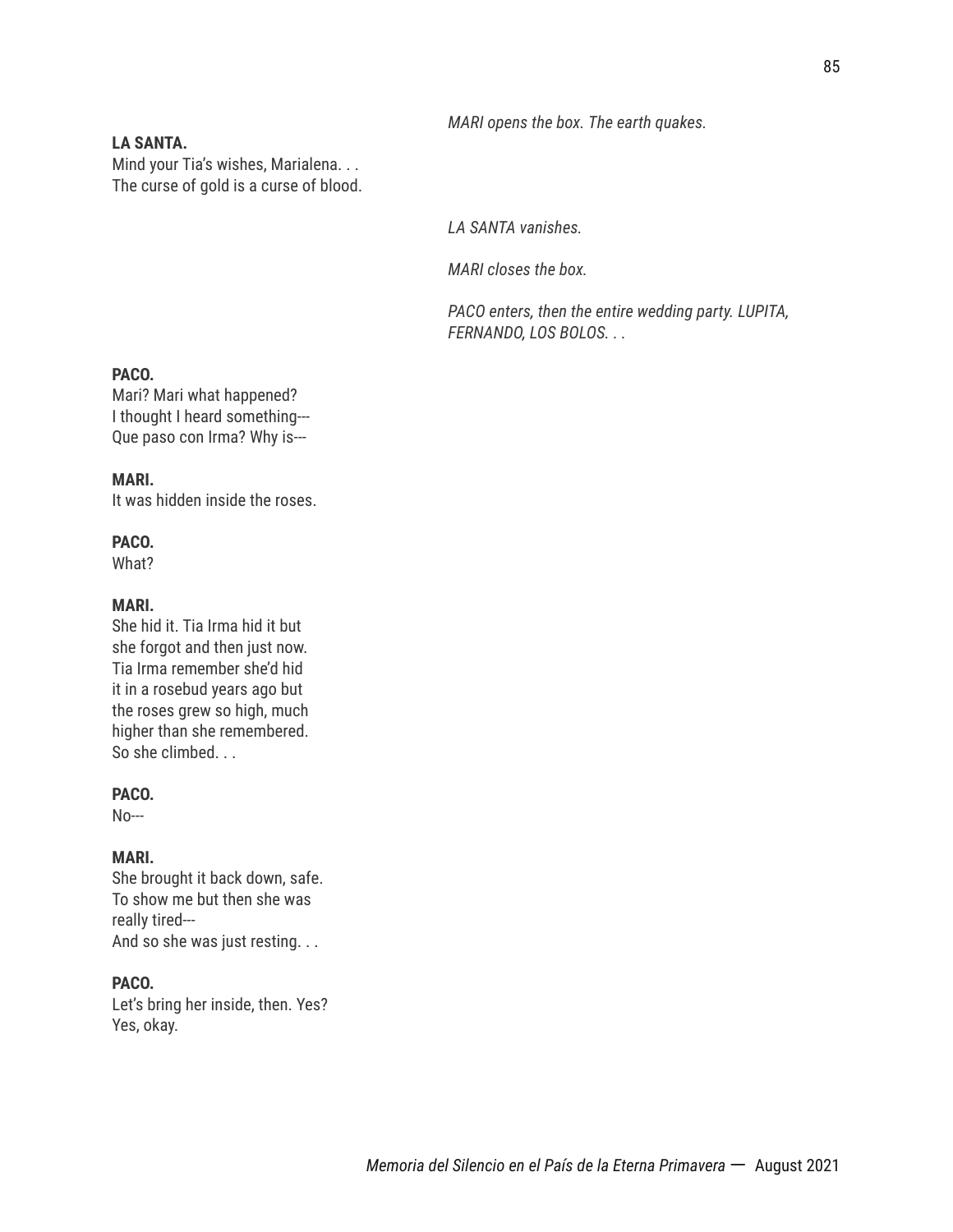*MARI opens the box. The earth quakes.*

**LA SANTA.**
Mind your Tia's wishes, Marialena. . .
The curse of gold is a curse of blood.

*LA SANTA vanishes.*

*MARI closes the box.*

*PACO enters, then the entire wedding party. LUPITA, FERNANDO, LOS BOLOS. . .*

**PACO.**
Mari? Mari what happened?
I thought I heard something---
Que paso con Irma? Why is---

**MARI.**
It was hidden inside the roses.

**PACO.**
What?

**MARI.**
She hid it. Tia Irma hid it but
she forgot and then just now.
Tia Irma remember she'd hid
it in a rosebud years ago but
the roses grew so high, much
higher than she remembered.
So she climbed. . .

**PACO.**
No---

**MARI.**
She brought it back down, safe.
To show me but then she was
really tired---
And so she was just resting. . .

**PACO.**
Let's bring her inside, then. Yes?
Yes, okay.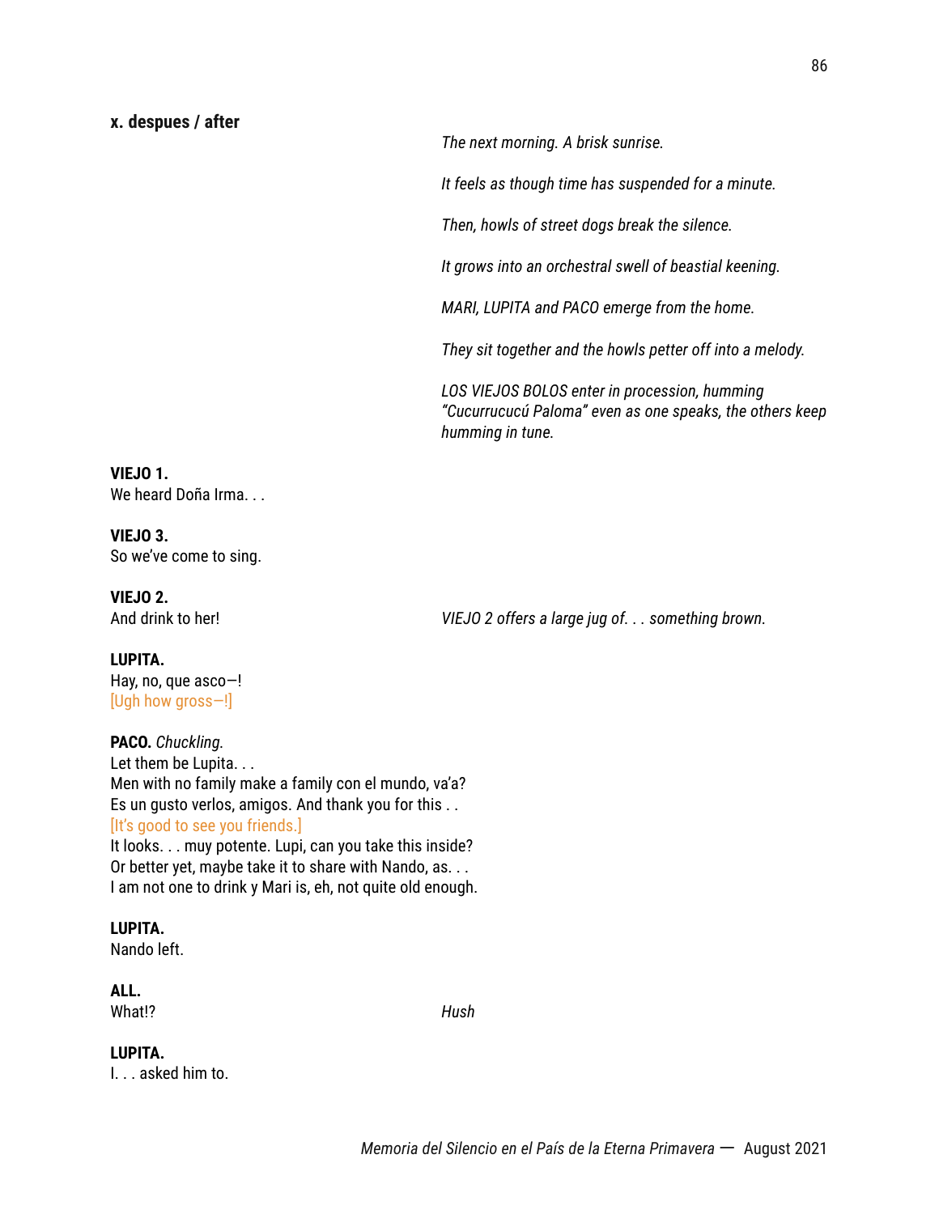**x. despues / after**

*The next morning. A brisk sunrise.*

*It feels as though time has suspended for a minute.*

*Then, howls of street dogs break the silence.*

*It grows into an orchestral swell of beastial keening.*

*MARI, LUPITA and PACO emerge from the home.*

*They sit together and the howls petter off into a melody.*

*LOS VIEJOS BOLOS enter in procession, humming "Cucurrucucú Paloma" even as one speaks, the others keep humming in tune.*

**VIEJO 1.**
We heard Doña Irma. . .

**VIEJO 3.**
So we've come to sing.

**VIEJO 2.**
And drink to her!

*VIEJO 2 offers a large jug of. . . something brown.*

**LUPITA.**
Hay, no, que asco—!
[Ugh how gross—!]

**PACO.** *Chuckling.*
Let them be Lupita. . .
Men with no family make a family con el mundo, va'a?
Es un gusto verlos, amigos. And thank you for this . .
[It's good to see you friends.]
It looks. . . muy potente. Lupi, can you take this inside?
Or better yet, maybe take it to share with Nando, as. . .
I am not one to drink y Mari is, eh, not quite old enough.

**LUPITA.**
Nando left.

**ALL.**
What!?

*Hush*

**LUPITA.**
I. . . asked him to.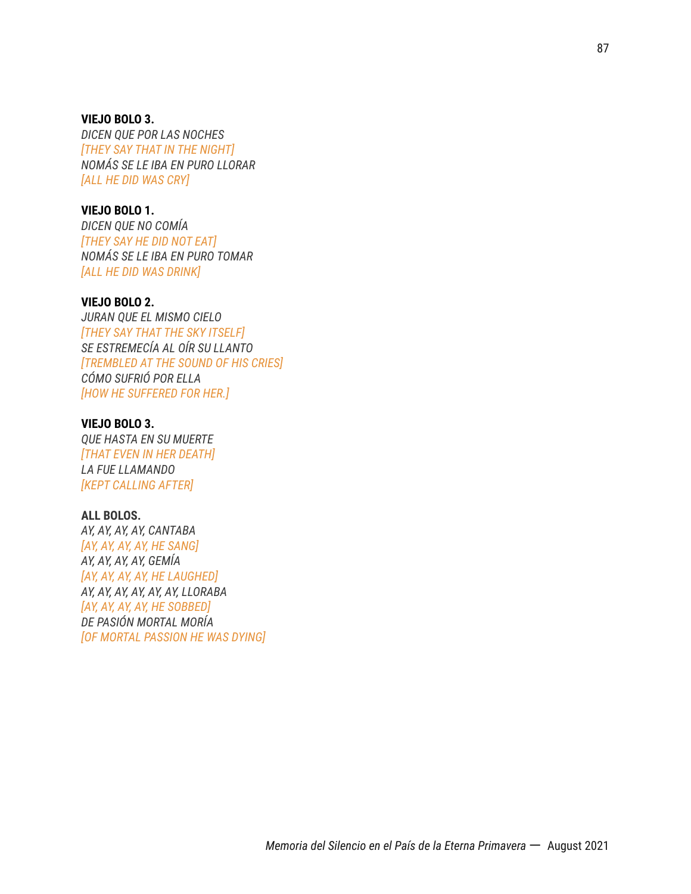**VIEJO BOLO 3.**
*DICEN QUE POR LAS NOCHES*
*[THEY SAY THAT IN THE NIGHT]*
*NOMÁS SE LE IBA EN PURO LLORAR*
*[ALL HE DID WAS CRY]*

**VIEJO BOLO 1.**
*DICEN QUE NO COMÍA*
*[THEY SAY HE DID NOT EAT]*
*NOMÁS SE LE IBA EN PURO TOMAR*
*[ALL HE DID WAS DRINK]*

**VIEJO BOLO 2.**
*JURAN QUE EL MISMO CIELO*
*[THEY SAY THAT THE SKY ITSELF]*
*SE ESTREMECÍA AL OÍR SU LLANTO*
*[TREMBLED AT THE SOUND OF HIS CRIES]*
*CÓMO SUFRIÓ POR ELLA*
*[HOW HE SUFFERED FOR HER.]*

**VIEJO BOLO 3.**
*QUE HASTA EN SU MUERTE*
*[THAT EVEN IN HER DEATH]*
*LA FUE LLAMANDO*
*[KEPT CALLING AFTER]*

**ALL BOLOS.**
*AY, AY, AY, AY, CANTABA*
*[AY, AY, AY, AY, HE SANG]*
*AY, AY, AY, AY, GEMÍA*
*[AY, AY, AY, AY, HE LAUGHED]*
*AY, AY, AY, AY, AY, AY, LLORABA*
*[AY, AY, AY, AY, HE SOBBED]*
*DE PASIÓN MORTAL MORÍA*
*[OF MORTAL PASSION HE WAS DYING]*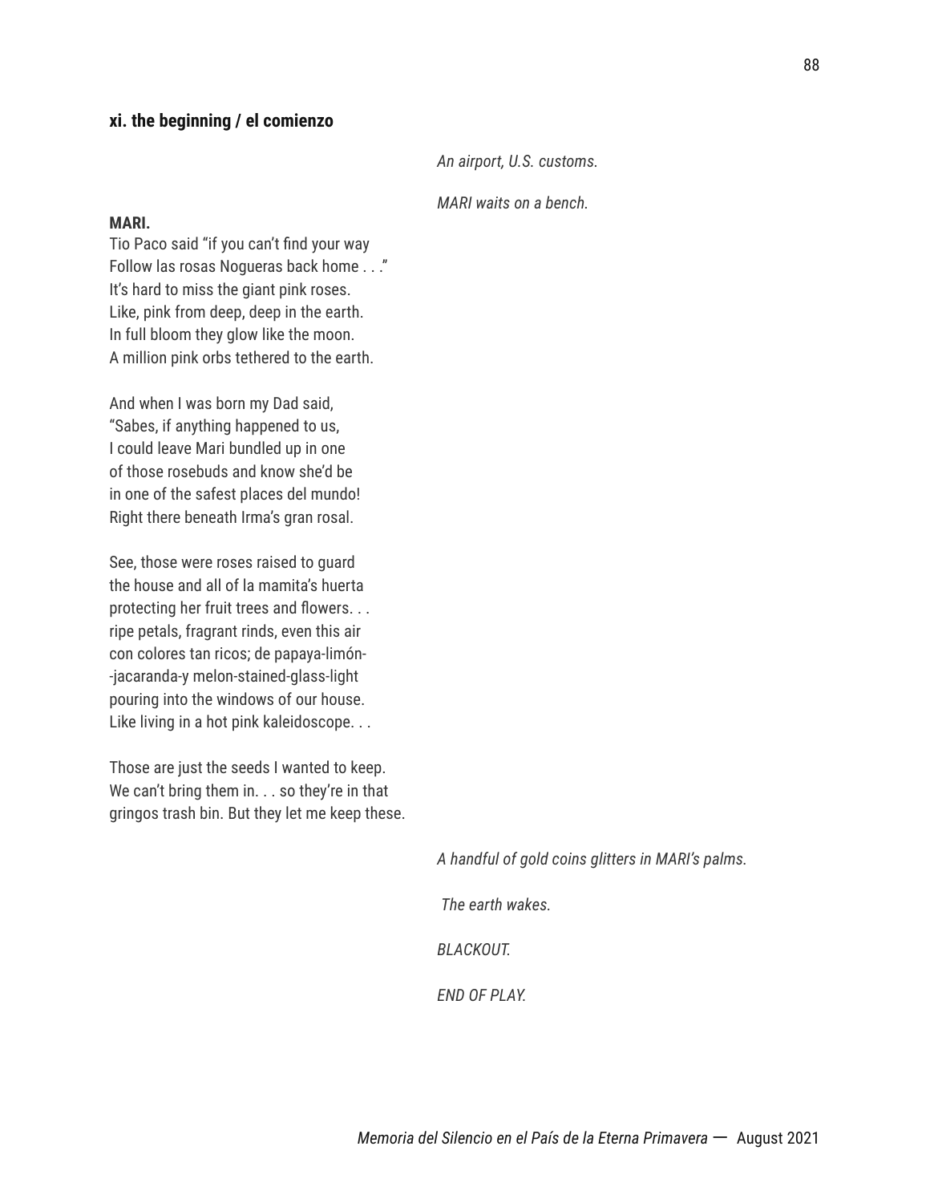**xi. the beginning / el comienzo**

*An airport, U.S. customs.*

*MARI waits on a bench.*

**MARI.**
Tio Paco said "if you can't find your way
Follow las rosas Nogueras back home . . ."
It's hard to miss the giant pink roses.
Like, pink from deep, deep in the earth.
In full bloom they glow like the moon.
A million pink orbs tethered to the earth.

And when I was born my Dad said,
"Sabes, if anything happened to us,
I could leave Mari bundled up in one
of those rosebuds and know she'd be
in one of the safest places del mundo!
Right there beneath Irma's gran rosal.

See, those were roses raised to guard
the house and all of la mamita's huerta
protecting her fruit trees and flowers. . .
ripe petals, fragrant rinds, even this air
con colores tan ricos; de papaya-limón-
-jacaranda-y melon-stained-glass-light
pouring into the windows of our house.
Like living in a hot pink kaleidoscope. . .

Those are just the seeds I wanted to keep.
We can't bring them in. . . so they're in that
gringos trash bin. But they let me keep these.

*A handful of gold coins glitters in MARI's palms.*

*The earth wakes.*

*BLACKOUT.*

*END OF PLAY.*